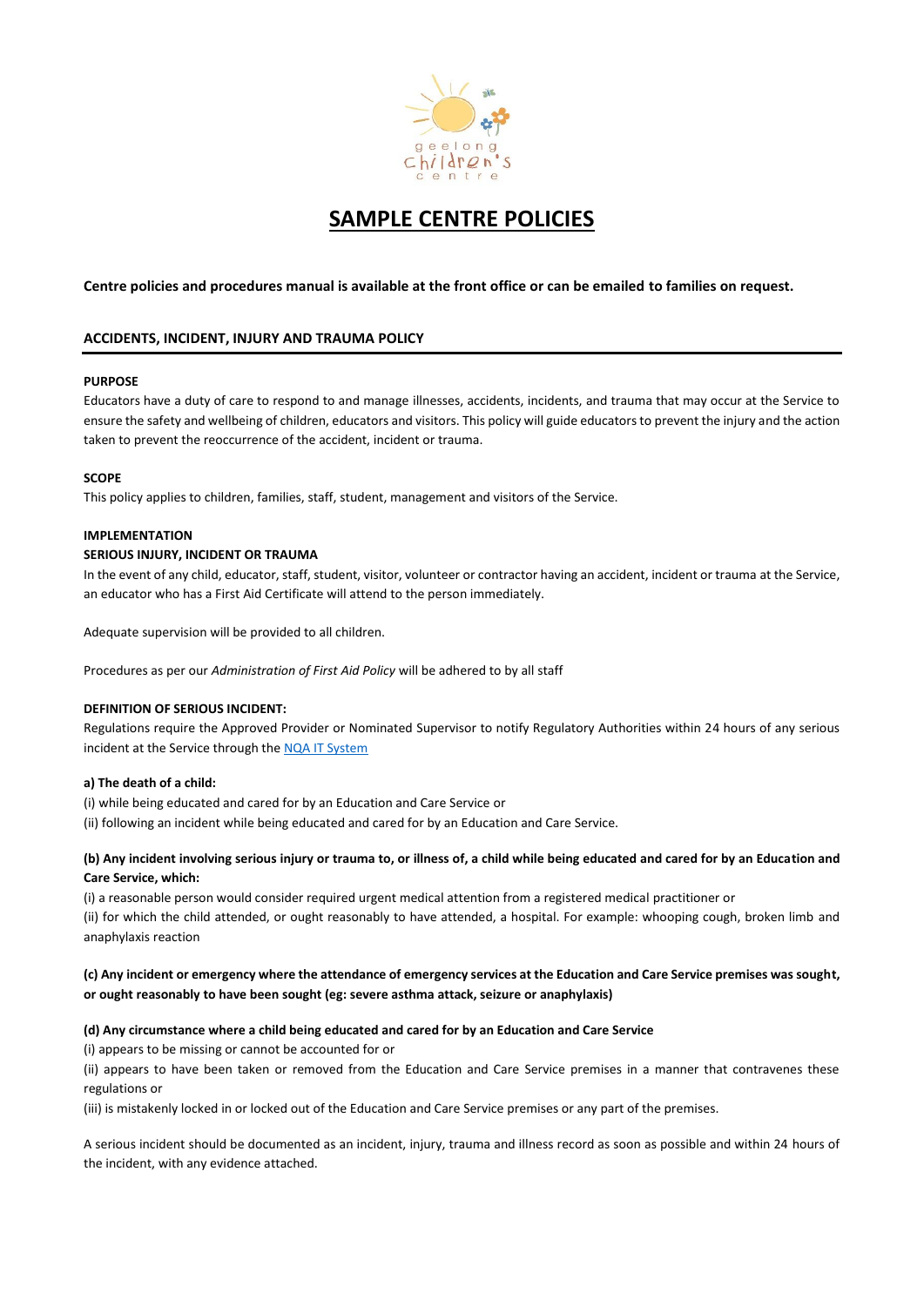# SAMPLE CENTRE POLICIES

**Centre policies and procedures manual is available at the front office or can be emailed to families on request.**

## ACCIDENTS, INCIDENT, INJURY AND TRAUMA POLICY

**PURPOSE**

Educators have a duty of care to respond to and manage illnesses, accidents, incidents, and trauma that may occur at the Service to ensure the safety and wellbeing of children, educators and visitors. This policy will guide educators to prevent the injury and the action taken to prevent the reoccurrence of the accident, incident or trauma.

**SCOPE**

This policy applies to children, families, staff, student, management and visitors of the Service.

**IMPLEMENTATION**

**SERIOUS INJURY, INCIDENT OR TRAUMA**

In the event of any child, educator, staff, student, visitor, volunteer or contractor having an accident, incident or trauma at the Service, an educator who has a First Aid Certificate will attend to the person immediately.

Adequate supervision will be provided to all children.

Procedures as per our *Administration of First Aid Policy* will be adhered to by all staff

**DEFINITION OF SERIOUS INCIDENT:**

Regulations require the Approved Provider or Nominated Supervisor to notify Regulatory Authorities within 24 hours of any serious incident at the Service through the NQA IT System

**a) The death of a child:**

(i) while being educated and cared for by an Education and Care Service or

(ii) following an incident while being educated and cared for by an Education and Care Service.

**(b) Any incident involving serious injury or trauma to, or illness of, a child while being educated and cared for by an Education and Care Service, which:**

(i) a reasonable person would consider required urgent medical attention from a registered medical practitioner or

(ii) for which the child attended, or ought reasonably to have attended, a hospital. For example: whooping cough, broken limb and anaphylaxis reaction

**(c) Any incident or emergency where the attendance of emergency services at the Education and Care Service premises was sought, or ought reasonably to have been sought (eg: severe asthma attack, seizure or anaphylaxis)**

**(d) Any circumstance where a child being educated and cared for by an Education and Care Service**

(i) appears to be missing or cannot be accounted for or

(ii) appears to have been taken or removed from the Education and Care Service premises in a manner that contravenes these regulations or

(iii) is mistakenly locked in or locked out of the Education and Care Service premises or any part of the premises.

A serious incident should be documented as an incident, injury, trauma and illness record as soon as possible and within 24 hours of the incident, with any evidence attached.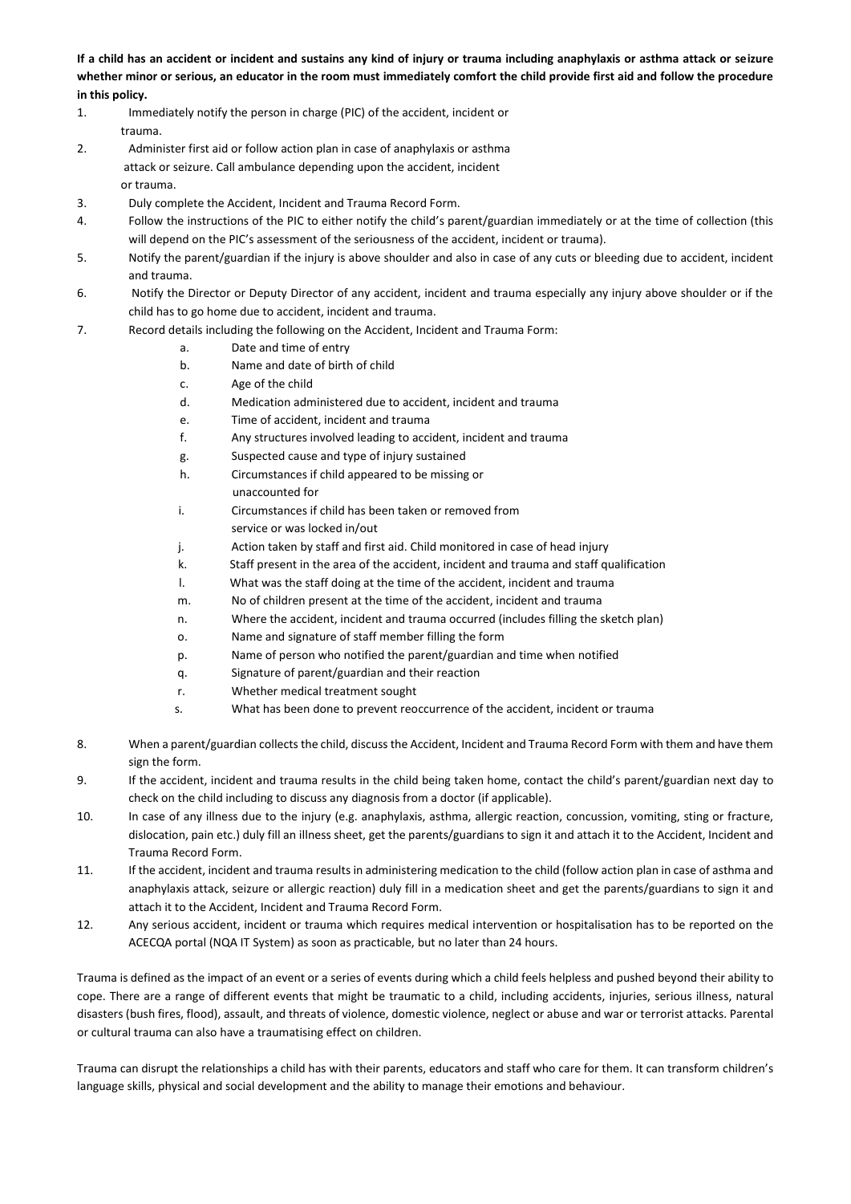**If a child has an accident or incident and sustains any kind of injury or trauma including anaphylaxis or asthma attack or seizure whether minor or serious, an educator in the room must immediately comfort the child provide first aid and follow the procedure in this policy.**

1. Immediately notify the person in charge (PIC) of the accident, incident or trauma.
2. Administer first aid or follow action plan in case of anaphylaxis or asthma attack or seizure. Call ambulance depending upon the accident, incident or trauma.
3. Duly complete the Accident, Incident and Trauma Record Form.
4. Follow the instructions of the PIC to either notify the child's parent/guardian immediately or at the time of collection (this will depend on the PIC's assessment of the seriousness of the accident, incident or trauma).
5. Notify the parent/guardian if the injury is above shoulder and also in case of any cuts or bleeding due to accident, incident and trauma.
6. Notify the Director or Deputy Director of any accident, incident and trauma especially any injury above shoulder or if the child has to go home due to accident, incident and trauma.
7. Record details including the following on the Accident, Incident and Trauma Form:
   a. Date and time of entry
   b. Name and date of birth of child
   c. Age of the child
   d. Medication administered due to accident, incident and trauma
   e. Time of accident, incident and trauma
   f. Any structures involved leading to accident, incident and trauma
   g. Suspected cause and type of injury sustained
   h. Circumstances if child appeared to be missing or unaccounted for
   i. Circumstances if child has been taken or removed from service or was locked in/out
   j. Action taken by staff and first aid. Child monitored in case of head injury
   k. Staff present in the area of the accident, incident and trauma and staff qualification
   l. What was the staff doing at the time of the accident, incident and trauma
   m. No of children present at the time of the accident, incident and trauma
   n. Where the accident, incident and trauma occurred (includes filling the sketch plan)
   o. Name and signature of staff member filling the form
   p. Name of person who notified the parent/guardian and time when notified
   q. Signature of parent/guardian and their reaction
   r. Whether medical treatment sought
   s. What has been done to prevent reoccurrence of the accident, incident or trauma
8. When a parent/guardian collects the child, discuss the Accident, Incident and Trauma Record Form with them and have them sign the form.
9. If the accident, incident and trauma results in the child being taken home, contact the child's parent/guardian next day to check on the child including to discuss any diagnosis from a doctor (if applicable).
10. In case of any illness due to the injury (e.g. anaphylaxis, asthma, allergic reaction, concussion, vomiting, sting or fracture, dislocation, pain etc.) duly fill an illness sheet, get the parents/guardians to sign it and attach it to the Accident, Incident and Trauma Record Form.
11. If the accident, incident and trauma results in administering medication to the child (follow action plan in case of asthma and anaphylaxis attack, seizure or allergic reaction) duly fill in a medication sheet and get the parents/guardians to sign it and attach it to the Accident, Incident and Trauma Record Form.
12. Any serious accident, incident or trauma which requires medical intervention or hospitalisation has to be reported on the ACECQA portal (NQA IT System) as soon as practicable, but no later than 24 hours.

Trauma is defined as the impact of an event or a series of events during which a child feels helpless and pushed beyond their ability to cope. There are a range of different events that might be traumatic to a child, including accidents, injuries, serious illness, natural disasters (bush fires, flood), assault, and threats of violence, domestic violence, neglect or abuse and war or terrorist attacks. Parental or cultural trauma can also have a traumatising effect on children.

Trauma can disrupt the relationships a child has with their parents, educators and staff who care for them. It can transform children's language skills, physical and social development and the ability to manage their emotions and behaviour.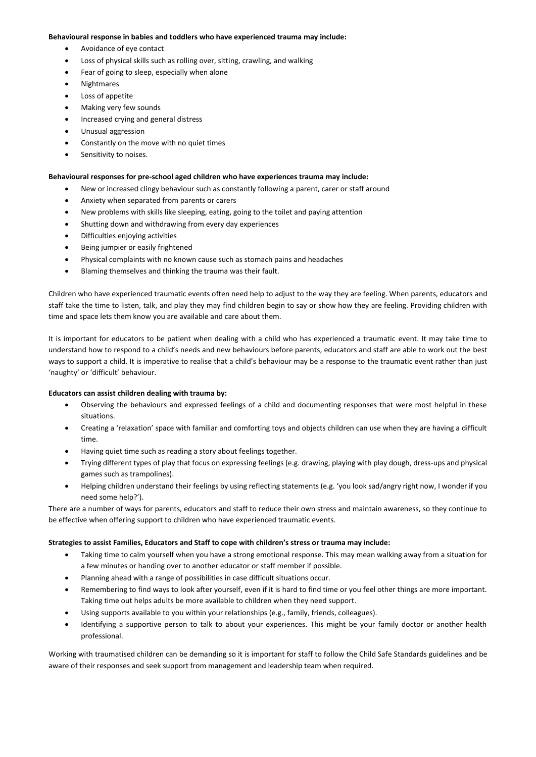**Behavioural response in babies and toddlers who have experienced trauma may include:**

- Avoidance of eye contact
- Loss of physical skills such as rolling over, sitting, crawling, and walking
- Fear of going to sleep, especially when alone
- Nightmares
- Loss of appetite
- Making very few sounds
- Increased crying and general distress
- Unusual aggression
- Constantly on the move with no quiet times
- Sensitivity to noises.

**Behavioural responses for pre-school aged children who have experiences trauma may include:**

- New or increased clingy behaviour such as constantly following a parent, carer or staff around
- Anxiety when separated from parents or carers
- New problems with skills like sleeping, eating, going to the toilet and paying attention
- Shutting down and withdrawing from every day experiences
- Difficulties enjoying activities
- Being jumpier or easily frightened
- Physical complaints with no known cause such as stomach pains and headaches
- Blaming themselves and thinking the trauma was their fault.

Children who have experienced traumatic events often need help to adjust to the way they are feeling. When parents, educators and staff take the time to listen, talk, and play they may find children begin to say or show how they are feeling. Providing children with time and space lets them know you are available and care about them.

It is important for educators to be patient when dealing with a child who has experienced a traumatic event. It may take time to understand how to respond to a child's needs and new behaviours before parents, educators and staff are able to work out the best ways to support a child. It is imperative to realise that a child's behaviour may be a response to the traumatic event rather than just 'naughty' or 'difficult' behaviour.

**Educators can assist children dealing with trauma by:**

- Observing the behaviours and expressed feelings of a child and documenting responses that were most helpful in these situations.
- Creating a 'relaxation' space with familiar and comforting toys and objects children can use when they are having a difficult time.
- Having quiet time such as reading a story about feelings together.
- Trying different types of play that focus on expressing feelings (e.g. drawing, playing with play dough, dress-ups and physical games such as trampolines).
- Helping children understand their feelings by using reflecting statements (e.g. 'you look sad/angry right now, I wonder if you need some help?').

There are a number of ways for parents, educators and staff to reduce their own stress and maintain awareness, so they continue to be effective when offering support to children who have experienced traumatic events.

**Strategies to assist Families, Educators and Staff to cope with children's stress or trauma may include:**

- Taking time to calm yourself when you have a strong emotional response. This may mean walking away from a situation for a few minutes or handing over to another educator or staff member if possible.
- Planning ahead with a range of possibilities in case difficult situations occur.
- Remembering to find ways to look after yourself, even if it is hard to find time or you feel other things are more important. Taking time out helps adults be more available to children when they need support.
- Using supports available to you within your relationships (e.g., family, friends, colleagues).
- Identifying a supportive person to talk to about your experiences. This might be your family doctor or another health professional.

Working with traumatised children can be demanding so it is important for staff to follow the Child Safe Standards guidelines and be aware of their responses and seek support from management and leadership team when required.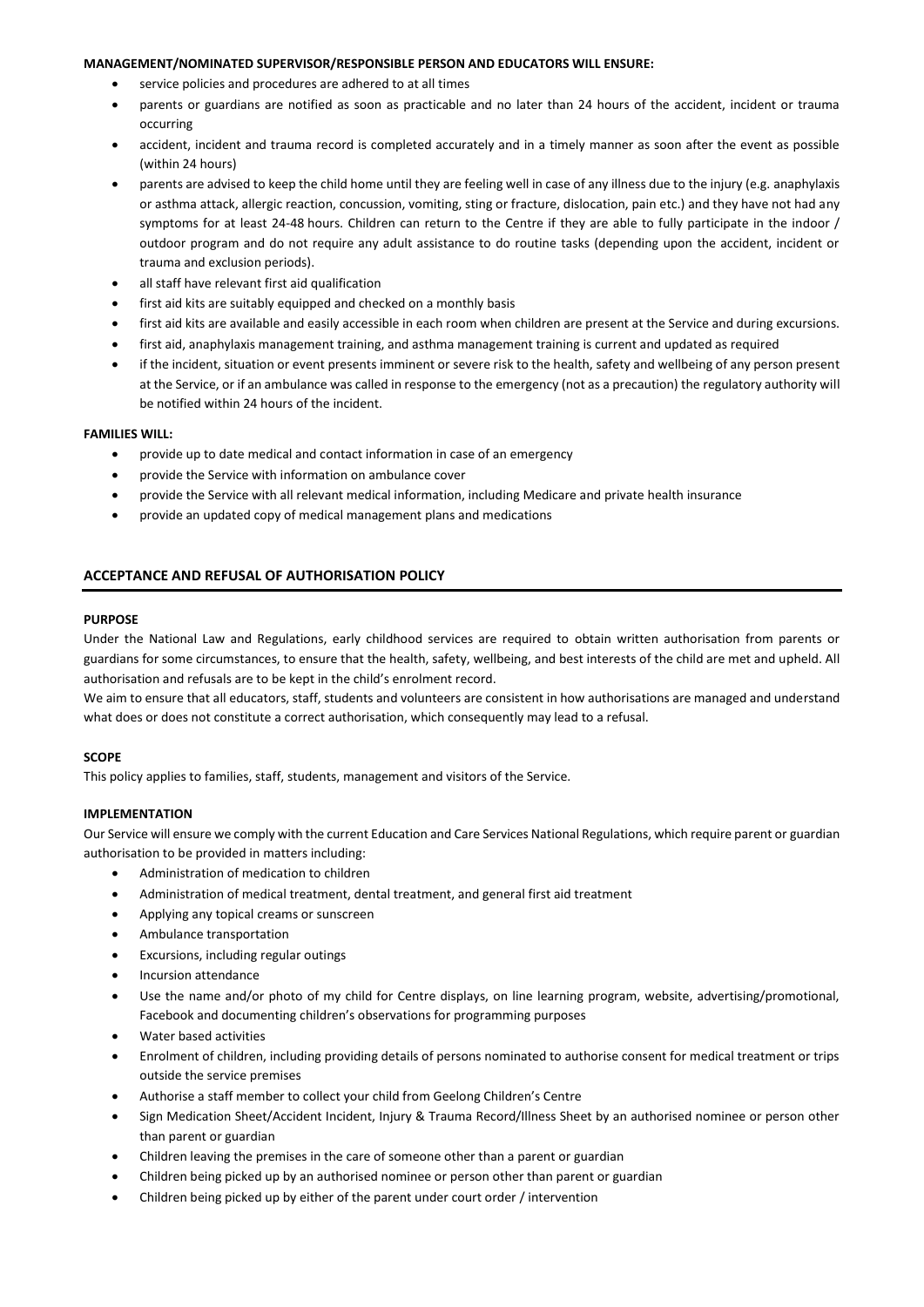**MANAGEMENT/NOMINATED SUPERVISOR/RESPONSIBLE PERSON AND EDUCATORS WILL ENSURE:**

- service policies and procedures are adhered to at all times
- parents or guardians are notified as soon as practicable and no later than 24 hours of the accident, incident or trauma occurring
- accident, incident and trauma record is completed accurately and in a timely manner as soon after the event as possible (within 24 hours)
- parents are advised to keep the child home until they are feeling well in case of any illness due to the injury (e.g. anaphylaxis or asthma attack, allergic reaction, concussion, vomiting, sting or fracture, dislocation, pain etc.) and they have not had any symptoms for at least 24-48 hours. Children can return to the Centre if they are able to fully participate in the indoor / outdoor program and do not require any adult assistance to do routine tasks (depending upon the accident, incident or trauma and exclusion periods).
- all staff have relevant first aid qualification
- first aid kits are suitably equipped and checked on a monthly basis
- first aid kits are available and easily accessible in each room when children are present at the Service and during excursions.
- first aid, anaphylaxis management training, and asthma management training is current and updated as required
- if the incident, situation or event presents imminent or severe risk to the health, safety and wellbeing of any person present at the Service, or if an ambulance was called in response to the emergency (not as a precaution) the regulatory authority will be notified within 24 hours of the incident.

**FAMILIES WILL:**

- provide up to date medical and contact information in case of an emergency
- provide the Service with information on ambulance cover
- provide the Service with all relevant medical information, including Medicare and private health insurance
- provide an updated copy of medical management plans and medications

## ACCEPTANCE AND REFUSAL OF AUTHORISATION POLICY

**PURPOSE**

Under the National Law and Regulations, early childhood services are required to obtain written authorisation from parents or guardians for some circumstances, to ensure that the health, safety, wellbeing, and best interests of the child are met and upheld. All authorisation and refusals are to be kept in the child's enrolment record.

We aim to ensure that all educators, staff, students and volunteers are consistent in how authorisations are managed and understand what does or does not constitute a correct authorisation, which consequently may lead to a refusal.

**SCOPE**

This policy applies to families, staff, students, management and visitors of the Service.

**IMPLEMENTATION**

Our Service will ensure we comply with the current Education and Care Services National Regulations, which require parent or guardian authorisation to be provided in matters including:

- Administration of medication to children
- Administration of medical treatment, dental treatment, and general first aid treatment
- Applying any topical creams or sunscreen
- Ambulance transportation
- Excursions, including regular outings
- Incursion attendance
- Use the name and/or photo of my child for Centre displays, on line learning program, website, advertising/promotional, Facebook and documenting children's observations for programming purposes
- Water based activities
- Enrolment of children, including providing details of persons nominated to authorise consent for medical treatment or trips outside the service premises
- Authorise a staff member to collect your child from Geelong Children's Centre
- Sign Medication Sheet/Accident Incident, Injury & Trauma Record/Illness Sheet by an authorised nominee or person other than parent or guardian
- Children leaving the premises in the care of someone other than a parent or guardian
- Children being picked up by an authorised nominee or person other than parent or guardian
- Children being picked up by either of the parent under court order / intervention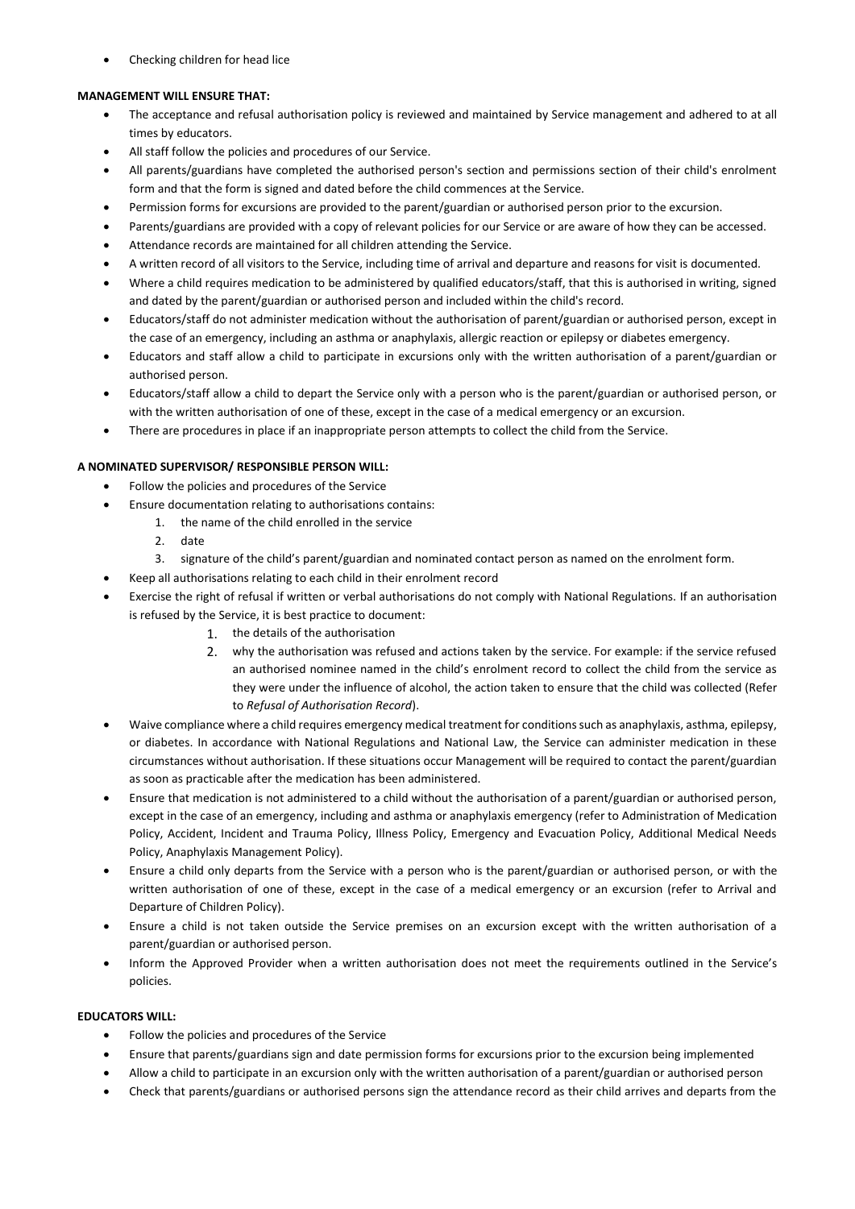- Checking children for head lice

**MANAGEMENT WILL ENSURE THAT:**

- The acceptance and refusal authorisation policy is reviewed and maintained by Service management and adhered to at all times by educators.
- All staff follow the policies and procedures of our Service.
- All parents/guardians have completed the authorised person's section and permissions section of their child's enrolment form and that the form is signed and dated before the child commences at the Service.
- Permission forms for excursions are provided to the parent/guardian or authorised person prior to the excursion.
- Parents/guardians are provided with a copy of relevant policies for our Service or are aware of how they can be accessed.
- Attendance records are maintained for all children attending the Service.
- A written record of all visitors to the Service, including time of arrival and departure and reasons for visit is documented.
- Where a child requires medication to be administered by qualified educators/staff, that this is authorised in writing, signed and dated by the parent/guardian or authorised person and included within the child's record.
- Educators/staff do not administer medication without the authorisation of parent/guardian or authorised person, except in the case of an emergency, including an asthma or anaphylaxis, allergic reaction or epilepsy or diabetes emergency.
- Educators and staff allow a child to participate in excursions only with the written authorisation of a parent/guardian or authorised person.
- Educators/staff allow a child to depart the Service only with a person who is the parent/guardian or authorised person, or with the written authorisation of one of these, except in the case of a medical emergency or an excursion.
- There are procedures in place if an inappropriate person attempts to collect the child from the Service.

**A NOMINATED SUPERVISOR/ RESPONSIBLE PERSON WILL:**

- Follow the policies and procedures of the Service
- Ensure documentation relating to authorisations contains:
    1. the name of the child enrolled in the service
    2. date
    3. signature of the child's parent/guardian and nominated contact person as named on the enrolment form.
- Keep all authorisations relating to each child in their enrolment record
- Exercise the right of refusal if written or verbal authorisations do not comply with National Regulations. If an authorisation is refused by the Service, it is best practice to document:
    1. the details of the authorisation
    2. why the authorisation was refused and actions taken by the service. For example: if the service refused an authorised nominee named in the child's enrolment record to collect the child from the service as they were under the influence of alcohol, the action taken to ensure that the child was collected (Refer to *Refusal of Authorisation Record*).
- Waive compliance where a child requires emergency medical treatment for conditions such as anaphylaxis, asthma, epilepsy, or diabetes. In accordance with National Regulations and National Law, the Service can administer medication in these circumstances without authorisation. If these situations occur Management will be required to contact the parent/guardian as soon as practicable after the medication has been administered.
- Ensure that medication is not administered to a child without the authorisation of a parent/guardian or authorised person, except in the case of an emergency, including and asthma or anaphylaxis emergency (refer to Administration of Medication Policy, Accident, Incident and Trauma Policy, Illness Policy, Emergency and Evacuation Policy, Additional Medical Needs Policy, Anaphylaxis Management Policy).
- Ensure a child only departs from the Service with a person who is the parent/guardian or authorised person, or with the written authorisation of one of these, except in the case of a medical emergency or an excursion (refer to Arrival and Departure of Children Policy).
- Ensure a child is not taken outside the Service premises on an excursion except with the written authorisation of a parent/guardian or authorised person.
- Inform the Approved Provider when a written authorisation does not meet the requirements outlined in the Service's policies.

**EDUCATORS WILL:**

- Follow the policies and procedures of the Service
- Ensure that parents/guardians sign and date permission forms for excursions prior to the excursion being implemented
- Allow a child to participate in an excursion only with the written authorisation of a parent/guardian or authorised person
- Check that parents/guardians or authorised persons sign the attendance record as their child arrives and departs from the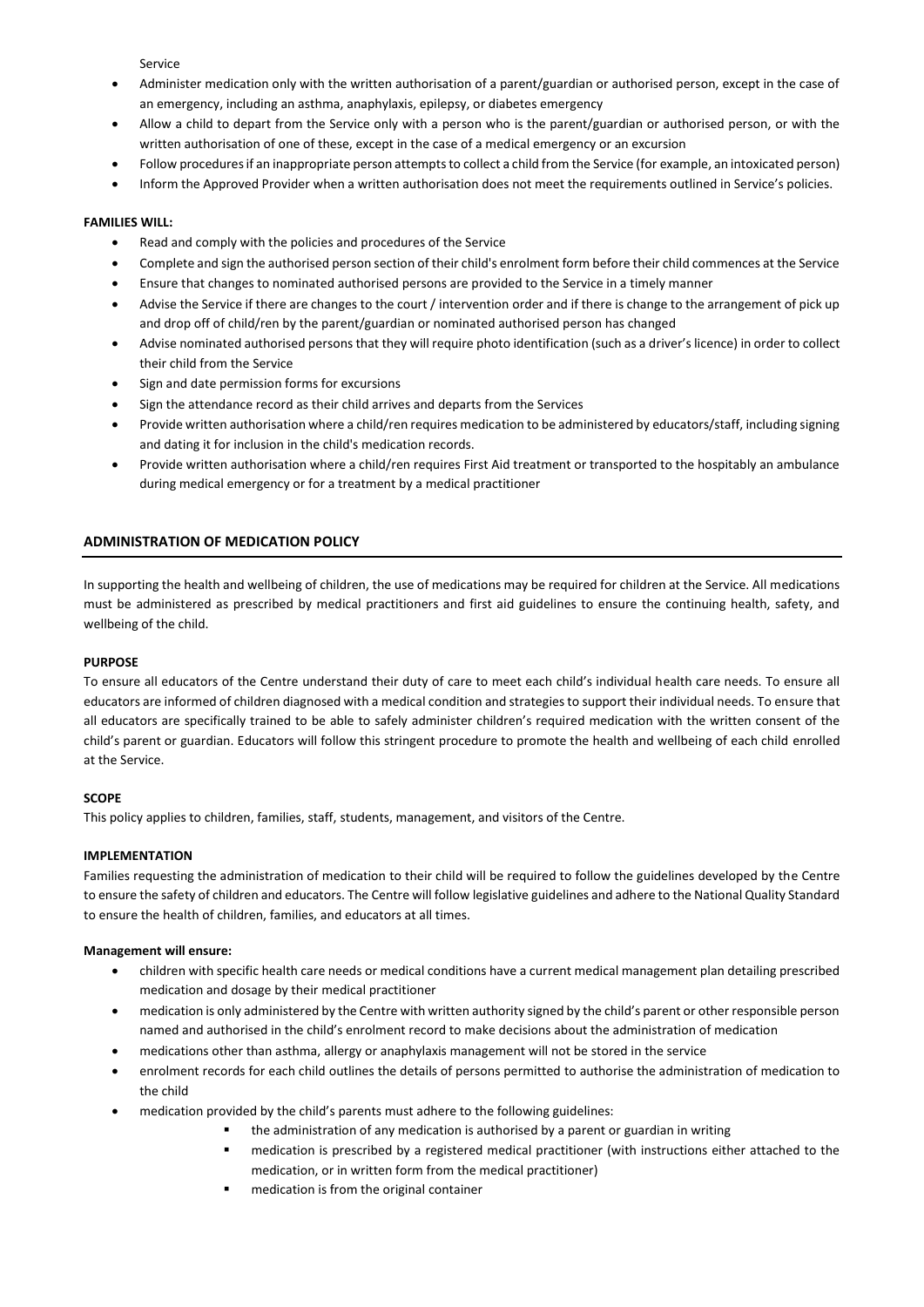Service

- Administer medication only with the written authorisation of a parent/guardian or authorised person, except in the case of an emergency, including an asthma, anaphylaxis, epilepsy, or diabetes emergency
- Allow a child to depart from the Service only with a person who is the parent/guardian or authorised person, or with the written authorisation of one of these, except in the case of a medical emergency or an excursion
- Follow procedures if an inappropriate person attempts to collect a child from the Service (for example, an intoxicated person)
- Inform the Approved Provider when a written authorisation does not meet the requirements outlined in Service's policies.

**FAMILIES WILL:**

- Read and comply with the policies and procedures of the Service
- Complete and sign the authorised person section of their child's enrolment form before their child commences at the Service
- Ensure that changes to nominated authorised persons are provided to the Service in a timely manner
- Advise the Service if there are changes to the court / intervention order and if there is change to the arrangement of pick up and drop off of child/ren by the parent/guardian or nominated authorised person has changed
- Advise nominated authorised persons that they will require photo identification (such as a driver's licence) in order to collect their child from the Service
- Sign and date permission forms for excursions
- Sign the attendance record as their child arrives and departs from the Services
- Provide written authorisation where a child/ren requires medication to be administered by educators/staff, including signing and dating it for inclusion in the child's medication records.
- Provide written authorisation where a child/ren requires First Aid treatment or transported to the hospitably an ambulance during medical emergency or for a treatment by a medical practitioner

## ADMINISTRATION OF MEDICATION POLICY

In supporting the health and wellbeing of children, the use of medications may be required for children at the Service. All medications must be administered as prescribed by medical practitioners and first aid guidelines to ensure the continuing health, safety, and wellbeing of the child.

**PURPOSE**

To ensure all educators of the Centre understand their duty of care to meet each child's individual health care needs. To ensure all educators are informed of children diagnosed with a medical condition and strategies to support their individual needs. To ensure that all educators are specifically trained to be able to safely administer children's required medication with the written consent of the child's parent or guardian. Educators will follow this stringent procedure to promote the health and wellbeing of each child enrolled at the Service.

**SCOPE**

This policy applies to children, families, staff, students, management, and visitors of the Centre.

**IMPLEMENTATION**

Families requesting the administration of medication to their child will be required to follow the guidelines developed by the Centre to ensure the safety of children and educators. The Centre will follow legislative guidelines and adhere to the National Quality Standard to ensure the health of children, families, and educators at all times.

**Management will ensure:**

- children with specific health care needs or medical conditions have a current medical management plan detailing prescribed medication and dosage by their medical practitioner
- medication is only administered by the Centre with written authority signed by the child's parent or other responsible person named and authorised in the child's enrolment record to make decisions about the administration of medication
- medications other than asthma, allergy or anaphylaxis management will not be stored in the service
- enrolment records for each child outlines the details of persons permitted to authorise the administration of medication to the child
- medication provided by the child's parents must adhere to the following guidelines:
    - the administration of any medication is authorised by a parent or guardian in writing
    - medication is prescribed by a registered medical practitioner (with instructions either attached to the medication, or in written form from the medical practitioner)
    - medication is from the original container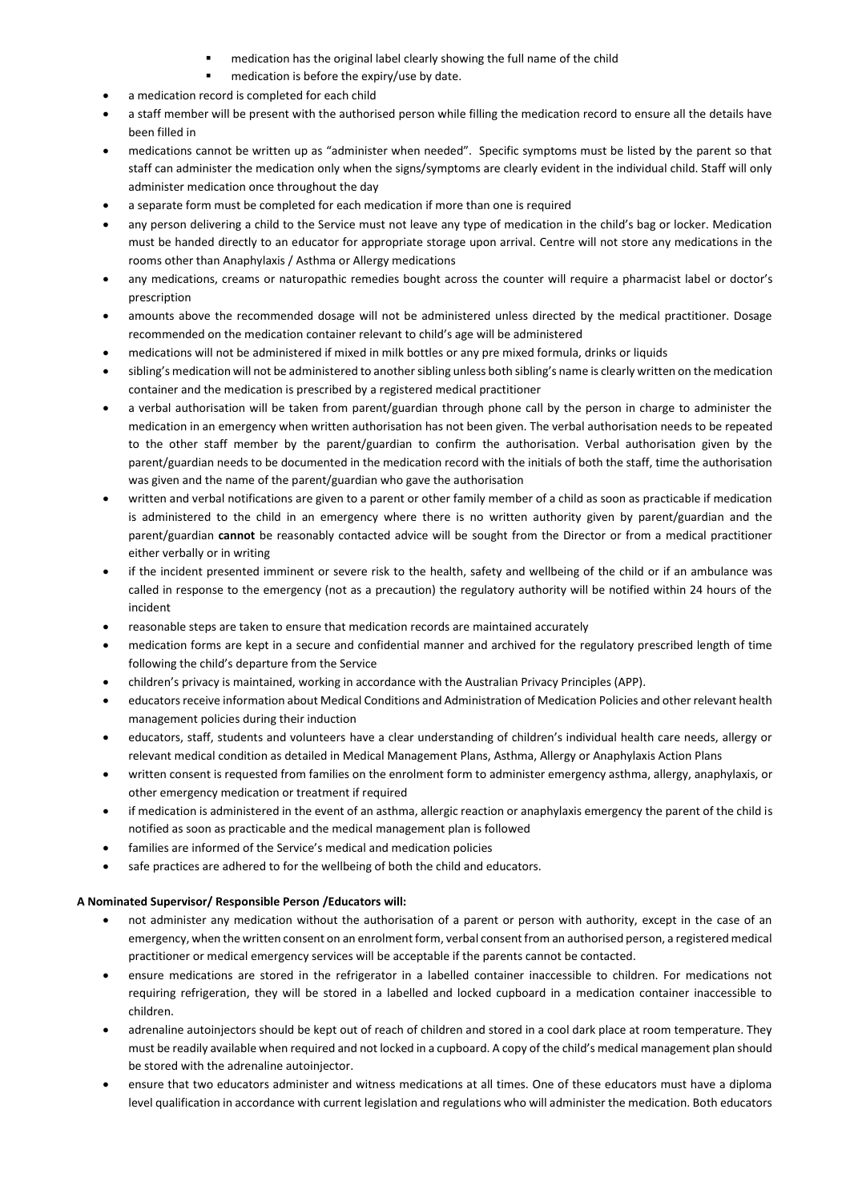- medication has the original label clearly showing the full name of the child
  - medication is before the expiry/use by date.
- a medication record is completed for each child
- a staff member will be present with the authorised person while filling the medication record to ensure all the details have been filled in
- medications cannot be written up as "administer when needed". Specific symptoms must be listed by the parent so that staff can administer the medication only when the signs/symptoms are clearly evident in the individual child. Staff will only administer medication once throughout the day
- a separate form must be completed for each medication if more than one is required
- any person delivering a child to the Service must not leave any type of medication in the child's bag or locker. Medication must be handed directly to an educator for appropriate storage upon arrival. Centre will not store any medications in the rooms other than Anaphylaxis / Asthma or Allergy medications
- any medications, creams or naturopathic remedies bought across the counter will require a pharmacist label or doctor's prescription
- amounts above the recommended dosage will not be administered unless directed by the medical practitioner. Dosage recommended on the medication container relevant to child's age will be administered
- medications will not be administered if mixed in milk bottles or any pre mixed formula, drinks or liquids
- sibling's medication will not be administered to another sibling unless both sibling's name is clearly written on the medication container and the medication is prescribed by a registered medical practitioner
- a verbal authorisation will be taken from parent/guardian through phone call by the person in charge to administer the medication in an emergency when written authorisation has not been given. The verbal authorisation needs to be repeated to the other staff member by the parent/guardian to confirm the authorisation. Verbal authorisation given by the parent/guardian needs to be documented in the medication record with the initials of both the staff, time the authorisation was given and the name of the parent/guardian who gave the authorisation
- written and verbal notifications are given to a parent or other family member of a child as soon as practicable if medication is administered to the child in an emergency where there is no written authority given by parent/guardian and the parent/guardian **cannot** be reasonably contacted advice will be sought from the Director or from a medical practitioner either verbally or in writing
- if the incident presented imminent or severe risk to the health, safety and wellbeing of the child or if an ambulance was called in response to the emergency (not as a precaution) the regulatory authority will be notified within 24 hours of the incident
- reasonable steps are taken to ensure that medication records are maintained accurately
- medication forms are kept in a secure and confidential manner and archived for the regulatory prescribed length of time following the child's departure from the Service
- children's privacy is maintained, working in accordance with the Australian Privacy Principles (APP).
- educators receive information about Medical Conditions and Administration of Medication Policies and other relevant health management policies during their induction
- educators, staff, students and volunteers have a clear understanding of children's individual health care needs, allergy or relevant medical condition as detailed in Medical Management Plans, Asthma, Allergy or Anaphylaxis Action Plans
- written consent is requested from families on the enrolment form to administer emergency asthma, allergy, anaphylaxis, or other emergency medication or treatment if required
- if medication is administered in the event of an asthma, allergic reaction or anaphylaxis emergency the parent of the child is notified as soon as practicable and the medical management plan is followed
- families are informed of the Service's medical and medication policies
- safe practices are adhered to for the wellbeing of both the child and educators.

**A Nominated Supervisor/ Responsible Person /Educators will:**

- not administer any medication without the authorisation of a parent or person with authority, except in the case of an emergency, when the written consent on an enrolment form, verbal consent from an authorised person, a registered medical practitioner or medical emergency services will be acceptable if the parents cannot be contacted.
- ensure medications are stored in the refrigerator in a labelled container inaccessible to children. For medications not requiring refrigeration, they will be stored in a labelled and locked cupboard in a medication container inaccessible to children.
- adrenaline autoinjectors should be kept out of reach of children and stored in a cool dark place at room temperature. They must be readily available when required and not locked in a cupboard. A copy of the child's medical management plan should be stored with the adrenaline autoinjector.
- ensure that two educators administer and witness medications at all times. One of these educators must have a diploma level qualification in accordance with current legislation and regulations who will administer the medication. Both educators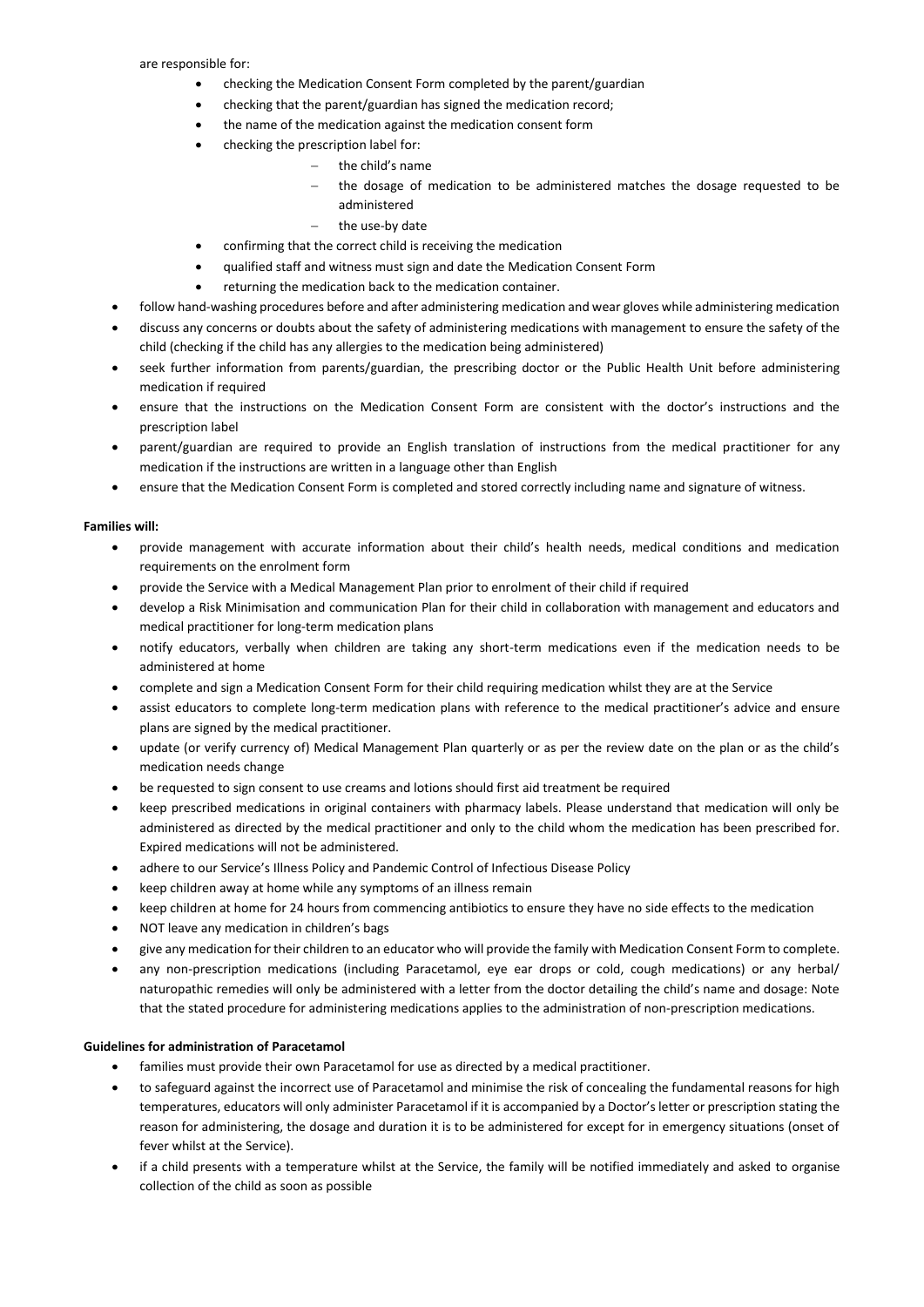are responsible for:

- checking the Medication Consent Form completed by the parent/guardian
- checking that the parent/guardian has signed the medication record;
- the name of the medication against the medication consent form
- checking the prescription label for:
  - the child's name
  - the dosage of medication to be administered matches the dosage requested to be administered
  - the use-by date
- confirming that the correct child is receiving the medication
- qualified staff and witness must sign and date the Medication Consent Form
- returning the medication back to the medication container.

- follow hand-washing procedures before and after administering medication and wear gloves while administering medication
- discuss any concerns or doubts about the safety of administering medications with management to ensure the safety of the child (checking if the child has any allergies to the medication being administered)
- seek further information from parents/guardian, the prescribing doctor or the Public Health Unit before administering medication if required
- ensure that the instructions on the Medication Consent Form are consistent with the doctor's instructions and the prescription label
- parent/guardian are required to provide an English translation of instructions from the medical practitioner for any medication if the instructions are written in a language other than English
- ensure that the Medication Consent Form is completed and stored correctly including name and signature of witness.

**Families will:**

- provide management with accurate information about their child's health needs, medical conditions and medication requirements on the enrolment form
- provide the Service with a Medical Management Plan prior to enrolment of their child if required
- develop a Risk Minimisation and communication Plan for their child in collaboration with management and educators and medical practitioner for long-term medication plans
- notify educators, verbally when children are taking any short-term medications even if the medication needs to be administered at home
- complete and sign a Medication Consent Form for their child requiring medication whilst they are at the Service
- assist educators to complete long-term medication plans with reference to the medical practitioner's advice and ensure plans are signed by the medical practitioner.
- update (or verify currency of) Medical Management Plan quarterly or as per the review date on the plan or as the child's medication needs change
- be requested to sign consent to use creams and lotions should first aid treatment be required
- keep prescribed medications in original containers with pharmacy labels. Please understand that medication will only be administered as directed by the medical practitioner and only to the child whom the medication has been prescribed for. Expired medications will not be administered.
- adhere to our Service's Illness Policy and Pandemic Control of Infectious Disease Policy
- keep children away at home while any symptoms of an illness remain
- keep children at home for 24 hours from commencing antibiotics to ensure they have no side effects to the medication
- NOT leave any medication in children's bags
- give any medication for their children to an educator who will provide the family with Medication Consent Form to complete.
- any non-prescription medications (including Paracetamol, eye ear drops or cold, cough medications) or any herbal/ naturopathic remedies will only be administered with a letter from the doctor detailing the child's name and dosage: Note that the stated procedure for administering medications applies to the administration of non-prescription medications.

**Guidelines for administration of Paracetamol**

- families must provide their own Paracetamol for use as directed by a medical practitioner.
- to safeguard against the incorrect use of Paracetamol and minimise the risk of concealing the fundamental reasons for high temperatures, educators will only administer Paracetamol if it is accompanied by a Doctor's letter or prescription stating the reason for administering, the dosage and duration it is to be administered for except for in emergency situations (onset of fever whilst at the Service).
- if a child presents with a temperature whilst at the Service, the family will be notified immediately and asked to organise collection of the child as soon as possible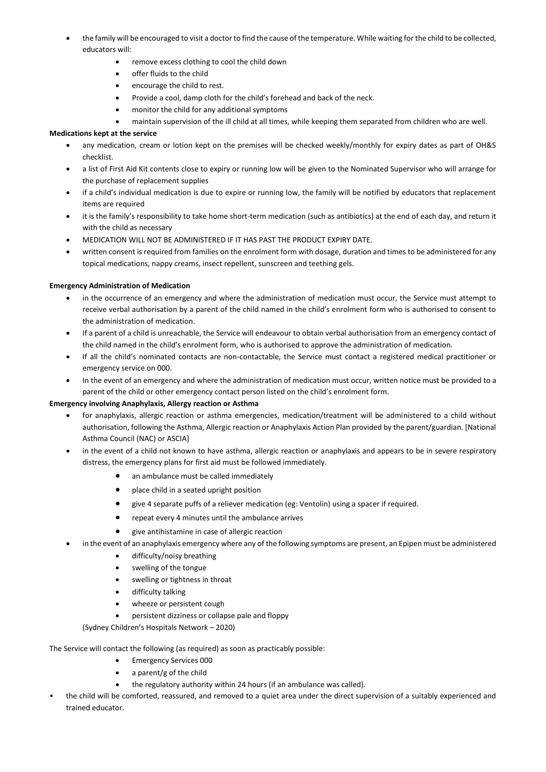- the family will be encouraged to visit a doctor to find the cause of the temperature. While waiting for the child to be collected, educators will:
  - remove excess clothing to cool the child down
  - offer fluids to the child
  - encourage the child to rest.
  - Provide a cool, damp cloth for the child's forehead and back of the neck.
  - monitor the child for any additional symptoms
  - maintain supervision of the ill child at all times, while keeping them separated from children who are well.

**Medications kept at the service**

- any medication, cream or lotion kept on the premises will be checked weekly/monthly for expiry dates as part of OH&S checklist.
- a list of First Aid Kit contents close to expiry or running low will be given to the Nominated Supervisor who will arrange for the purchase of replacement supplies
- if a child's individual medication is due to expire or running low, the family will be notified by educators that replacement items are required
- it is the family's responsibility to take home short-term medication (such as antibiotics) at the end of each day, and return it with the child as necessary
- MEDICATION WILL NOT BE ADMINISTERED IF IT HAS PAST THE PRODUCT EXPIRY DATE.
- written consent is required from families on the enrolment form with dosage, duration and times to be administered for any topical medications, nappy creams, insect repellent, sunscreen and teething gels.

**Emergency Administration of Medication**

- in the occurrence of an emergency and where the administration of medication must occur, the Service must attempt to receive verbal authorisation by a parent of the child named in the child's enrolment form who is authorised to consent to the administration of medication.
- If a parent of a child is unreachable, the Service will endeavour to obtain verbal authorisation from an emergency contact of the child named in the child's enrolment form, who is authorised to approve the administration of medication.
- If all the child's nominated contacts are non-contactable, the Service must contact a registered medical practitioner or emergency service on 000.
- In the event of an emergency and where the administration of medication must occur, written notice must be provided to a parent of the child or other emergency contact person listed on the child's enrolment form.

**Emergency involving Anaphylaxis, Allergy reaction or Asthma**

- for anaphylaxis, allergic reaction or asthma emergencies, medication/treatment will be administered to a child without authorisation, following the Asthma, Allergic reaction or Anaphylaxis Action Plan provided by the parent/guardian. [National Asthma Council (NAC) or ASCIA]
- in the event of a child not known to have asthma, allergic reaction or anaphylaxis and appears to be in severe respiratory distress, the emergency plans for first aid must be followed immediately.
  - an ambulance must be called immediately
  - place child in a seated upright position
  - give 4 separate puffs of a reliever medication (eg: Ventolin) using a spacer if required.
  - repeat every 4 minutes until the ambulance arrives
  - give antihistamine in case of allergic reaction
- in the event of an anaphylaxis emergency where any of the following symptoms are present, an Epipen must be administered
  - difficulty/noisy breathing
  - swelling of the tongue
  - swelling or tightness in throat
  - difficulty talking
  - wheeze or persistent cough
  - persistent dizziness or collapse pale and floppy

(Sydney Children's Hospitals Network – 2020)

The Service will contact the following (as required) as soon as practicably possible:

- Emergency Services 000
- a parent/g of the child
- the regulatory authority within 24 hours (if an ambulance was called).

- the child will be comforted, reassured, and removed to a quiet area under the direct supervision of a suitably experienced and trained educator.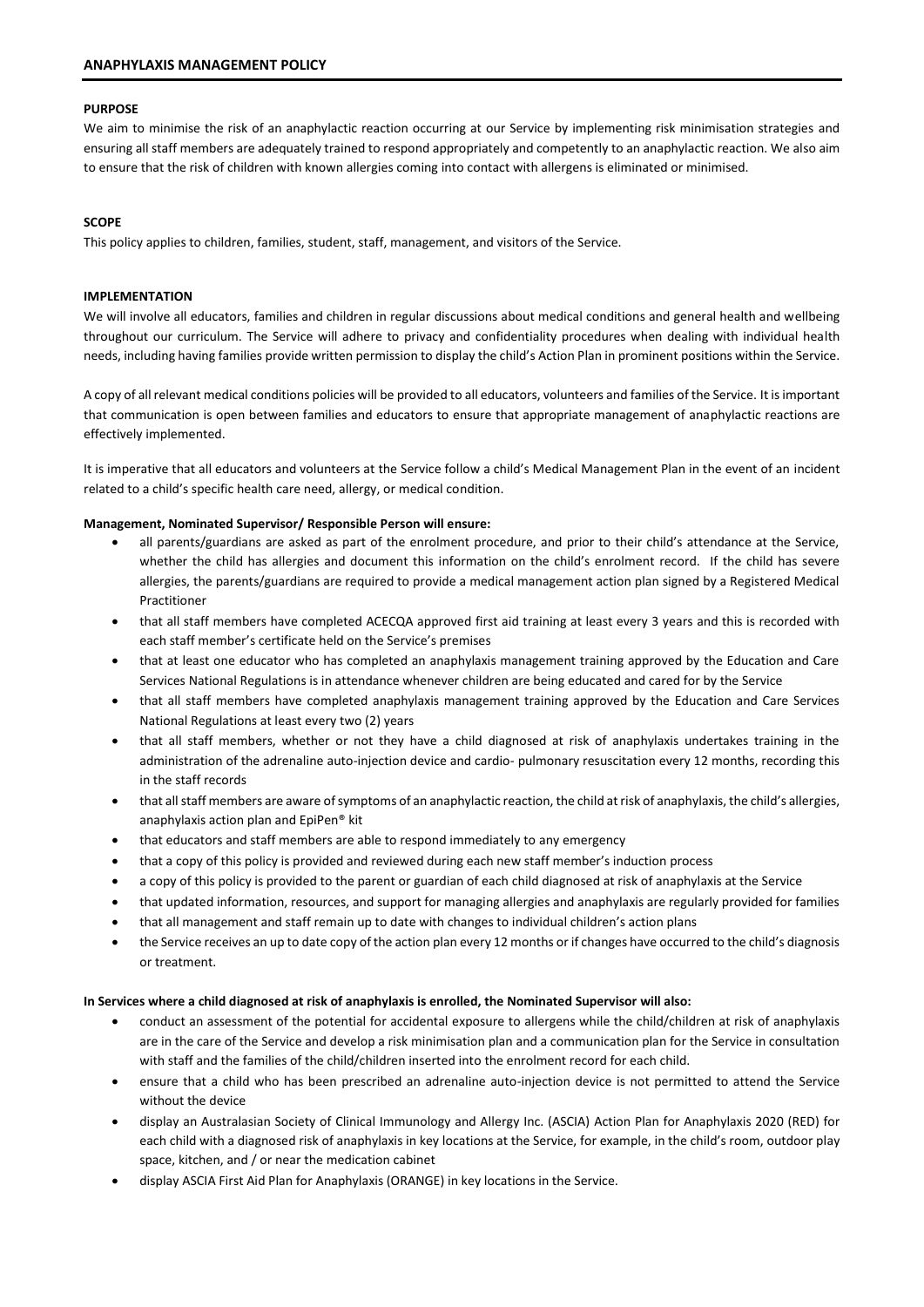## ANAPHYLAXIS MANAGEMENT POLICY

**PURPOSE**

We aim to minimise the risk of an anaphylactic reaction occurring at our Service by implementing risk minimisation strategies and ensuring all staff members are adequately trained to respond appropriately and competently to an anaphylactic reaction. We also aim to ensure that the risk of children with known allergies coming into contact with allergens is eliminated or minimised.

**SCOPE**

This policy applies to children, families, student, staff, management, and visitors of the Service.

**IMPLEMENTATION**

We will involve all educators, families and children in regular discussions about medical conditions and general health and wellbeing throughout our curriculum. The Service will adhere to privacy and confidentiality procedures when dealing with individual health needs, including having families provide written permission to display the child's Action Plan in prominent positions within the Service.

A copy of all relevant medical conditions policies will be provided to all educators, volunteers and families of the Service. It is important that communication is open between families and educators to ensure that appropriate management of anaphylactic reactions are effectively implemented.

It is imperative that all educators and volunteers at the Service follow a child's Medical Management Plan in the event of an incident related to a child's specific health care need, allergy, or medical condition.

**Management, Nominated Supervisor/ Responsible Person will ensure:**

- all parents/guardians are asked as part of the enrolment procedure, and prior to their child's attendance at the Service, whether the child has allergies and document this information on the child's enrolment record. If the child has severe allergies, the parents/guardians are required to provide a medical management action plan signed by a Registered Medical Practitioner
- that all staff members have completed ACECQA approved first aid training at least every 3 years and this is recorded with each staff member's certificate held on the Service's premises
- that at least one educator who has completed an anaphylaxis management training approved by the Education and Care Services National Regulations is in attendance whenever children are being educated and cared for by the Service
- that all staff members have completed anaphylaxis management training approved by the Education and Care Services National Regulations at least every two (2) years
- that all staff members, whether or not they have a child diagnosed at risk of anaphylaxis undertakes training in the administration of the adrenaline auto-injection device and cardio- pulmonary resuscitation every 12 months, recording this in the staff records
- that all staff members are aware of symptoms of an anaphylactic reaction, the child at risk of anaphylaxis, the child's allergies, anaphylaxis action plan and EpiPen® kit
- that educators and staff members are able to respond immediately to any emergency
- that a copy of this policy is provided and reviewed during each new staff member's induction process
- a copy of this policy is provided to the parent or guardian of each child diagnosed at risk of anaphylaxis at the Service
- that updated information, resources, and support for managing allergies and anaphylaxis are regularly provided for families
- that all management and staff remain up to date with changes to individual children's action plans
- the Service receives an up to date copy of the action plan every 12 months or if changes have occurred to the child's diagnosis or treatment.

**In Services where a child diagnosed at risk of anaphylaxis is enrolled, the Nominated Supervisor will also:**

- conduct an assessment of the potential for accidental exposure to allergens while the child/children at risk of anaphylaxis are in the care of the Service and develop a risk minimisation plan and a communication plan for the Service in consultation with staff and the families of the child/children inserted into the enrolment record for each child.
- ensure that a child who has been prescribed an adrenaline auto-injection device is not permitted to attend the Service without the device
- display an Australasian Society of Clinical Immunology and Allergy Inc. (ASCIA) Action Plan for Anaphylaxis 2020 (RED) for each child with a diagnosed risk of anaphylaxis in key locations at the Service, for example, in the child's room, outdoor play space, kitchen, and / or near the medication cabinet
- display ASCIA First Aid Plan for Anaphylaxis (ORANGE) in key locations in the Service.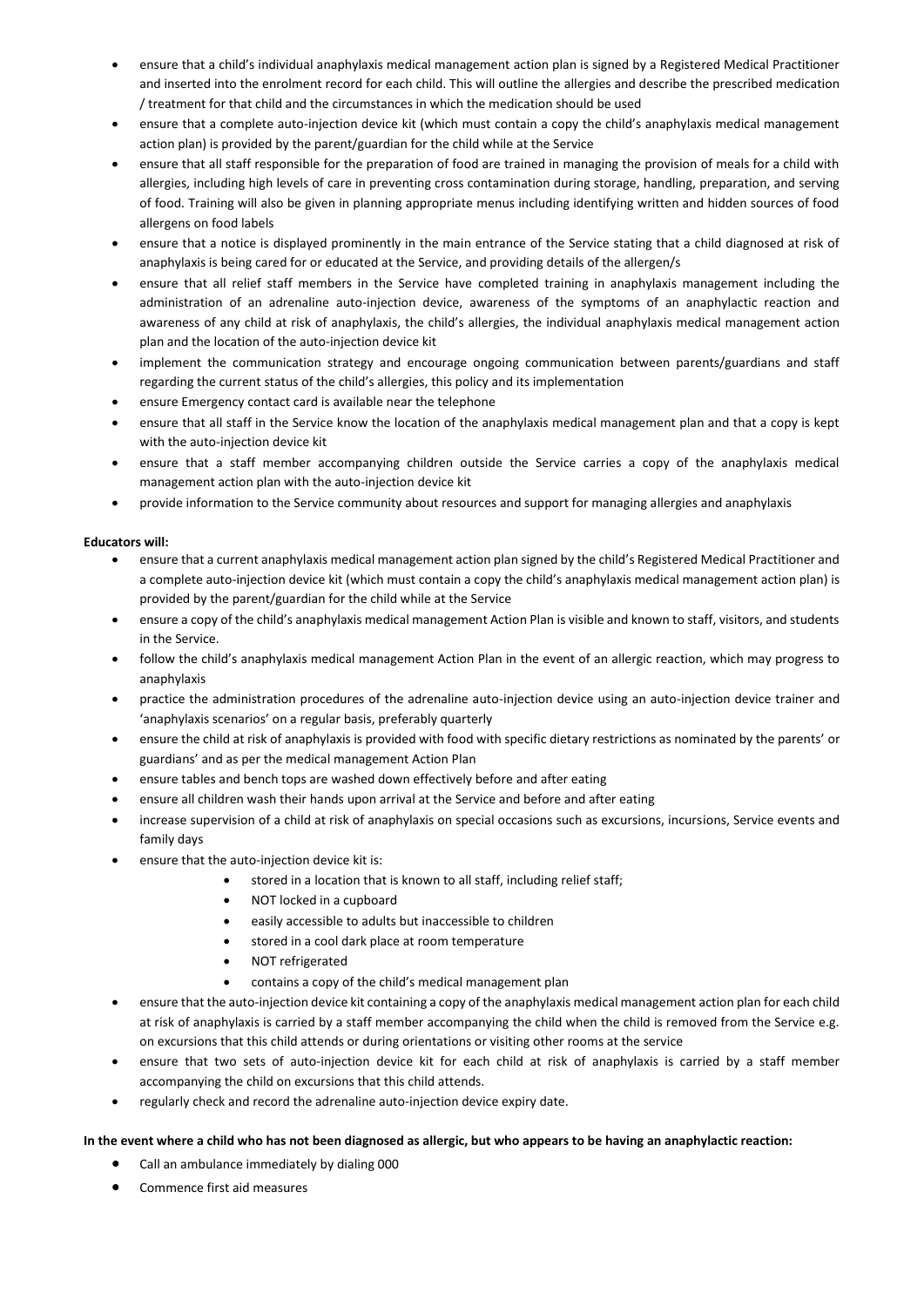- ensure that a child's individual anaphylaxis medical management action plan is signed by a Registered Medical Practitioner and inserted into the enrolment record for each child. This will outline the allergies and describe the prescribed medication / treatment for that child and the circumstances in which the medication should be used
- ensure that a complete auto-injection device kit (which must contain a copy the child's anaphylaxis medical management action plan) is provided by the parent/guardian for the child while at the Service
- ensure that all staff responsible for the preparation of food are trained in managing the provision of meals for a child with allergies, including high levels of care in preventing cross contamination during storage, handling, preparation, and serving of food. Training will also be given in planning appropriate menus including identifying written and hidden sources of food allergens on food labels
- ensure that a notice is displayed prominently in the main entrance of the Service stating that a child diagnosed at risk of anaphylaxis is being cared for or educated at the Service, and providing details of the allergen/s
- ensure that all relief staff members in the Service have completed training in anaphylaxis management including the administration of an adrenaline auto-injection device, awareness of the symptoms of an anaphylactic reaction and awareness of any child at risk of anaphylaxis, the child's allergies, the individual anaphylaxis medical management action plan and the location of the auto-injection device kit
- implement the communication strategy and encourage ongoing communication between parents/guardians and staff regarding the current status of the child's allergies, this policy and its implementation
- ensure Emergency contact card is available near the telephone
- ensure that all staff in the Service know the location of the anaphylaxis medical management plan and that a copy is kept with the auto-injection device kit
- ensure that a staff member accompanying children outside the Service carries a copy of the anaphylaxis medical management action plan with the auto-injection device kit
- provide information to the Service community about resources and support for managing allergies and anaphylaxis

**Educators will:**

- ensure that a current anaphylaxis medical management action plan signed by the child's Registered Medical Practitioner and a complete auto-injection device kit (which must contain a copy the child's anaphylaxis medical management action plan) is provided by the parent/guardian for the child while at the Service
- ensure a copy of the child's anaphylaxis medical management Action Plan is visible and known to staff, visitors, and students in the Service.
- follow the child's anaphylaxis medical management Action Plan in the event of an allergic reaction, which may progress to anaphylaxis
- practice the administration procedures of the adrenaline auto-injection device using an auto-injection device trainer and 'anaphylaxis scenarios' on a regular basis, preferably quarterly
- ensure the child at risk of anaphylaxis is provided with food with specific dietary restrictions as nominated by the parents' or guardians' and as per the medical management Action Plan
- ensure tables and bench tops are washed down effectively before and after eating
- ensure all children wash their hands upon arrival at the Service and before and after eating
- increase supervision of a child at risk of anaphylaxis on special occasions such as excursions, incursions, Service events and family days
- ensure that the auto-injection device kit is:
    - stored in a location that is known to all staff, including relief staff;
    - NOT locked in a cupboard
    - easily accessible to adults but inaccessible to children
    - stored in a cool dark place at room temperature
    - NOT refrigerated
    - contains a copy of the child's medical management plan
- ensure that the auto-injection device kit containing a copy of the anaphylaxis medical management action plan for each child at risk of anaphylaxis is carried by a staff member accompanying the child when the child is removed from the Service e.g. on excursions that this child attends or during orientations or visiting other rooms at the service
- ensure that two sets of auto-injection device kit for each child at risk of anaphylaxis is carried by a staff member accompanying the child on excursions that this child attends.
- regularly check and record the adrenaline auto-injection device expiry date.

**In the event where a child who has not been diagnosed as allergic, but who appears to be having an anaphylactic reaction:**

- Call an ambulance immediately by dialing 000
- Commence first aid measures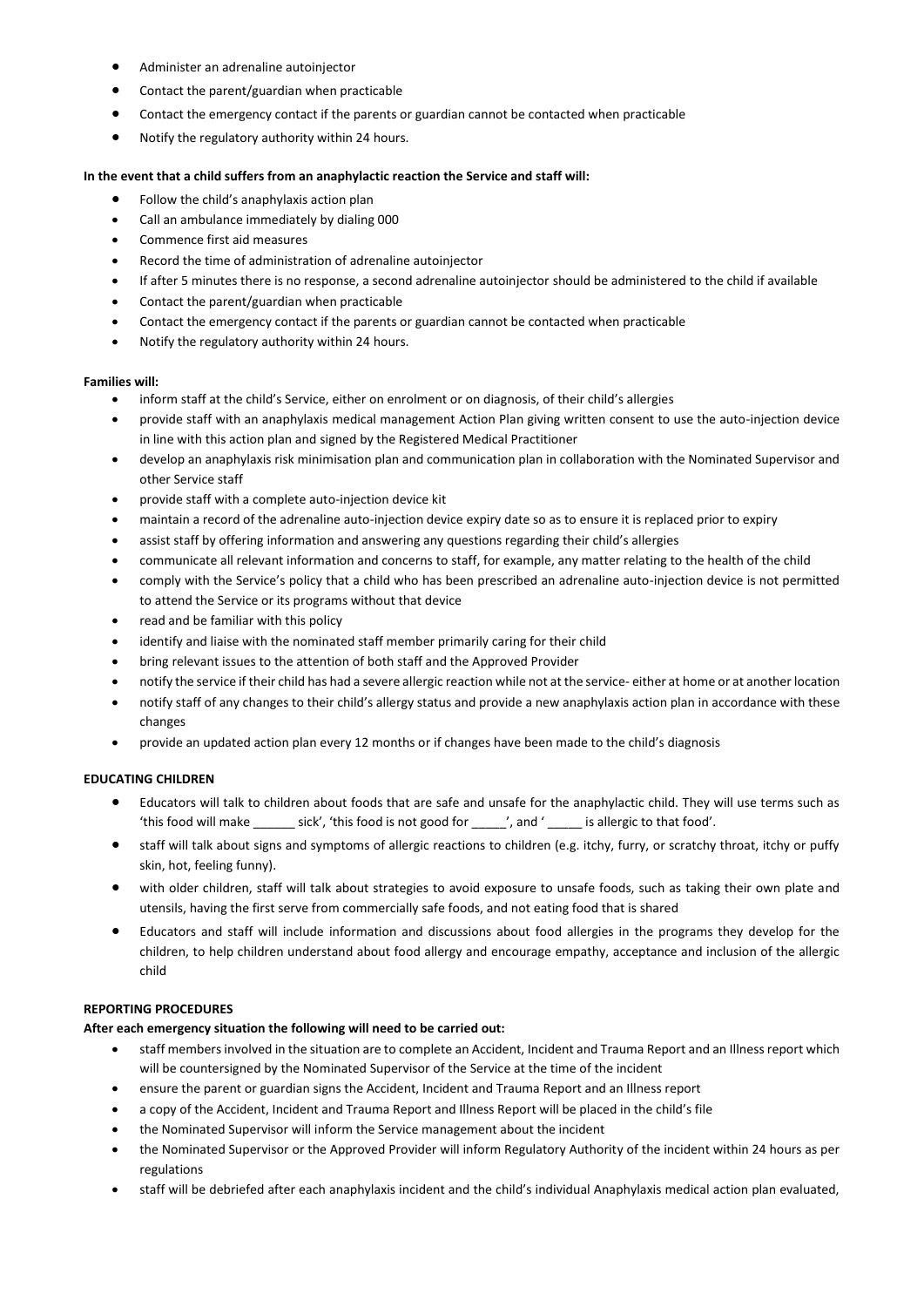- Administer an adrenaline autoinjector
- Contact the parent/guardian when practicable
- Contact the emergency contact if the parents or guardian cannot be contacted when practicable
- Notify the regulatory authority within 24 hours.

**In the event that a child suffers from an anaphylactic reaction the Service and staff will:**

- Follow the child's anaphylaxis action plan
- Call an ambulance immediately by dialing 000
- Commence first aid measures
- Record the time of administration of adrenaline autoinjector
- If after 5 minutes there is no response, a second adrenaline autoinjector should be administered to the child if available
- Contact the parent/guardian when practicable
- Contact the emergency contact if the parents or guardian cannot be contacted when practicable
- Notify the regulatory authority within 24 hours.

**Families will:**

- inform staff at the child's Service, either on enrolment or on diagnosis, of their child's allergies
- provide staff with an anaphylaxis medical management Action Plan giving written consent to use the auto-injection device in line with this action plan and signed by the Registered Medical Practitioner
- develop an anaphylaxis risk minimisation plan and communication plan in collaboration with the Nominated Supervisor and other Service staff
- provide staff with a complete auto-injection device kit
- maintain a record of the adrenaline auto-injection device expiry date so as to ensure it is replaced prior to expiry
- assist staff by offering information and answering any questions regarding their child's allergies
- communicate all relevant information and concerns to staff, for example, any matter relating to the health of the child
- comply with the Service's policy that a child who has been prescribed an adrenaline auto-injection device is not permitted to attend the Service or its programs without that device
- read and be familiar with this policy
- identify and liaise with the nominated staff member primarily caring for their child
- bring relevant issues to the attention of both staff and the Approved Provider
- notify the service if their child has had a severe allergic reaction while not at the service- either at home or at another location
- notify staff of any changes to their child's allergy status and provide a new anaphylaxis action plan in accordance with these changes
- provide an updated action plan every 12 months or if changes have been made to the child's diagnosis

**EDUCATING CHILDREN**

- Educators will talk to children about foods that are safe and unsafe for the anaphylactic child. They will use terms such as 'this food will make ______ sick', 'this food is not good for _____', and ' _____ is allergic to that food'.
- staff will talk about signs and symptoms of allergic reactions to children (e.g. itchy, furry, or scratchy throat, itchy or puffy skin, hot, feeling funny).
- with older children, staff will talk about strategies to avoid exposure to unsafe foods, such as taking their own plate and utensils, having the first serve from commercially safe foods, and not eating food that is shared
- Educators and staff will include information and discussions about food allergies in the programs they develop for the children, to help children understand about food allergy and encourage empathy, acceptance and inclusion of the allergic child

**REPORTING PROCEDURES**

**After each emergency situation the following will need to be carried out:**

- staff members involved in the situation are to complete an Accident, Incident and Trauma Report and an Illness report which will be countersigned by the Nominated Supervisor of the Service at the time of the incident
- ensure the parent or guardian signs the Accident, Incident and Trauma Report and an Illness report
- a copy of the Accident, Incident and Trauma Report and Illness Report will be placed in the child's file
- the Nominated Supervisor will inform the Service management about the incident
- the Nominated Supervisor or the Approved Provider will inform Regulatory Authority of the incident within 24 hours as per regulations
- staff will be debriefed after each anaphylaxis incident and the child's individual Anaphylaxis medical action plan evaluated,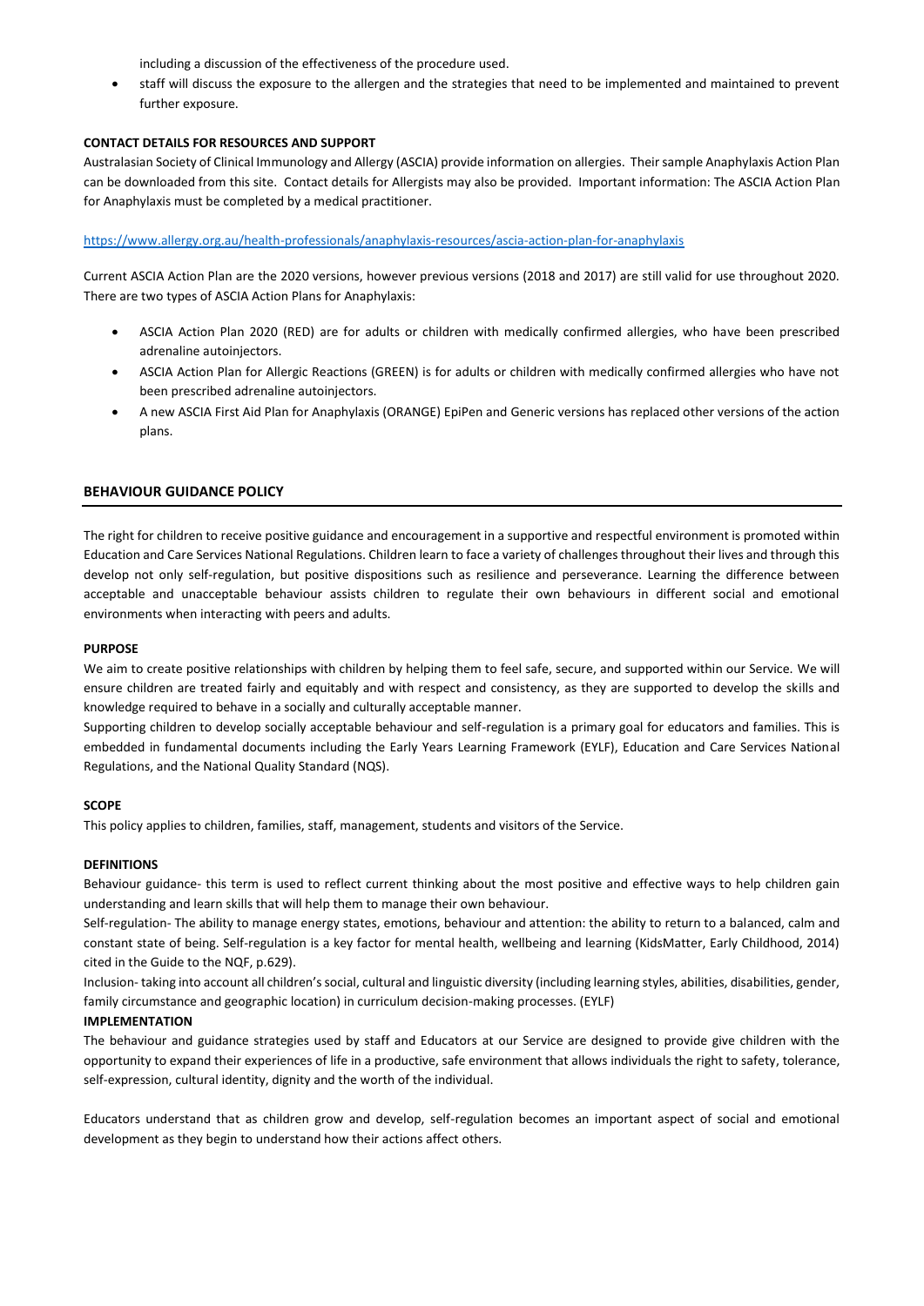including a discussion of the effectiveness of the procedure used.

- staff will discuss the exposure to the allergen and the strategies that need to be implemented and maintained to prevent further exposure.

**CONTACT DETAILS FOR RESOURCES AND SUPPORT**

Australasian Society of Clinical Immunology and Allergy (ASCIA) provide information on allergies. Their sample Anaphylaxis Action Plan can be downloaded from this site. Contact details for Allergists may also be provided. Important information: The ASCIA Action Plan for Anaphylaxis must be completed by a medical practitioner.

https://www.allergy.org.au/health-professionals/anaphylaxis-resources/ascia-action-plan-for-anaphylaxis

Current ASCIA Action Plan are the 2020 versions, however previous versions (2018 and 2017) are still valid for use throughout 2020. There are two types of ASCIA Action Plans for Anaphylaxis:

- ASCIA Action Plan 2020 (RED) are for adults or children with medically confirmed allergies, who have been prescribed adrenaline autoinjectors.
- ASCIA Action Plan for Allergic Reactions (GREEN) is for adults or children with medically confirmed allergies who have not been prescribed adrenaline autoinjectors.
- A new ASCIA First Aid Plan for Anaphylaxis (ORANGE) EpiPen and Generic versions has replaced other versions of the action plans.

## BEHAVIOUR GUIDANCE POLICY

The right for children to receive positive guidance and encouragement in a supportive and respectful environment is promoted within Education and Care Services National Regulations. Children learn to face a variety of challenges throughout their lives and through this develop not only self-regulation, but positive dispositions such as resilience and perseverance. Learning the difference between acceptable and unacceptable behaviour assists children to regulate their own behaviours in different social and emotional environments when interacting with peers and adults.

**PURPOSE**

We aim to create positive relationships with children by helping them to feel safe, secure, and supported within our Service. We will ensure children are treated fairly and equitably and with respect and consistency, as they are supported to develop the skills and knowledge required to behave in a socially and culturally acceptable manner.

Supporting children to develop socially acceptable behaviour and self-regulation is a primary goal for educators and families. This is embedded in fundamental documents including the Early Years Learning Framework (EYLF), Education and Care Services National Regulations, and the National Quality Standard (NQS).

**SCOPE**

This policy applies to children, families, staff, management, students and visitors of the Service.

**DEFINITIONS**

Behaviour guidance- this term is used to reflect current thinking about the most positive and effective ways to help children gain understanding and learn skills that will help them to manage their own behaviour.

Self-regulation- The ability to manage energy states, emotions, behaviour and attention: the ability to return to a balanced, calm and constant state of being. Self-regulation is a key factor for mental health, wellbeing and learning (KidsMatter, Early Childhood, 2014) cited in the Guide to the NQF, p.629).

Inclusion- taking into account all children's social, cultural and linguistic diversity (including learning styles, abilities, disabilities, gender, family circumstance and geographic location) in curriculum decision-making processes. (EYLF)

**IMPLEMENTATION**

The behaviour and guidance strategies used by staff and Educators at our Service are designed to provide give children with the opportunity to expand their experiences of life in a productive, safe environment that allows individuals the right to safety, tolerance, self-expression, cultural identity, dignity and the worth of the individual.

Educators understand that as children grow and develop, self-regulation becomes an important aspect of social and emotional development as they begin to understand how their actions affect others.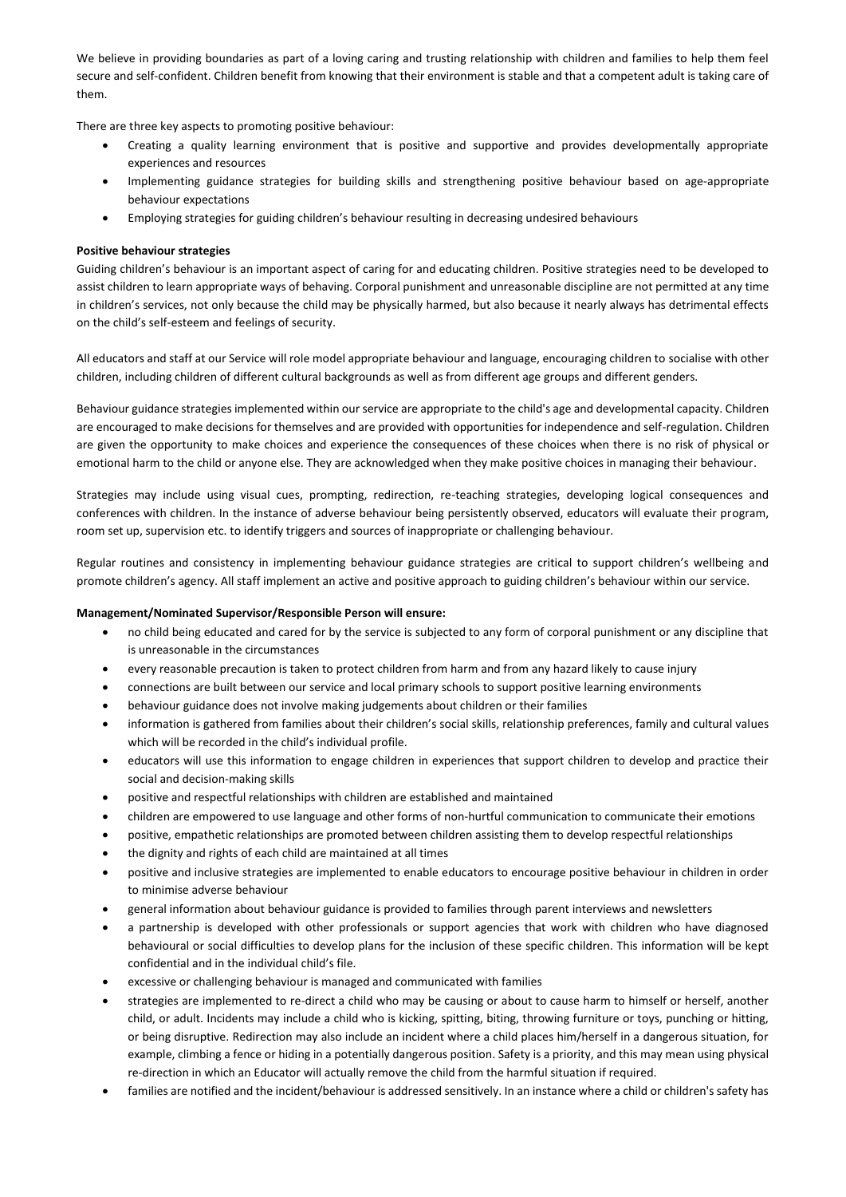We believe in providing boundaries as part of a loving caring and trusting relationship with children and families to help them feel secure and self-confident. Children benefit from knowing that their environment is stable and that a competent adult is taking care of them.

There are three key aspects to promoting positive behaviour:

- Creating a quality learning environment that is positive and supportive and provides developmentally appropriate experiences and resources
- Implementing guidance strategies for building skills and strengthening positive behaviour based on age-appropriate behaviour expectations
- Employing strategies for guiding children's behaviour resulting in decreasing undesired behaviours

**Positive behaviour strategies**

Guiding children's behaviour is an important aspect of caring for and educating children. Positive strategies need to be developed to assist children to learn appropriate ways of behaving. Corporal punishment and unreasonable discipline are not permitted at any time in children's services, not only because the child may be physically harmed, but also because it nearly always has detrimental effects on the child's self-esteem and feelings of security.

All educators and staff at our Service will role model appropriate behaviour and language, encouraging children to socialise with other children, including children of different cultural backgrounds as well as from different age groups and different genders.

Behaviour guidance strategies implemented within our service are appropriate to the child's age and developmental capacity. Children are encouraged to make decisions for themselves and are provided with opportunities for independence and self-regulation. Children are given the opportunity to make choices and experience the consequences of these choices when there is no risk of physical or emotional harm to the child or anyone else. They are acknowledged when they make positive choices in managing their behaviour.

Strategies may include using visual cues, prompting, redirection, re-teaching strategies, developing logical consequences and conferences with children. In the instance of adverse behaviour being persistently observed, educators will evaluate their program, room set up, supervision etc. to identify triggers and sources of inappropriate or challenging behaviour.

Regular routines and consistency in implementing behaviour guidance strategies are critical to support children's wellbeing and promote children's agency. All staff implement an active and positive approach to guiding children's behaviour within our service.

**Management/Nominated Supervisor/Responsible Person will ensure:**

- no child being educated and cared for by the service is subjected to any form of corporal punishment or any discipline that is unreasonable in the circumstances
- every reasonable precaution is taken to protect children from harm and from any hazard likely to cause injury
- connections are built between our service and local primary schools to support positive learning environments
- behaviour guidance does not involve making judgements about children or their families
- information is gathered from families about their children's social skills, relationship preferences, family and cultural values which will be recorded in the child's individual profile.
- educators will use this information to engage children in experiences that support children to develop and practice their social and decision-making skills
- positive and respectful relationships with children are established and maintained
- children are empowered to use language and other forms of non-hurtful communication to communicate their emotions
- positive, empathetic relationships are promoted between children assisting them to develop respectful relationships
- the dignity and rights of each child are maintained at all times
- positive and inclusive strategies are implemented to enable educators to encourage positive behaviour in children in order to minimise adverse behaviour
- general information about behaviour guidance is provided to families through parent interviews and newsletters
- a partnership is developed with other professionals or support agencies that work with children who have diagnosed behavioural or social difficulties to develop plans for the inclusion of these specific children. This information will be kept confidential and in the individual child's file.
- excessive or challenging behaviour is managed and communicated with families
- strategies are implemented to re-direct a child who may be causing or about to cause harm to himself or herself, another child, or adult. Incidents may include a child who is kicking, spitting, biting, throwing furniture or toys, punching or hitting, or being disruptive. Redirection may also include an incident where a child places him/herself in a dangerous situation, for example, climbing a fence or hiding in a potentially dangerous position. Safety is a priority, and this may mean using physical re-direction in which an Educator will actually remove the child from the harmful situation if required.
- families are notified and the incident/behaviour is addressed sensitively. In an instance where a child or children's safety has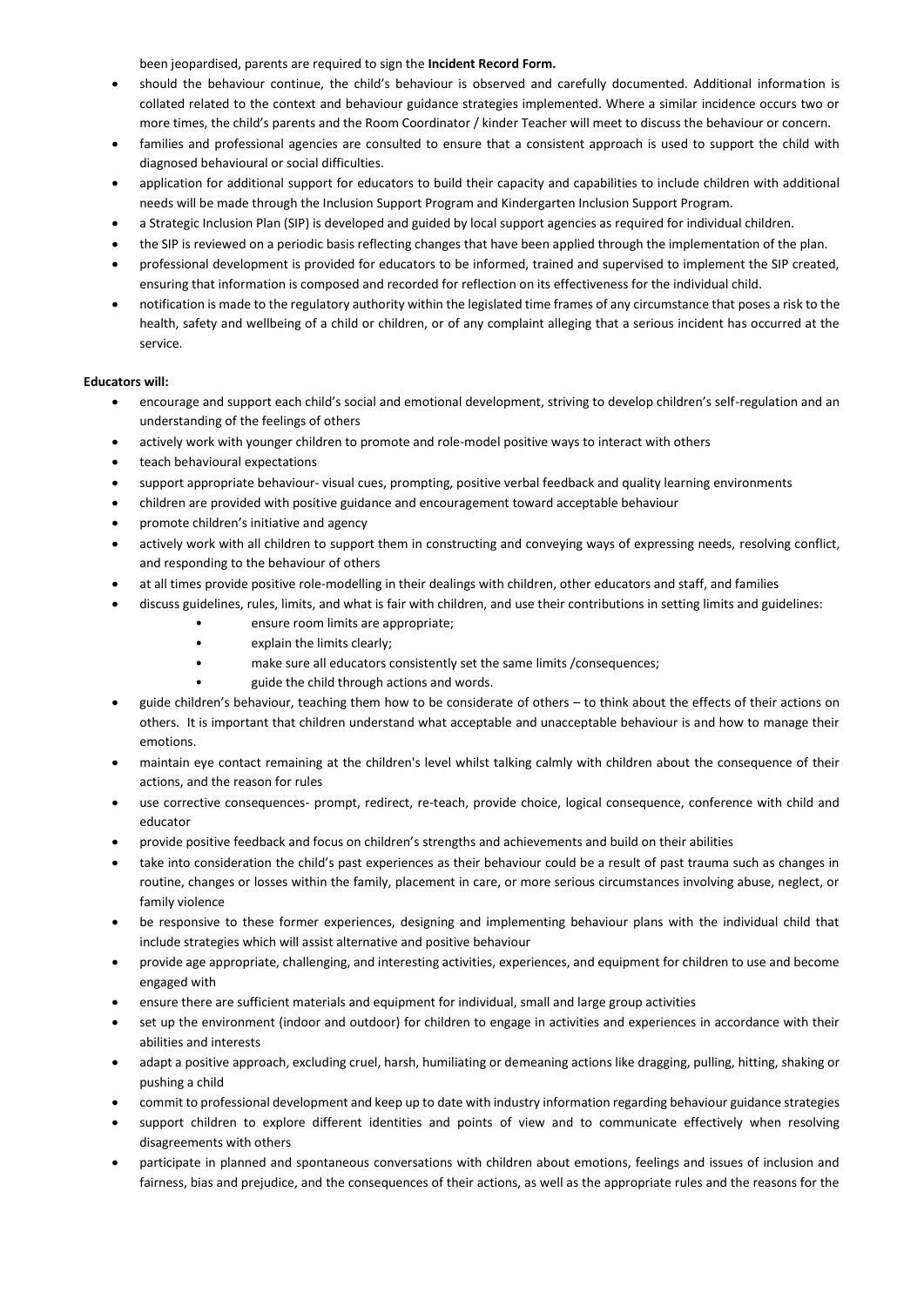been jeopardised, parents are required to sign the **Incident Record Form.**

- should the behaviour continue, the child's behaviour is observed and carefully documented. Additional information is collated related to the context and behaviour guidance strategies implemented. Where a similar incidence occurs two or more times, the child's parents and the Room Coordinator / kinder Teacher will meet to discuss the behaviour or concern.
- families and professional agencies are consulted to ensure that a consistent approach is used to support the child with diagnosed behavioural or social difficulties.
- application for additional support for educators to build their capacity and capabilities to include children with additional needs will be made through the Inclusion Support Program and Kindergarten Inclusion Support Program.
- a Strategic Inclusion Plan (SIP) is developed and guided by local support agencies as required for individual children.
- the SIP is reviewed on a periodic basis reflecting changes that have been applied through the implementation of the plan.
- professional development is provided for educators to be informed, trained and supervised to implement the SIP created, ensuring that information is composed and recorded for reflection on its effectiveness for the individual child.
- notification is made to the regulatory authority within the legislated time frames of any circumstance that poses a risk to the health, safety and wellbeing of a child or children, or of any complaint alleging that a serious incident has occurred at the service.

**Educators will:**

- encourage and support each child's social and emotional development, striving to develop children's self-regulation and an understanding of the feelings of others
- actively work with younger children to promote and role-model positive ways to interact with others
- teach behavioural expectations
- support appropriate behaviour- visual cues, prompting, positive verbal feedback and quality learning environments
- children are provided with positive guidance and encouragement toward acceptable behaviour
- promote children's initiative and agency
- actively work with all children to support them in constructing and conveying ways of expressing needs, resolving conflict, and responding to the behaviour of others
- at all times provide positive role-modelling in their dealings with children, other educators and staff, and families
- discuss guidelines, rules, limits, and what is fair with children, and use their contributions in setting limits and guidelines:
  - ensure room limits are appropriate;
  - explain the limits clearly;
  - make sure all educators consistently set the same limits /consequences;
  - guide the child through actions and words.
- guide children's behaviour, teaching them how to be considerate of others – to think about the effects of their actions on others. It is important that children understand what acceptable and unacceptable behaviour is and how to manage their emotions.
- maintain eye contact remaining at the children's level whilst talking calmly with children about the consequence of their actions, and the reason for rules
- use corrective consequences- prompt, redirect, re-teach, provide choice, logical consequence, conference with child and educator
- provide positive feedback and focus on children's strengths and achievements and build on their abilities
- take into consideration the child's past experiences as their behaviour could be a result of past trauma such as changes in routine, changes or losses within the family, placement in care, or more serious circumstances involving abuse, neglect, or family violence
- be responsive to these former experiences, designing and implementing behaviour plans with the individual child that include strategies which will assist alternative and positive behaviour
- provide age appropriate, challenging, and interesting activities, experiences, and equipment for children to use and become engaged with
- ensure there are sufficient materials and equipment for individual, small and large group activities
- set up the environment (indoor and outdoor) for children to engage in activities and experiences in accordance with their abilities and interests
- adapt a positive approach, excluding cruel, harsh, humiliating or demeaning actions like dragging, pulling, hitting, shaking or pushing a child
- commit to professional development and keep up to date with industry information regarding behaviour guidance strategies
- support children to explore different identities and points of view and to communicate effectively when resolving disagreements with others
- participate in planned and spontaneous conversations with children about emotions, feelings and issues of inclusion and fairness, bias and prejudice, and the consequences of their actions, as well as the appropriate rules and the reasons for the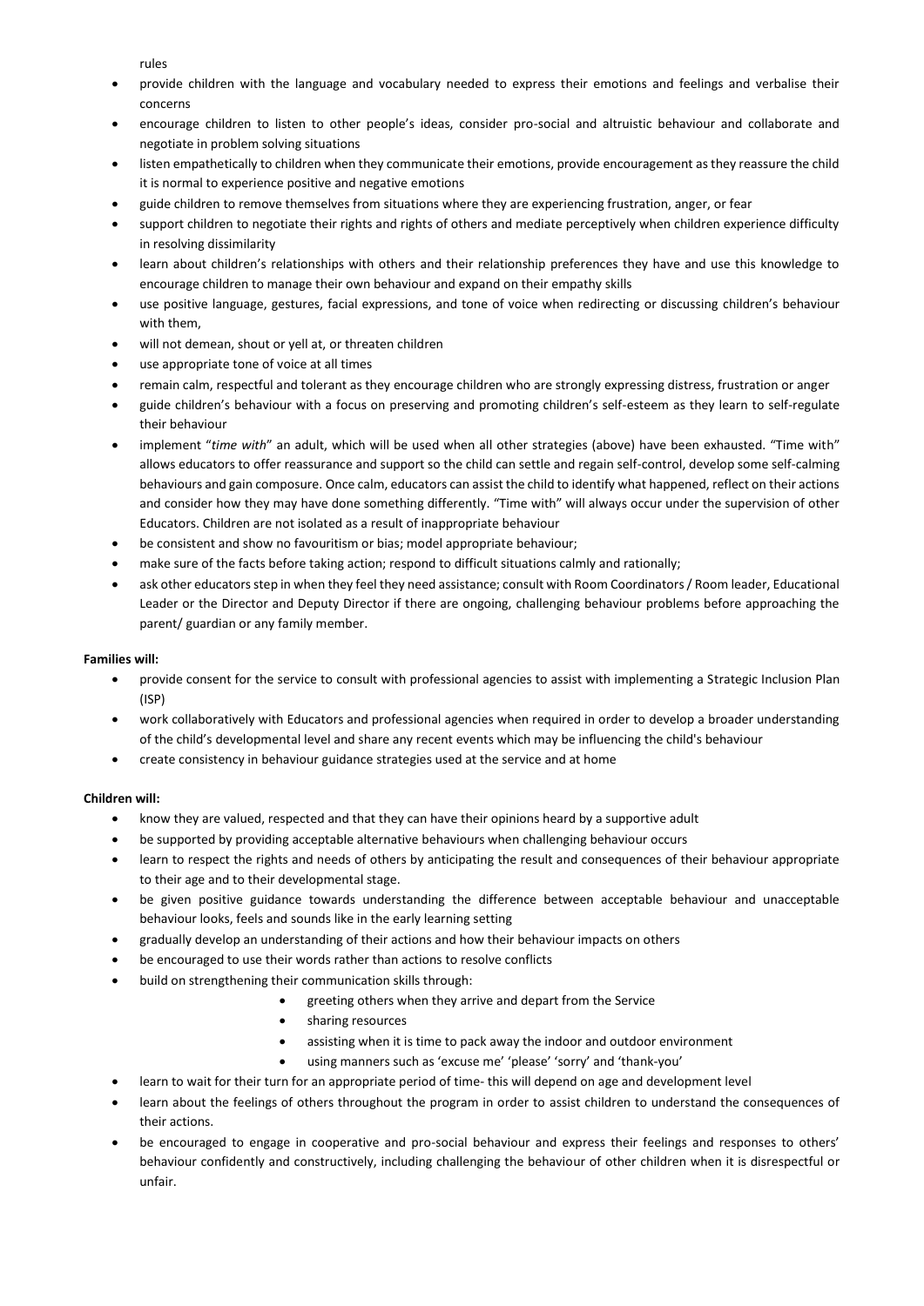rules

- provide children with the language and vocabulary needed to express their emotions and feelings and verbalise their concerns
- encourage children to listen to other people's ideas, consider pro-social and altruistic behaviour and collaborate and negotiate in problem solving situations
- listen empathetically to children when they communicate their emotions, provide encouragement as they reassure the child it is normal to experience positive and negative emotions
- guide children to remove themselves from situations where they are experiencing frustration, anger, or fear
- support children to negotiate their rights and rights of others and mediate perceptively when children experience difficulty in resolving dissimilarity
- learn about children's relationships with others and their relationship preferences they have and use this knowledge to encourage children to manage their own behaviour and expand on their empathy skills
- use positive language, gestures, facial expressions, and tone of voice when redirecting or discussing children's behaviour with them,
- will not demean, shout or yell at, or threaten children
- use appropriate tone of voice at all times
- remain calm, respectful and tolerant as they encourage children who are strongly expressing distress, frustration or anger
- guide children's behaviour with a focus on preserving and promoting children's self-esteem as they learn to self-regulate their behaviour
- implement "*time with*" an adult, which will be used when all other strategies (above) have been exhausted. "Time with" allows educators to offer reassurance and support so the child can settle and regain self-control, develop some self-calming behaviours and gain composure. Once calm, educators can assist the child to identify what happened, reflect on their actions and consider how they may have done something differently. "Time with" will always occur under the supervision of other Educators. Children are not isolated as a result of inappropriate behaviour
- be consistent and show no favouritism or bias; model appropriate behaviour;
- make sure of the facts before taking action; respond to difficult situations calmly and rationally;
- ask other educators step in when they feel they need assistance; consult with Room Coordinators / Room leader, Educational Leader or the Director and Deputy Director if there are ongoing, challenging behaviour problems before approaching the parent/ guardian or any family member.

**Families will:**

- provide consent for the service to consult with professional agencies to assist with implementing a Strategic Inclusion Plan (ISP)
- work collaboratively with Educators and professional agencies when required in order to develop a broader understanding of the child's developmental level and share any recent events which may be influencing the child's behaviour
- create consistency in behaviour guidance strategies used at the service and at home

**Children will:**

- know they are valued, respected and that they can have their opinions heard by a supportive adult
- be supported by providing acceptable alternative behaviours when challenging behaviour occurs
- learn to respect the rights and needs of others by anticipating the result and consequences of their behaviour appropriate to their age and to their developmental stage.
- be given positive guidance towards understanding the difference between acceptable behaviour and unacceptable behaviour looks, feels and sounds like in the early learning setting
- gradually develop an understanding of their actions and how their behaviour impacts on others
- be encouraged to use their words rather than actions to resolve conflicts
- build on strengthening their communication skills through:
  - greeting others when they arrive and depart from the Service
  - sharing resources
  - assisting when it is time to pack away the indoor and outdoor environment
  - using manners such as 'excuse me' 'please' 'sorry' and 'thank-you'
- learn to wait for their turn for an appropriate period of time- this will depend on age and development level
- learn about the feelings of others throughout the program in order to assist children to understand the consequences of their actions.
- be encouraged to engage in cooperative and pro-social behaviour and express their feelings and responses to others' behaviour confidently and constructively, including challenging the behaviour of other children when it is disrespectful or unfair.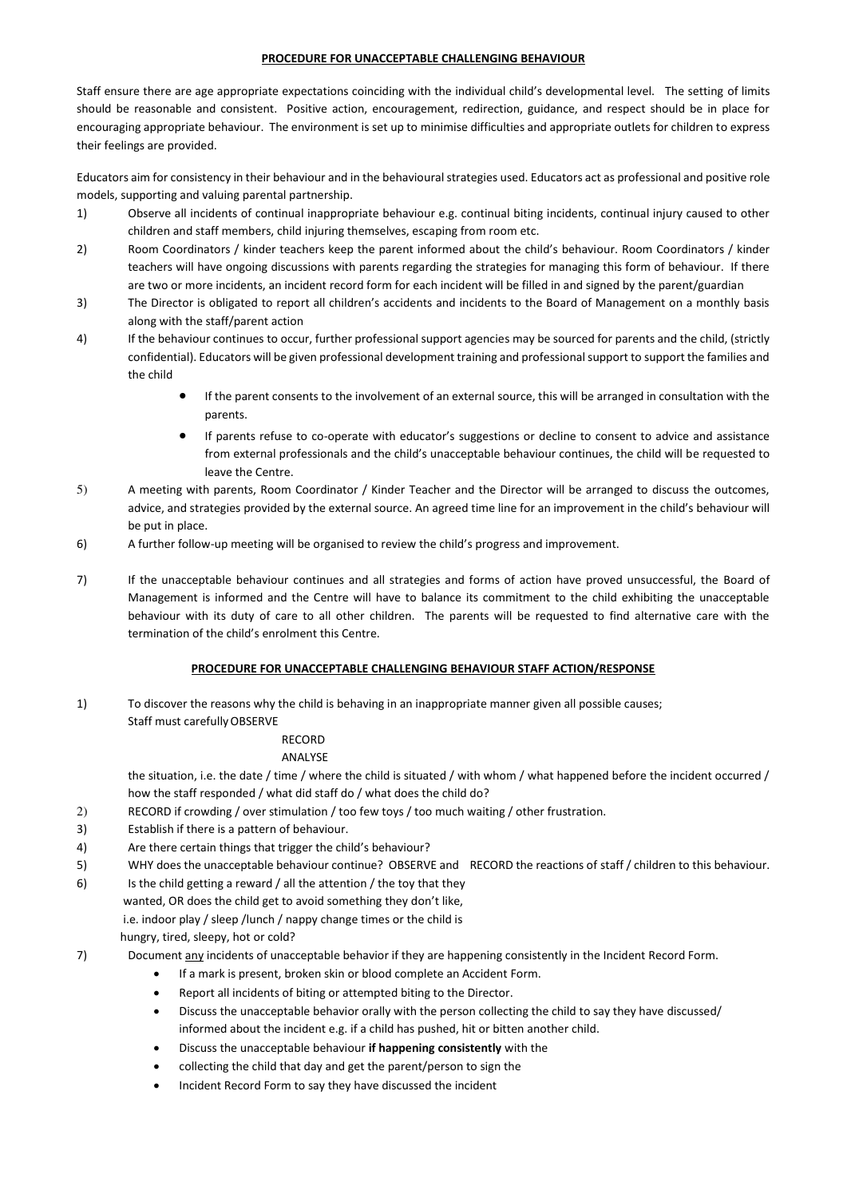**PROCEDURE FOR UNACCEPTABLE CHALLENGING BEHAVIOUR**

Staff ensure there are age appropriate expectations coinciding with the individual child's developmental level. The setting of limits should be reasonable and consistent. Positive action, encouragement, redirection, guidance, and respect should be in place for encouraging appropriate behaviour. The environment is set up to minimise difficulties and appropriate outlets for children to express their feelings are provided.

Educators aim for consistency in their behaviour and in the behavioural strategies used. Educators act as professional and positive role models, supporting and valuing parental partnership.

1) Observe all incidents of continual inappropriate behaviour e.g. continual biting incidents, continual injury caused to other children and staff members, child injuring themselves, escaping from room etc.
2) Room Coordinators / kinder teachers keep the parent informed about the child's behaviour. Room Coordinators / kinder teachers will have ongoing discussions with parents regarding the strategies for managing this form of behaviour. If there are two or more incidents, an incident record form for each incident will be filled in and signed by the parent/guardian
3) The Director is obligated to report all children's accidents and incidents to the Board of Management on a monthly basis along with the staff/parent action
4) If the behaviour continues to occur, further professional support agencies may be sourced for parents and the child, (strictly confidential). Educators will be given professional development training and professional support to support the families and the child
   - If the parent consents to the involvement of an external source, this will be arranged in consultation with the parents.
   - If parents refuse to co-operate with educator's suggestions or decline to consent to advice and assistance from external professionals and the child's unacceptable behaviour continues, the child will be requested to leave the Centre.
5) A meeting with parents, Room Coordinator / Kinder Teacher and the Director will be arranged to discuss the outcomes, advice, and strategies provided by the external source. An agreed time line for an improvement in the child's behaviour will be put in place.
6) A further follow-up meeting will be organised to review the child's progress and improvement.
7) If the unacceptable behaviour continues and all strategies and forms of action have proved unsuccessful, the Board of Management is informed and the Centre will have to balance its commitment to the child exhibiting the unacceptable behaviour with its duty of care to all other children. The parents will be requested to find alternative care with the termination of the child's enrolment this Centre.

**PROCEDURE FOR UNACCEPTABLE CHALLENGING BEHAVIOUR STAFF ACTION/RESPONSE**

1) To discover the reasons why the child is behaving in an inappropriate manner given all possible causes;
   Staff must carefully OBSERVE
   RECORD
   ANALYSE
   the situation, i.e. the date / time / where the child is situated / with whom / what happened before the incident occurred / how the staff responded / what did staff do / what does the child do?
2) RECORD if crowding / over stimulation / too few toys / too much waiting / other frustration.
3) Establish if there is a pattern of behaviour.
4) Are there certain things that trigger the child's behaviour?
5) WHY does the unacceptable behaviour continue? OBSERVE and RECORD the reactions of staff / children to this behaviour.
6) Is the child getting a reward / all the attention / the toy that they wanted, OR does the child get to avoid something they don't like, i.e. indoor play / sleep /lunch / nappy change times or the child is hungry, tired, sleepy, hot or cold?
7) Document any incidents of unacceptable behavior if they are happening consistently in the Incident Record Form.
   - If a mark is present, broken skin or blood complete an Accident Form.
   - Report all incidents of biting or attempted biting to the Director.
   - Discuss the unacceptable behavior orally with the person collecting the child to say they have discussed/ informed about the incident e.g. if a child has pushed, hit or bitten another child.
   - Discuss the unacceptable behaviour **if happening consistently** with the
   - collecting the child that day and get the parent/person to sign the
   - Incident Record Form to say they have discussed the incident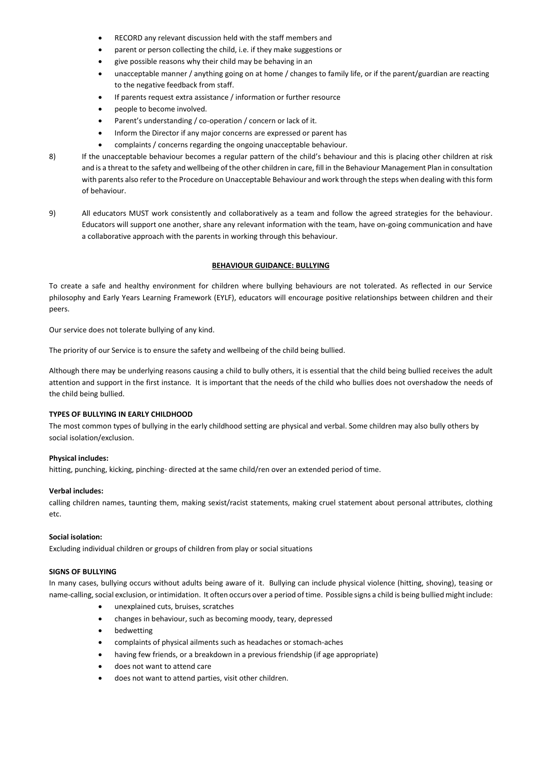- RECORD any relevant discussion held with the staff members and
- parent or person collecting the child, i.e. if they make suggestions or
- give possible reasons why their child may be behaving in an
- unacceptable manner / anything going on at home / changes to family life, or if the parent/guardian are reacting to the negative feedback from staff.
- If parents request extra assistance / information or further resource
- people to become involved.
- Parent's understanding / co-operation / concern or lack of it.
- Inform the Director if any major concerns are expressed or parent has
- complaints / concerns regarding the ongoing unacceptable behaviour.

8) If the unacceptable behaviour becomes a regular pattern of the child's behaviour and this is placing other children at risk and is a threat to the safety and wellbeing of the other children in care, fill in the Behaviour Management Plan in consultation with parents also refer to the Procedure on Unacceptable Behaviour and work through the steps when dealing with this form of behaviour.

9) All educators MUST work consistently and collaboratively as a team and follow the agreed strategies for the behaviour. Educators will support one another, share any relevant information with the team, have on-going communication and have a collaborative approach with the parents in working through this behaviour.

## BEHAVIOUR GUIDANCE: BULLYING

To create a safe and healthy environment for children where bullying behaviours are not tolerated. As reflected in our Service philosophy and Early Years Learning Framework (EYLF), educators will encourage positive relationships between children and their peers.

Our service does not tolerate bullying of any kind.

The priority of our Service is to ensure the safety and wellbeing of the child being bullied.

Although there may be underlying reasons causing a child to bully others, it is essential that the child being bullied receives the adult attention and support in the first instance. It is important that the needs of the child who bullies does not overshadow the needs of the child being bullied.

### TYPES OF BULLYING IN EARLY CHILDHOOD

The most common types of bullying in the early childhood setting are physical and verbal. Some children may also bully others by social isolation/exclusion.

**Physical includes:**

hitting, punching, kicking, pinching- directed at the same child/ren over an extended period of time.

**Verbal includes:**

calling children names, taunting them, making sexist/racist statements, making cruel statement about personal attributes, clothing etc.

**Social isolation:**

Excluding individual children or groups of children from play or social situations

### SIGNS OF BULLYING

In many cases, bullying occurs without adults being aware of it. Bullying can include physical violence (hitting, shoving), teasing or name-calling, social exclusion, or intimidation. It often occurs over a period of time. Possible signs a child is being bullied might include:

- unexplained cuts, bruises, scratches
- changes in behaviour, such as becoming moody, teary, depressed
- bedwetting
- complaints of physical ailments such as headaches or stomach-aches
- having few friends, or a breakdown in a previous friendship (if age appropriate)
- does not want to attend care
- does not want to attend parties, visit other children.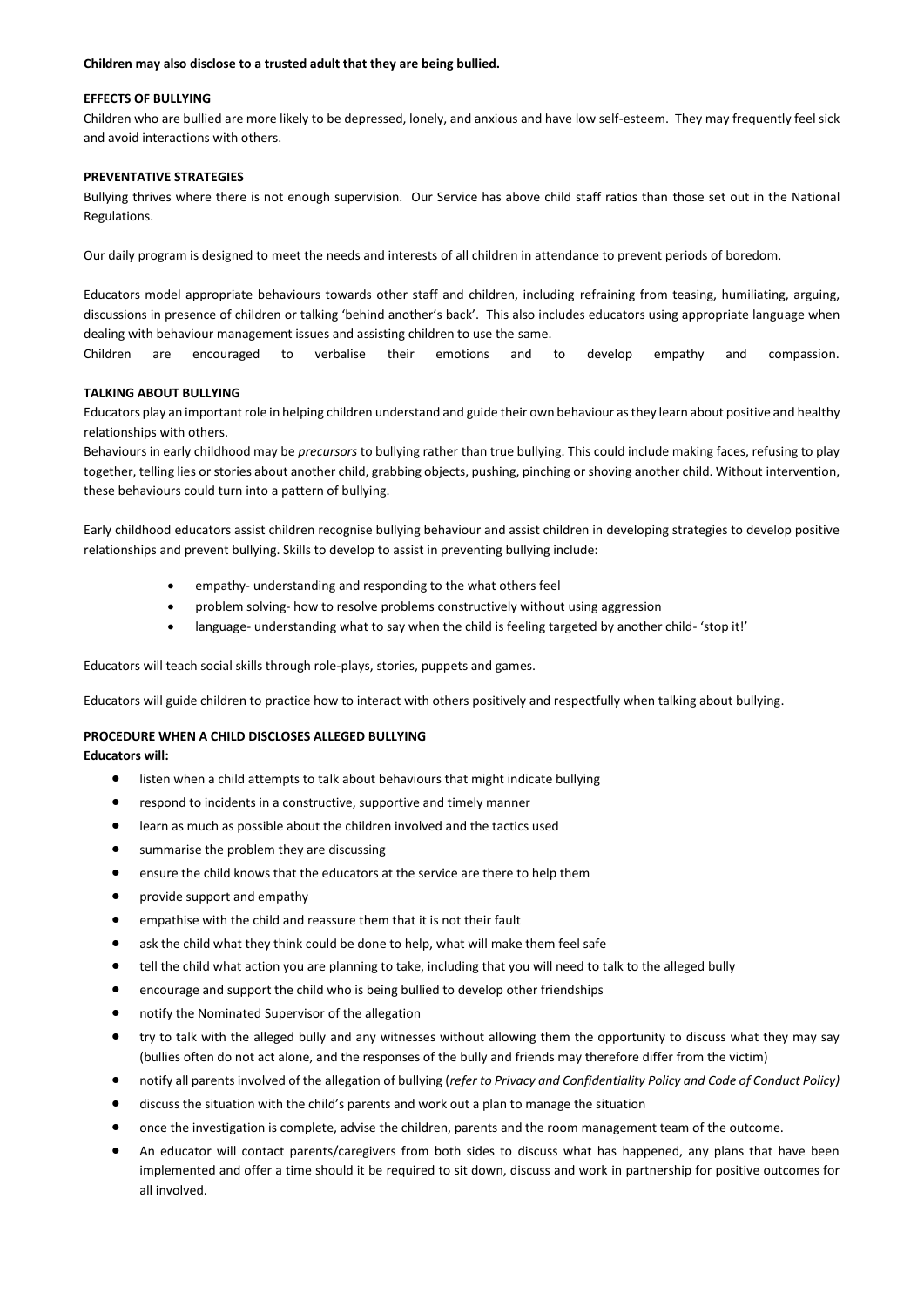**Children may also disclose to a trusted adult that they are being bullied.**

**EFFECTS OF BULLYING**

Children who are bullied are more likely to be depressed, lonely, and anxious and have low self-esteem. They may frequently feel sick and avoid interactions with others.

**PREVENTATIVE STRATEGIES**

Bullying thrives where there is not enough supervision. Our Service has above child staff ratios than those set out in the National Regulations.

Our daily program is designed to meet the needs and interests of all children in attendance to prevent periods of boredom.

Educators model appropriate behaviours towards other staff and children, including refraining from teasing, humiliating, arguing, discussions in presence of children or talking 'behind another's back'. This also includes educators using appropriate language when dealing with behaviour management issues and assisting children to use the same.

Children are encouraged to verbalise their emotions and to develop empathy and compassion.

**TALKING ABOUT BULLYING**

Educators play an important role in helping children understand and guide their own behaviour as they learn about positive and healthy relationships with others.

Behaviours in early childhood may be *precursors* to bullying rather than true bullying. This could include making faces, refusing to play together, telling lies or stories about another child, grabbing objects, pushing, pinching or shoving another child. Without intervention, these behaviours could turn into a pattern of bullying.

Early childhood educators assist children recognise bullying behaviour and assist children in developing strategies to develop positive relationships and prevent bullying. Skills to develop to assist in preventing bullying include:

- empathy- understanding and responding to the what others feel
- problem solving- how to resolve problems constructively without using aggression
- language- understanding what to say when the child is feeling targeted by another child- 'stop it!'

Educators will teach social skills through role-plays, stories, puppets and games.

Educators will guide children to practice how to interact with others positively and respectfully when talking about bullying.

**PROCEDURE WHEN A CHILD DISCLOSES ALLEGED BULLYING**

**Educators will:**

- listen when a child attempts to talk about behaviours that might indicate bullying
- respond to incidents in a constructive, supportive and timely manner
- learn as much as possible about the children involved and the tactics used
- summarise the problem they are discussing
- ensure the child knows that the educators at the service are there to help them
- provide support and empathy
- empathise with the child and reassure them that it is not their fault
- ask the child what they think could be done to help, what will make them feel safe
- tell the child what action you are planning to take, including that you will need to talk to the alleged bully
- encourage and support the child who is being bullied to develop other friendships
- notify the Nominated Supervisor of the allegation
- try to talk with the alleged bully and any witnesses without allowing them the opportunity to discuss what they may say (bullies often do not act alone, and the responses of the bully and friends may therefore differ from the victim)
- notify all parents involved of the allegation of bullying (*refer to Privacy and Confidentiality Policy and Code of Conduct Policy)*
- discuss the situation with the child's parents and work out a plan to manage the situation
- once the investigation is complete, advise the children, parents and the room management team of the outcome.
- An educator will contact parents/caregivers from both sides to discuss what has happened, any plans that have been implemented and offer a time should it be required to sit down, discuss and work in partnership for positive outcomes for all involved.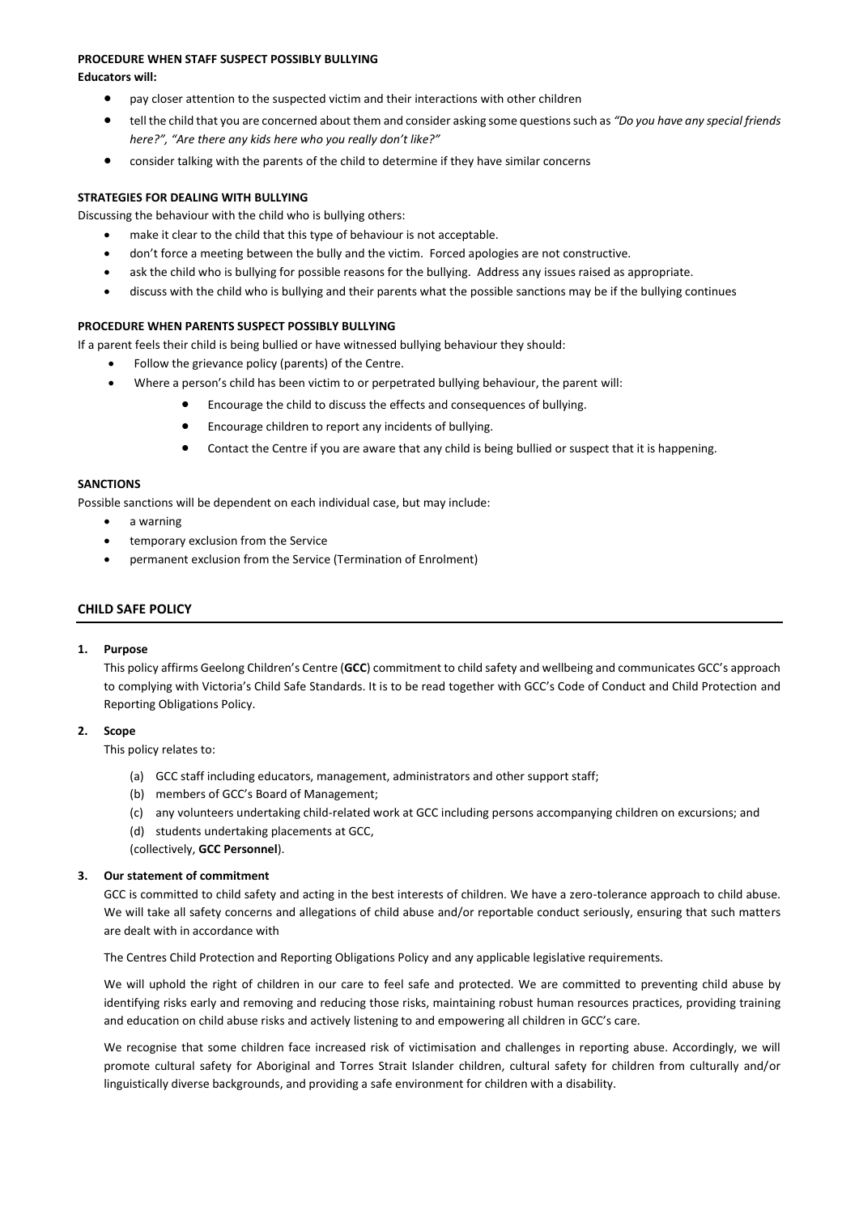**PROCEDURE WHEN STAFF SUSPECT POSSIBLY BULLYING**

**Educators will:**

- pay closer attention to the suspected victim and their interactions with other children
- tell the child that you are concerned about them and consider asking some questions such as *"Do you have any special friends here?", "Are there any kids here who you really don't like?"*
- consider talking with the parents of the child to determine if they have similar concerns

**STRATEGIES FOR DEALING WITH BULLYING**

Discussing the behaviour with the child who is bullying others:

- make it clear to the child that this type of behaviour is not acceptable.
- don't force a meeting between the bully and the victim. Forced apologies are not constructive.
- ask the child who is bullying for possible reasons for the bullying. Address any issues raised as appropriate.
- discuss with the child who is bullying and their parents what the possible sanctions may be if the bullying continues

**PROCEDURE WHEN PARENTS SUSPECT POSSIBLY BULLYING**

If a parent feels their child is being bullied or have witnessed bullying behaviour they should:

- Follow the grievance policy (parents) of the Centre.
- Where a person's child has been victim to or perpetrated bullying behaviour, the parent will:
  - Encourage the child to discuss the effects and consequences of bullying.
  - Encourage children to report any incidents of bullying.
  - Contact the Centre if you are aware that any child is being bullied or suspect that it is happening.

**SANCTIONS**

Possible sanctions will be dependent on each individual case, but may include:

- a warning
- temporary exclusion from the Service
- permanent exclusion from the Service (Termination of Enrolment)

## CHILD SAFE POLICY

**1. Purpose**

This policy affirms Geelong Children's Centre (**GCC**) commitment to child safety and wellbeing and communicates GCC's approach to complying with Victoria's Child Safe Standards. It is to be read together with GCC's Code of Conduct and Child Protection and Reporting Obligations Policy.

**2. Scope**

This policy relates to:

(a) GCC staff including educators, management, administrators and other support staff;

(b) members of GCC's Board of Management;

(c) any volunteers undertaking child-related work at GCC including persons accompanying children on excursions; and

(d) students undertaking placements at GCC,

(collectively, **GCC Personnel**).

**3. Our statement of commitment**

GCC is committed to child safety and acting in the best interests of children. We have a zero-tolerance approach to child abuse. We will take all safety concerns and allegations of child abuse and/or reportable conduct seriously, ensuring that such matters are dealt with in accordance with

The Centres Child Protection and Reporting Obligations Policy and any applicable legislative requirements.

We will uphold the right of children in our care to feel safe and protected. We are committed to preventing child abuse by identifying risks early and removing and reducing those risks, maintaining robust human resources practices, providing training and education on child abuse risks and actively listening to and empowering all children in GCC's care.

We recognise that some children face increased risk of victimisation and challenges in reporting abuse. Accordingly, we will promote cultural safety for Aboriginal and Torres Strait Islander children, cultural safety for children from culturally and/or linguistically diverse backgrounds, and providing a safe environment for children with a disability.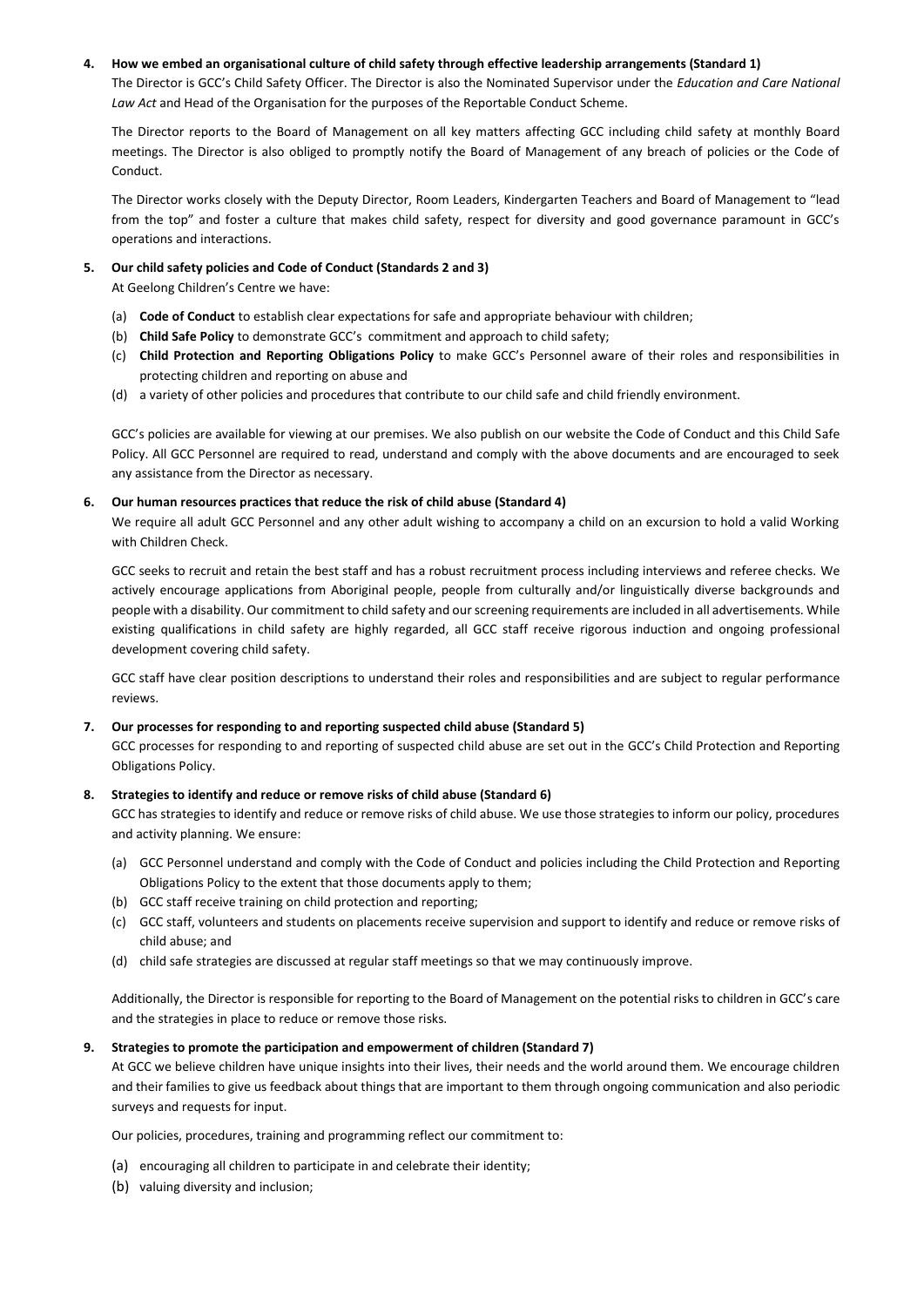**4. How we embed an organisational culture of child safety through effective leadership arrangements (Standard 1)**

The Director is GCC's Child Safety Officer. The Director is also the Nominated Supervisor under the *Education and Care National Law Act* and Head of the Organisation for the purposes of the Reportable Conduct Scheme.

The Director reports to the Board of Management on all key matters affecting GCC including child safety at monthly Board meetings. The Director is also obliged to promptly notify the Board of Management of any breach of policies or the Code of Conduct.

The Director works closely with the Deputy Director, Room Leaders, Kindergarten Teachers and Board of Management to "lead from the top" and foster a culture that makes child safety, respect for diversity and good governance paramount in GCC's operations and interactions.

**5. Our child safety policies and Code of Conduct (Standards 2 and 3)**

At Geelong Children's Centre we have:

(a) **Code of Conduct** to establish clear expectations for safe and appropriate behaviour with children;

(b) **Child Safe Policy** to demonstrate GCC's commitment and approach to child safety;

(c) **Child Protection and Reporting Obligations Policy** to make GCC's Personnel aware of their roles and responsibilities in protecting children and reporting on abuse and

(d) a variety of other policies and procedures that contribute to our child safe and child friendly environment.

GCC's policies are available for viewing at our premises. We also publish on our website the Code of Conduct and this Child Safe Policy. All GCC Personnel are required to read, understand and comply with the above documents and are encouraged to seek any assistance from the Director as necessary.

**6. Our human resources practices that reduce the risk of child abuse (Standard 4)**

We require all adult GCC Personnel and any other adult wishing to accompany a child on an excursion to hold a valid Working with Children Check.

GCC seeks to recruit and retain the best staff and has a robust recruitment process including interviews and referee checks. We actively encourage applications from Aboriginal people, people from culturally and/or linguistically diverse backgrounds and people with a disability. Our commitment to child safety and our screening requirements are included in all advertisements. While existing qualifications in child safety are highly regarded, all GCC staff receive rigorous induction and ongoing professional development covering child safety.

GCC staff have clear position descriptions to understand their roles and responsibilities and are subject to regular performance reviews.

**7. Our processes for responding to and reporting suspected child abuse (Standard 5)**

GCC processes for responding to and reporting of suspected child abuse are set out in the GCC's Child Protection and Reporting Obligations Policy.

**8. Strategies to identify and reduce or remove risks of child abuse (Standard 6)**

GCC has strategies to identify and reduce or remove risks of child abuse. We use those strategies to inform our policy, procedures and activity planning. We ensure:

(a) GCC Personnel understand and comply with the Code of Conduct and policies including the Child Protection and Reporting Obligations Policy to the extent that those documents apply to them;

(b) GCC staff receive training on child protection and reporting;

(c) GCC staff, volunteers and students on placements receive supervision and support to identify and reduce or remove risks of child abuse; and

(d) child safe strategies are discussed at regular staff meetings so that we may continuously improve.

Additionally, the Director is responsible for reporting to the Board of Management on the potential risks to children in GCC's care and the strategies in place to reduce or remove those risks.

**9. Strategies to promote the participation and empowerment of children (Standard 7)**

At GCC we believe children have unique insights into their lives, their needs and the world around them. We encourage children and their families to give us feedback about things that are important to them through ongoing communication and also periodic surveys and requests for input.

Our policies, procedures, training and programming reflect our commitment to:

(a) encouraging all children to participate in and celebrate their identity;

(b) valuing diversity and inclusion;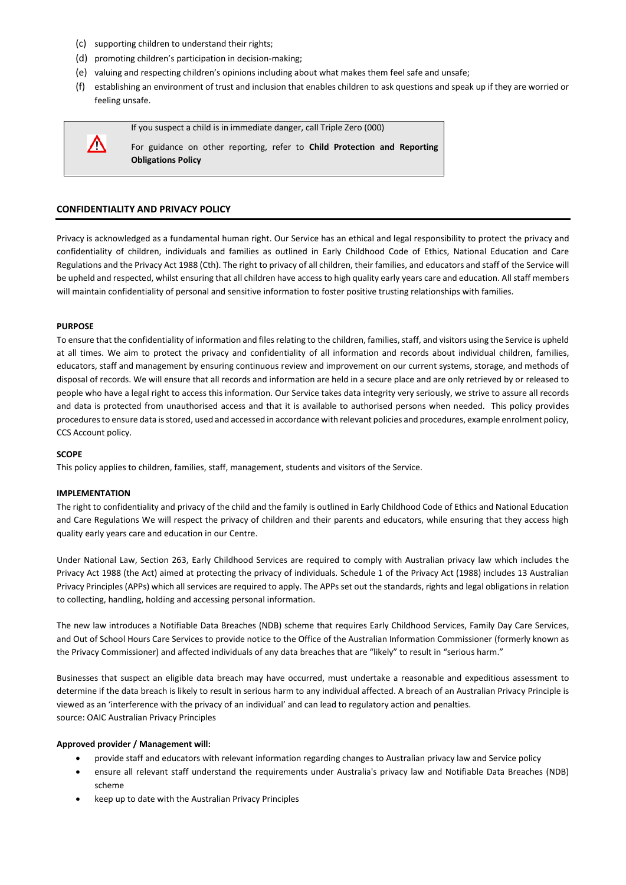(c) supporting children to understand their rights;
(d) promoting children's participation in decision-making;
(e) valuing and respecting children's opinions including about what makes them feel safe and unsafe;
(f) establishing an environment of trust and inclusion that enables children to ask questions and speak up if they are worried or feeling unsafe.

> ⚠ If you suspect a child is in immediate danger, call Triple Zero (000)
>
> For guidance on other reporting, refer to **Child Protection and Reporting Obligations Policy**

## CONFIDENTIALITY AND PRIVACY POLICY

Privacy is acknowledged as a fundamental human right. Our Service has an ethical and legal responsibility to protect the privacy and confidentiality of children, individuals and families as outlined in Early Childhood Code of Ethics, National Education and Care Regulations and the Privacy Act 1988 (Cth). The right to privacy of all children, their families, and educators and staff of the Service will be upheld and respected, whilst ensuring that all children have access to high quality early years care and education. All staff members will maintain confidentiality of personal and sensitive information to foster positive trusting relationships with families.

### PURPOSE

To ensure that the confidentiality of information and files relating to the children, families, staff, and visitors using the Service is upheld at all times. We aim to protect the privacy and confidentiality of all information and records about individual children, families, educators, staff and management by ensuring continuous review and improvement on our current systems, storage, and methods of disposal of records. We will ensure that all records and information are held in a secure place and are only retrieved by or released to people who have a legal right to access this information. Our Service takes data integrity very seriously, we strive to assure all records and data is protected from unauthorised access and that it is available to authorised persons when needed. This policy provides procedures to ensure data is stored, used and accessed in accordance with relevant policies and procedures, example enrolment policy, CCS Account policy.

### SCOPE

This policy applies to children, families, staff, management, students and visitors of the Service.

### IMPLEMENTATION

The right to confidentiality and privacy of the child and the family is outlined in Early Childhood Code of Ethics and National Education and Care Regulations We will respect the privacy of children and their parents and educators, while ensuring that they access high quality early years care and education in our Centre.

Under National Law, Section 263, Early Childhood Services are required to comply with Australian privacy law which includes the Privacy Act 1988 (the Act) aimed at protecting the privacy of individuals. Schedule 1 of the Privacy Act (1988) includes 13 Australian Privacy Principles (APPs) which all services are required to apply. The APPs set out the standards, rights and legal obligations in relation to collecting, handling, holding and accessing personal information.

The new law introduces a Notifiable Data Breaches (NDB) scheme that requires Early Childhood Services, Family Day Care Services, and Out of School Hours Care Services to provide notice to the Office of the Australian Information Commissioner (formerly known as the Privacy Commissioner) and affected individuals of any data breaches that are "likely" to result in "serious harm."

Businesses that suspect an eligible data breach may have occurred, must undertake a reasonable and expeditious assessment to determine if the data breach is likely to result in serious harm to any individual affected. A breach of an Australian Privacy Principle is viewed as an 'interference with the privacy of an individual' and can lead to regulatory action and penalties.
source: OAIC Australian Privacy Principles

**Approved provider / Management will:**

- provide staff and educators with relevant information regarding changes to Australian privacy law and Service policy
- ensure all relevant staff understand the requirements under Australia's privacy law and Notifiable Data Breaches (NDB) scheme
- keep up to date with the Australian Privacy Principles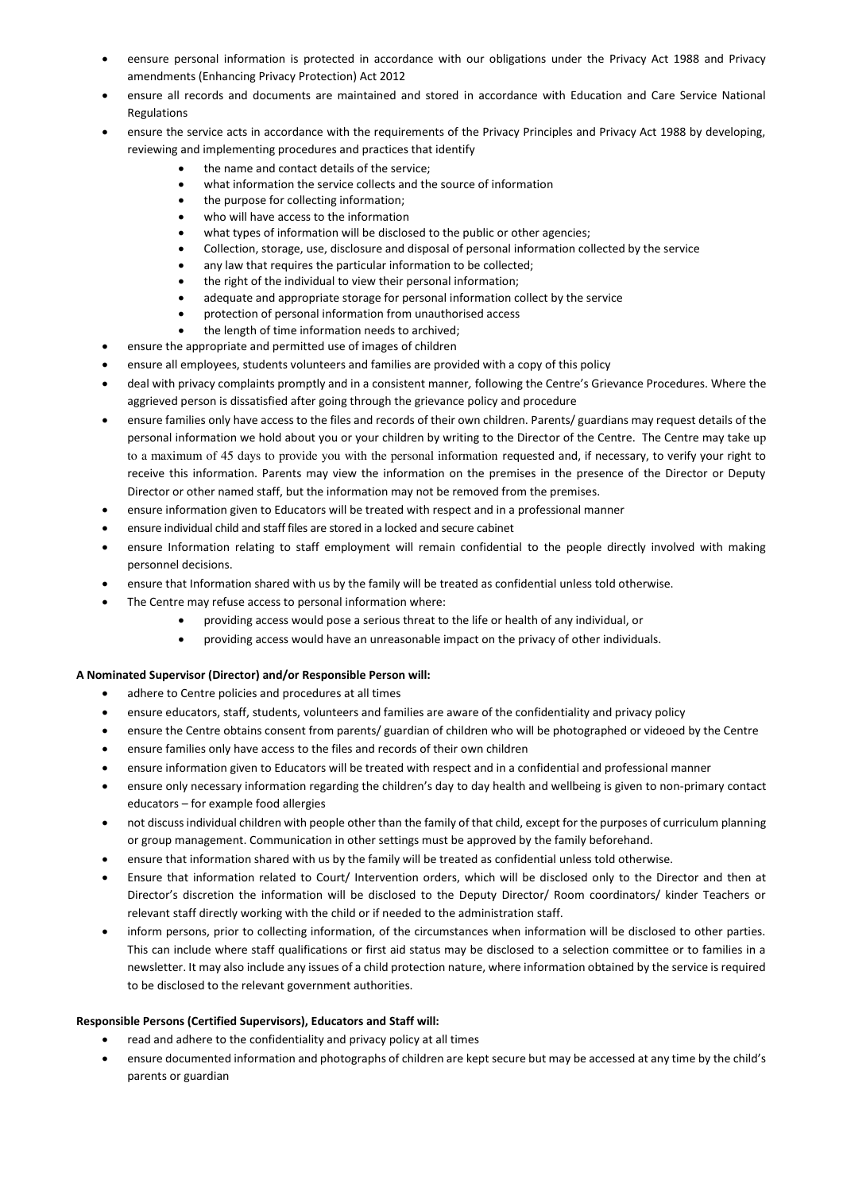- eensure personal information is protected in accordance with our obligations under the Privacy Act 1988 and Privacy amendments (Enhancing Privacy Protection) Act 2012
- ensure all records and documents are maintained and stored in accordance with Education and Care Service National Regulations
- ensure the service acts in accordance with the requirements of the Privacy Principles and Privacy Act 1988 by developing, reviewing and implementing procedures and practices that identify
    - the name and contact details of the service;
    - what information the service collects and the source of information
    - the purpose for collecting information;
    - who will have access to the information
    - what types of information will be disclosed to the public or other agencies;
    - Collection, storage, use, disclosure and disposal of personal information collected by the service
    - any law that requires the particular information to be collected;
    - the right of the individual to view their personal information;
    - adequate and appropriate storage for personal information collect by the service
    - protection of personal information from unauthorised access
    - the length of time information needs to archived;
- ensure the appropriate and permitted use of images of children
- ensure all employees, students volunteers and families are provided with a copy of this policy
- deal with privacy complaints promptly and in a consistent manner, following the Centre's Grievance Procedures. Where the aggrieved person is dissatisfied after going through the grievance policy and procedure
- ensure families only have access to the files and records of their own children. Parents/ guardians may request details of the personal information we hold about you or your children by writing to the Director of the Centre. The Centre may take up to a maximum of 45 days to provide you with the personal information requested and, if necessary, to verify your right to receive this information. Parents may view the information on the premises in the presence of the Director or Deputy Director or other named staff, but the information may not be removed from the premises.
- ensure information given to Educators will be treated with respect and in a professional manner
- ensure individual child and staff files are stored in a locked and secure cabinet
- ensure Information relating to staff employment will remain confidential to the people directly involved with making personnel decisions.
- ensure that Information shared with us by the family will be treated as confidential unless told otherwise.
- The Centre may refuse access to personal information where:
    - providing access would pose a serious threat to the life or health of any individual, or
    - providing access would have an unreasonable impact on the privacy of other individuals.

**A Nominated Supervisor (Director) and/or Responsible Person will:**

- adhere to Centre policies and procedures at all times
- ensure educators, staff, students, volunteers and families are aware of the confidentiality and privacy policy
- ensure the Centre obtains consent from parents/ guardian of children who will be photographed or videoed by the Centre
- ensure families only have access to the files and records of their own children
- ensure information given to Educators will be treated with respect and in a confidential and professional manner
- ensure only necessary information regarding the children's day to day health and wellbeing is given to non-primary contact educators – for example food allergies
- not discuss individual children with people other than the family of that child, except for the purposes of curriculum planning or group management. Communication in other settings must be approved by the family beforehand.
- ensure that information shared with us by the family will be treated as confidential unless told otherwise.
- Ensure that information related to Court/ Intervention orders, which will be disclosed only to the Director and then at Director's discretion the information will be disclosed to the Deputy Director/ Room coordinators/ kinder Teachers or relevant staff directly working with the child or if needed to the administration staff.
- inform persons, prior to collecting information, of the circumstances when information will be disclosed to other parties. This can include where staff qualifications or first aid status may be disclosed to a selection committee or to families in a newsletter. It may also include any issues of a child protection nature, where information obtained by the service is required to be disclosed to the relevant government authorities.

**Responsible Persons (Certified Supervisors), Educators and Staff will:**

- read and adhere to the confidentiality and privacy policy at all times
- ensure documented information and photographs of children are kept secure but may be accessed at any time by the child's parents or guardian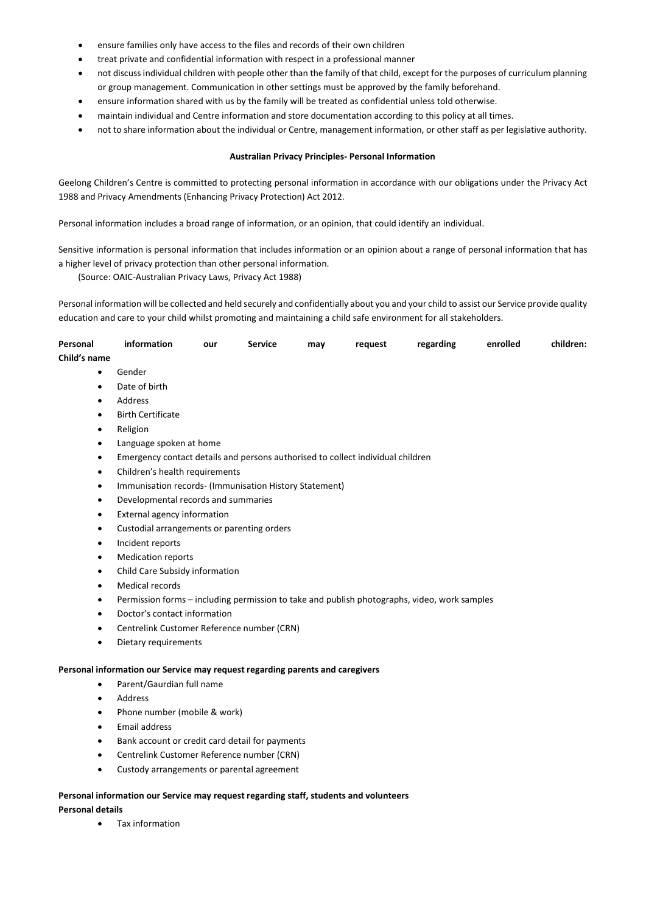- ensure families only have access to the files and records of their own children
- treat private and confidential information with respect in a professional manner
- not discuss individual children with people other than the family of that child, except for the purposes of curriculum planning or group management. Communication in other settings must be approved by the family beforehand.
- ensure information shared with us by the family will be treated as confidential unless told otherwise.
- maintain individual and Centre information and store documentation according to this policy at all times.
- not to share information about the individual or Centre, management information, or other staff as per legislative authority.

**Australian Privacy Principles- Personal Information**

Geelong Children's Centre is committed to protecting personal information in accordance with our obligations under the Privacy Act 1988 and Privacy Amendments (Enhancing Privacy Protection) Act 2012.

Personal information includes a broad range of information, or an opinion, that could identify an individual.

Sensitive information is personal information that includes information or an opinion about a range of personal information that has a higher level of privacy protection than other personal information.
(Source: OAIC-Australian Privacy Laws, Privacy Act 1988)

Personal information will be collected and held securely and confidentially about you and your child to assist our Service provide quality education and care to your child whilst promoting and maintaining a child safe environment for all stakeholders.

**Personal information our Service may request regarding enrolled children:**
**Child's name**

- Gender
- Date of birth
- Address
- Birth Certificate
- Religion
- Language spoken at home
- Emergency contact details and persons authorised to collect individual children
- Children's health requirements
- Immunisation records- (Immunisation History Statement)
- Developmental records and summaries
- External agency information
- Custodial arrangements or parenting orders
- Incident reports
- Medication reports
- Child Care Subsidy information
- Medical records
- Permission forms – including permission to take and publish photographs, video, work samples
- Doctor's contact information
- Centrelink Customer Reference number (CRN)
- Dietary requirements

**Personal information our Service may request regarding parents and caregivers**

- Parent/Gaurdian full name
- Address
- Phone number (mobile & work)
- Email address
- Bank account or credit card detail for payments
- Centrelink Customer Reference number (CRN)
- Custody arrangements or parental agreement

**Personal information our Service may request regarding staff, students and volunteers**
**Personal details**

- Tax information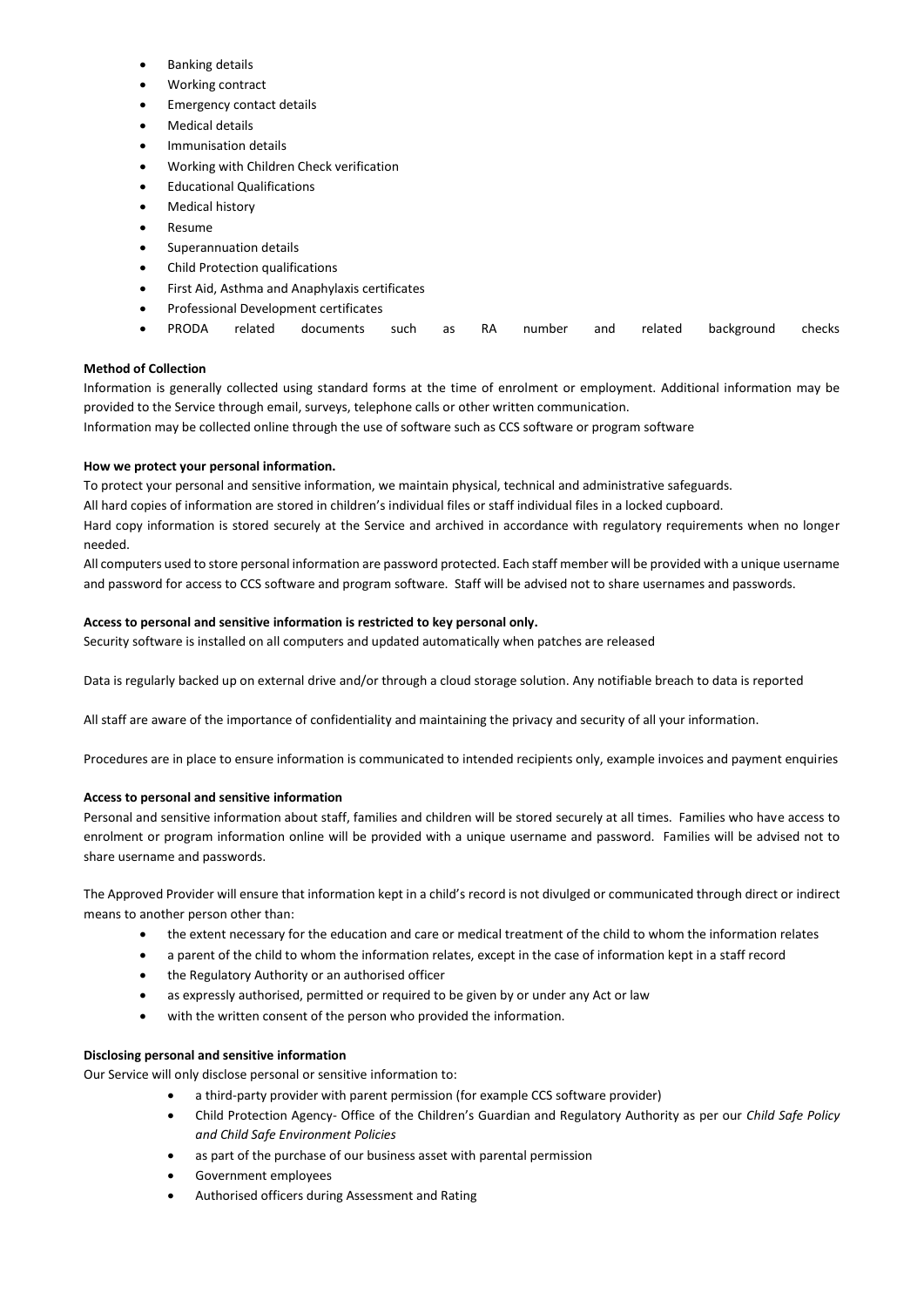- Banking details
- Working contract
- Emergency contact details
- Medical details
- Immunisation details
- Working with Children Check verification
- Educational Qualifications
- Medical history
- Resume
- Superannuation details
- Child Protection qualifications
- First Aid, Asthma and Anaphylaxis certificates
- Professional Development certificates
- PRODA related documents such as RA number and related background checks

**Method of Collection**

Information is generally collected using standard forms at the time of enrolment or employment. Additional information may be provided to the Service through email, surveys, telephone calls or other written communication.
Information may be collected online through the use of software such as CCS software or program software

**How we protect your personal information.**

To protect your personal and sensitive information, we maintain physical, technical and administrative safeguards.
All hard copies of information are stored in children's individual files or staff individual files in a locked cupboard.
Hard copy information is stored securely at the Service and archived in accordance with regulatory requirements when no longer needed.
All computers used to store personal information are password protected. Each staff member will be provided with a unique username and password for access to CCS software and program software. Staff will be advised not to share usernames and passwords.

**Access to personal and sensitive information is restricted to key personal only.**

Security software is installed on all computers and updated automatically when patches are released

Data is regularly backed up on external drive and/or through a cloud storage solution. Any notifiable breach to data is reported

All staff are aware of the importance of confidentiality and maintaining the privacy and security of all your information.

Procedures are in place to ensure information is communicated to intended recipients only, example invoices and payment enquiries

**Access to personal and sensitive information**

Personal and sensitive information about staff, families and children will be stored securely at all times. Families who have access to enrolment or program information online will be provided with a unique username and password. Families will be advised not to share username and passwords.

The Approved Provider will ensure that information kept in a child's record is not divulged or communicated through direct or indirect means to another person other than:

- the extent necessary for the education and care or medical treatment of the child to whom the information relates
- a parent of the child to whom the information relates, except in the case of information kept in a staff record
- the Regulatory Authority or an authorised officer
- as expressly authorised, permitted or required to be given by or under any Act or law
- with the written consent of the person who provided the information.

**Disclosing personal and sensitive information**

Our Service will only disclose personal or sensitive information to:

- a third-party provider with parent permission (for example CCS software provider)
- Child Protection Agency- Office of the Children's Guardian and Regulatory Authority as per our *Child Safe Policy and Child Safe Environment Policies*
- as part of the purchase of our business asset with parental permission
- Government employees
- Authorised officers during Assessment and Rating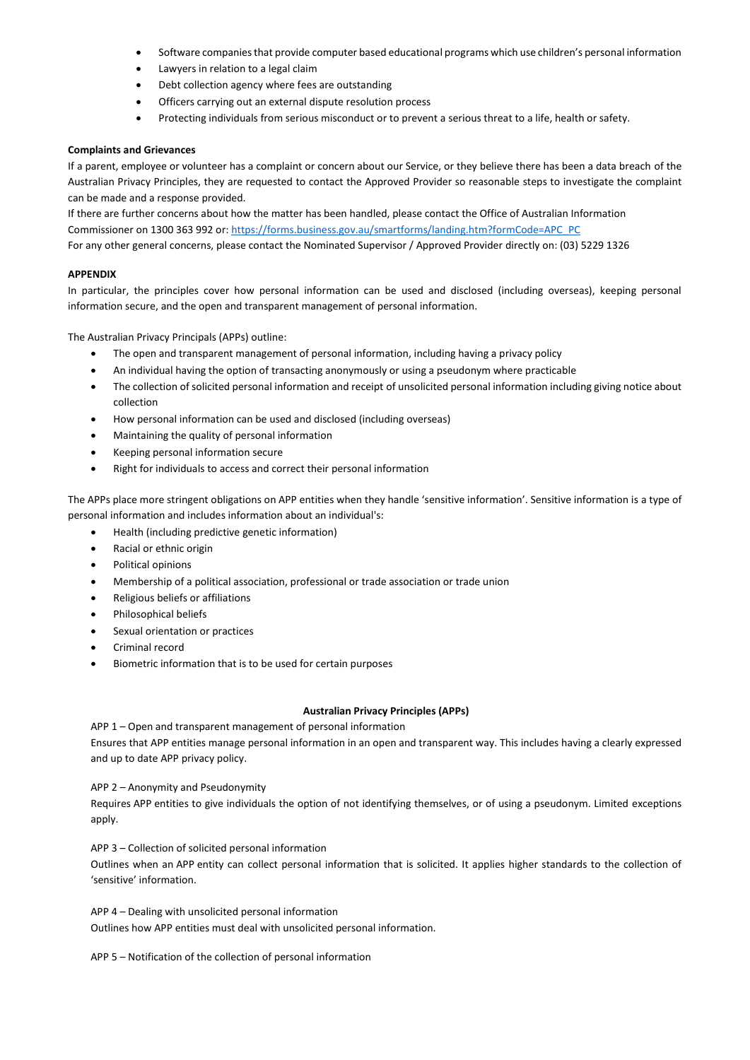- Software companies that provide computer based educational programs which use children's personal information
- Lawyers in relation to a legal claim
- Debt collection agency where fees are outstanding
- Officers carrying out an external dispute resolution process
- Protecting individuals from serious misconduct or to prevent a serious threat to a life, health or safety.

**Complaints and Grievances**

If a parent, employee or volunteer has a complaint or concern about our Service, or they believe there has been a data breach of the Australian Privacy Principles, they are requested to contact the Approved Provider so reasonable steps to investigate the complaint can be made and a response provided.

If there are further concerns about how the matter has been handled, please contact the Office of Australian Information Commissioner on 1300 363 992 or: https://forms.business.gov.au/smartforms/landing.htm?formCode=APC_PC

For any other general concerns, please contact the Nominated Supervisor / Approved Provider directly on: (03) 5229 1326

**APPENDIX**

In particular, the principles cover how personal information can be used and disclosed (including overseas), keeping personal information secure, and the open and transparent management of personal information.

The Australian Privacy Principals (APPs) outline:

- The open and transparent management of personal information, including having a privacy policy
- An individual having the option of transacting anonymously or using a pseudonym where practicable
- The collection of solicited personal information and receipt of unsolicited personal information including giving notice about collection
- How personal information can be used and disclosed (including overseas)
- Maintaining the quality of personal information
- Keeping personal information secure
- Right for individuals to access and correct their personal information

The APPs place more stringent obligations on APP entities when they handle 'sensitive information'. Sensitive information is a type of personal information and includes information about an individual's:

- Health (including predictive genetic information)
- Racial or ethnic origin
- Political opinions
- Membership of a political association, professional or trade association or trade union
- Religious beliefs or affiliations
- Philosophical beliefs
- Sexual orientation or practices
- Criminal record
- Biometric information that is to be used for certain purposes

**Australian Privacy Principles (APPs)**

APP 1 – Open and transparent management of personal information

Ensures that APP entities manage personal information in an open and transparent way. This includes having a clearly expressed and up to date APP privacy policy.

APP 2 – Anonymity and Pseudonymity

Requires APP entities to give individuals the option of not identifying themselves, or of using a pseudonym. Limited exceptions apply.

APP 3 – Collection of solicited personal information

Outlines when an APP entity can collect personal information that is solicited. It applies higher standards to the collection of 'sensitive' information.

APP 4 – Dealing with unsolicited personal information

Outlines how APP entities must deal with unsolicited personal information.

APP 5 – Notification of the collection of personal information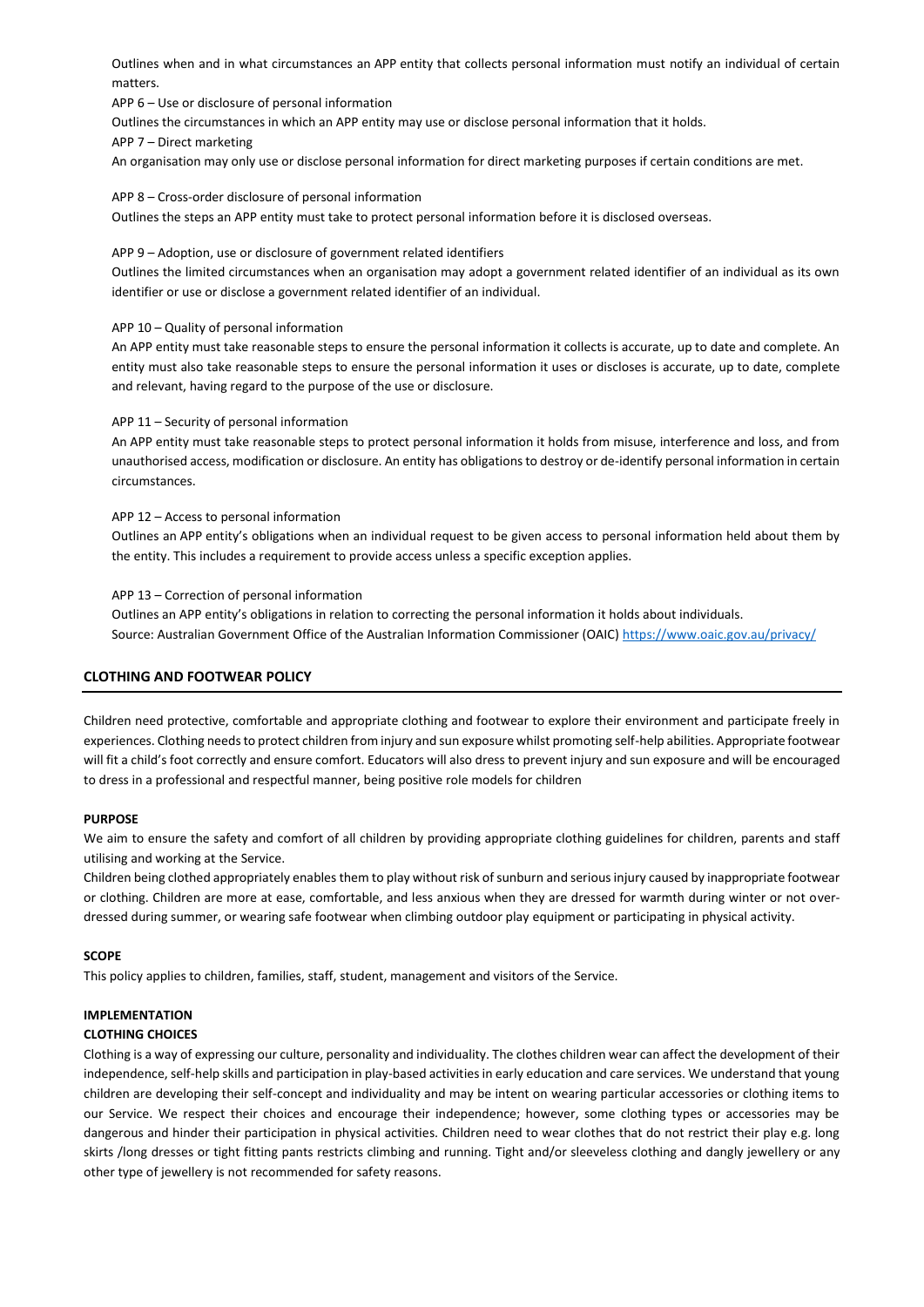Outlines when and in what circumstances an APP entity that collects personal information must notify an individual of certain matters.

APP 6 – Use or disclosure of personal information

Outlines the circumstances in which an APP entity may use or disclose personal information that it holds.

APP 7 – Direct marketing

An organisation may only use or disclose personal information for direct marketing purposes if certain conditions are met.

APP 8 – Cross-order disclosure of personal information

Outlines the steps an APP entity must take to protect personal information before it is disclosed overseas.

APP 9 – Adoption, use or disclosure of government related identifiers

Outlines the limited circumstances when an organisation may adopt a government related identifier of an individual as its own identifier or use or disclose a government related identifier of an individual.

APP 10 – Quality of personal information

An APP entity must take reasonable steps to ensure the personal information it collects is accurate, up to date and complete. An entity must also take reasonable steps to ensure the personal information it uses or discloses is accurate, up to date, complete and relevant, having regard to the purpose of the use or disclosure.

APP 11 – Security of personal information

An APP entity must take reasonable steps to protect personal information it holds from misuse, interference and loss, and from unauthorised access, modification or disclosure. An entity has obligations to destroy or de-identify personal information in certain circumstances.

APP 12 – Access to personal information

Outlines an APP entity's obligations when an individual request to be given access to personal information held about them by the entity. This includes a requirement to provide access unless a specific exception applies.

APP 13 – Correction of personal information

Outlines an APP entity's obligations in relation to correcting the personal information it holds about individuals.

Source: Australian Government Office of the Australian Information Commissioner (OAIC) https://www.oaic.gov.au/privacy/

## CLOTHING AND FOOTWEAR POLICY

Children need protective, comfortable and appropriate clothing and footwear to explore their environment and participate freely in experiences. Clothing needs to protect children from injury and sun exposure whilst promoting self-help abilities. Appropriate footwear will fit a child's foot correctly and ensure comfort. Educators will also dress to prevent injury and sun exposure and will be encouraged to dress in a professional and respectful manner, being positive role models for children

### PURPOSE

We aim to ensure the safety and comfort of all children by providing appropriate clothing guidelines for children, parents and staff utilising and working at the Service.

Children being clothed appropriately enables them to play without risk of sunburn and serious injury caused by inappropriate footwear or clothing. Children are more at ease, comfortable, and less anxious when they are dressed for warmth during winter or not over-dressed during summer, or wearing safe footwear when climbing outdoor play equipment or participating in physical activity.

### SCOPE

This policy applies to children, families, staff, student, management and visitors of the Service.

### IMPLEMENTATION

#### CLOTHING CHOICES

Clothing is a way of expressing our culture, personality and individuality. The clothes children wear can affect the development of their independence, self-help skills and participation in play-based activities in early education and care services. We understand that young children are developing their self-concept and individuality and may be intent on wearing particular accessories or clothing items to our Service. We respect their choices and encourage their independence; however, some clothing types or accessories may be dangerous and hinder their participation in physical activities. Children need to wear clothes that do not restrict their play e.g. long skirts /long dresses or tight fitting pants restricts climbing and running. Tight and/or sleeveless clothing and dangly jewellery or any other type of jewellery is not recommended for safety reasons.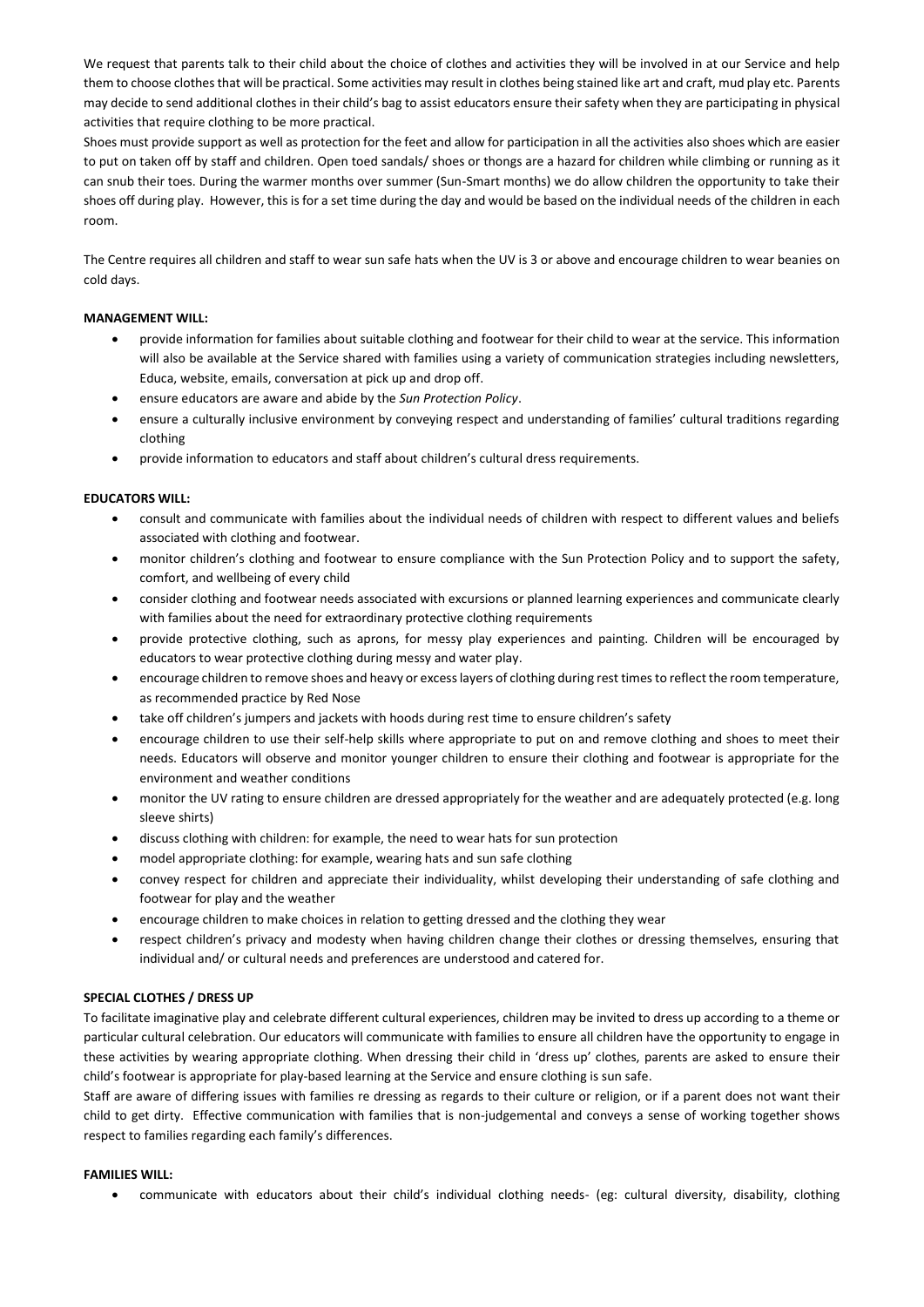We request that parents talk to their child about the choice of clothes and activities they will be involved in at our Service and help them to choose clothes that will be practical. Some activities may result in clothes being stained like art and craft, mud play etc. Parents may decide to send additional clothes in their child's bag to assist educators ensure their safety when they are participating in physical activities that require clothing to be more practical.

Shoes must provide support as well as protection for the feet and allow for participation in all the activities also shoes which are easier to put on taken off by staff and children. Open toed sandals/ shoes or thongs are a hazard for children while climbing or running as it can snub their toes. During the warmer months over summer (Sun-Smart months) we do allow children the opportunity to take their shoes off during play. However, this is for a set time during the day and would be based on the individual needs of the children in each room.

The Centre requires all children and staff to wear sun safe hats when the UV is 3 or above and encourage children to wear beanies on cold days.

**MANAGEMENT WILL:**

- provide information for families about suitable clothing and footwear for their child to wear at the service. This information will also be available at the Service shared with families using a variety of communication strategies including newsletters, Educa, website, emails, conversation at pick up and drop off.
- ensure educators are aware and abide by the *Sun Protection Policy*.
- ensure a culturally inclusive environment by conveying respect and understanding of families' cultural traditions regarding clothing
- provide information to educators and staff about children's cultural dress requirements.

**EDUCATORS WILL:**

- consult and communicate with families about the individual needs of children with respect to different values and beliefs associated with clothing and footwear.
- monitor children's clothing and footwear to ensure compliance with the Sun Protection Policy and to support the safety, comfort, and wellbeing of every child
- consider clothing and footwear needs associated with excursions or planned learning experiences and communicate clearly with families about the need for extraordinary protective clothing requirements
- provide protective clothing, such as aprons, for messy play experiences and painting. Children will be encouraged by educators to wear protective clothing during messy and water play.
- encourage children to remove shoes and heavy or excess layers of clothing during rest times to reflect the room temperature, as recommended practice by Red Nose
- take off children's jumpers and jackets with hoods during rest time to ensure children's safety
- encourage children to use their self-help skills where appropriate to put on and remove clothing and shoes to meet their needs. Educators will observe and monitor younger children to ensure their clothing and footwear is appropriate for the environment and weather conditions
- monitor the UV rating to ensure children are dressed appropriately for the weather and are adequately protected (e.g. long sleeve shirts)
- discuss clothing with children: for example, the need to wear hats for sun protection
- model appropriate clothing: for example, wearing hats and sun safe clothing
- convey respect for children and appreciate their individuality, whilst developing their understanding of safe clothing and footwear for play and the weather
- encourage children to make choices in relation to getting dressed and the clothing they wear
- respect children's privacy and modesty when having children change their clothes or dressing themselves, ensuring that individual and/ or cultural needs and preferences are understood and catered for.

**SPECIAL CLOTHES / DRESS UP**

To facilitate imaginative play and celebrate different cultural experiences, children may be invited to dress up according to a theme or particular cultural celebration. Our educators will communicate with families to ensure all children have the opportunity to engage in these activities by wearing appropriate clothing. When dressing their child in 'dress up' clothes, parents are asked to ensure their child's footwear is appropriate for play-based learning at the Service and ensure clothing is sun safe.

Staff are aware of differing issues with families re dressing as regards to their culture or religion, or if a parent does not want their child to get dirty. Effective communication with families that is non-judgemental and conveys a sense of working together shows respect to families regarding each family's differences.

**FAMILIES WILL:**

- communicate with educators about their child's individual clothing needs- (eg: cultural diversity, disability, clothing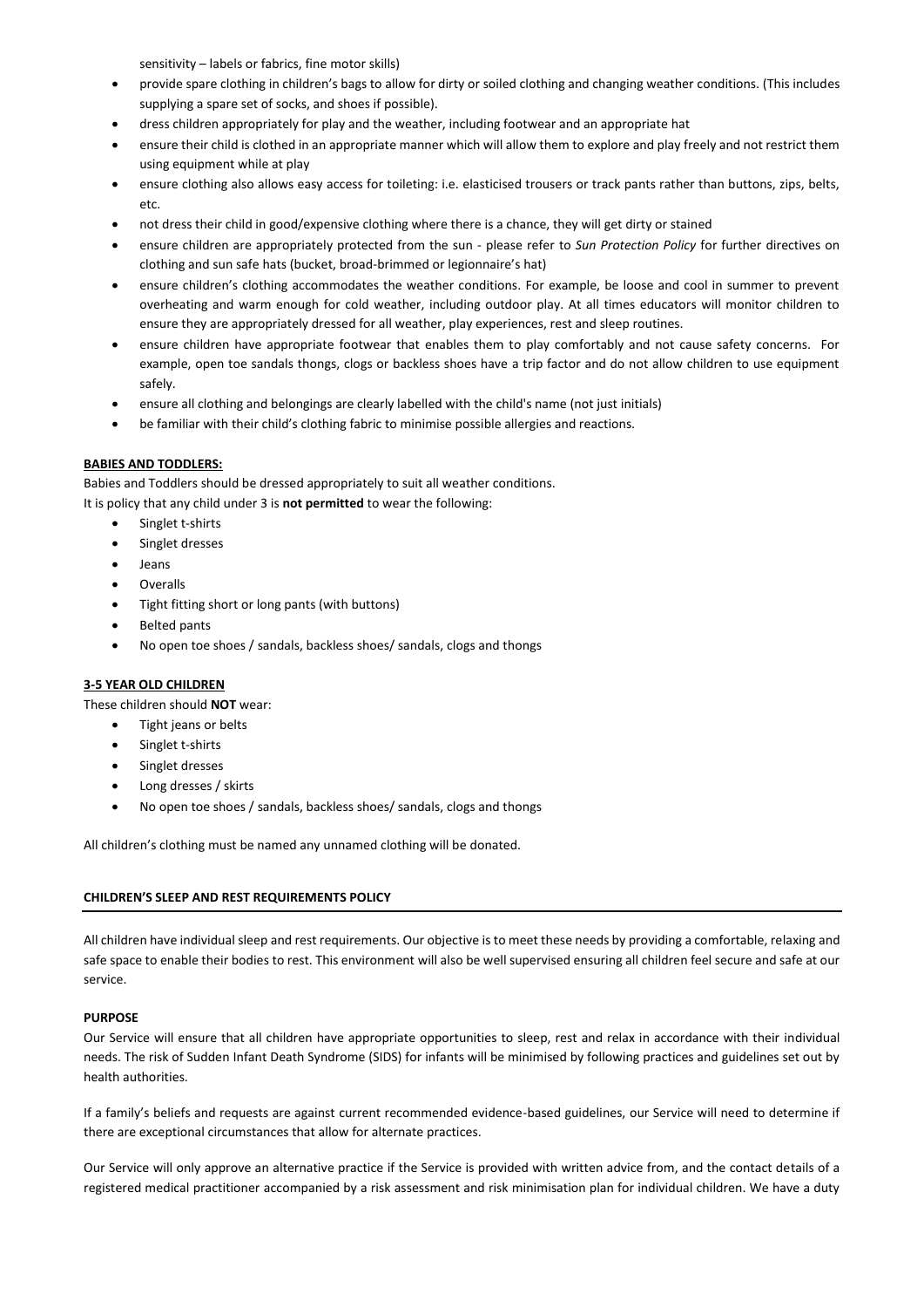sensitivity – labels or fabrics, fine motor skills)

- provide spare clothing in children's bags to allow for dirty or soiled clothing and changing weather conditions. (This includes supplying a spare set of socks, and shoes if possible).
- dress children appropriately for play and the weather, including footwear and an appropriate hat
- ensure their child is clothed in an appropriate manner which will allow them to explore and play freely and not restrict them using equipment while at play
- ensure clothing also allows easy access for toileting: i.e. elasticised trousers or track pants rather than buttons, zips, belts, etc.
- not dress their child in good/expensive clothing where there is a chance, they will get dirty or stained
- ensure children are appropriately protected from the sun - please refer to *Sun Protection Policy* for further directives on clothing and sun safe hats (bucket, broad-brimmed or legionnaire's hat)
- ensure children's clothing accommodates the weather conditions. For example, be loose and cool in summer to prevent overheating and warm enough for cold weather, including outdoor play. At all times educators will monitor children to ensure they are appropriately dressed for all weather, play experiences, rest and sleep routines.
- ensure children have appropriate footwear that enables them to play comfortably and not cause safety concerns. For example, open toe sandals thongs, clogs or backless shoes have a trip factor and do not allow children to use equipment safely.
- ensure all clothing and belongings are clearly labelled with the child's name (not just initials)
- be familiar with their child's clothing fabric to minimise possible allergies and reactions.

**BABIES AND TODDLERS:**

Babies and Toddlers should be dressed appropriately to suit all weather conditions.
It is policy that any child under 3 is **not permitted** to wear the following:

- Singlet t-shirts
- Singlet dresses
- Jeans
- Overalls
- Tight fitting short or long pants (with buttons)
- Belted pants
- No open toe shoes / sandals, backless shoes/ sandals, clogs and thongs

**3-5 YEAR OLD CHILDREN**

These children should **NOT** wear:

- Tight jeans or belts
- Singlet t-shirts
- Singlet dresses
- Long dresses / skirts
- No open toe shoes / sandals, backless shoes/ sandals, clogs and thongs

All children's clothing must be named any unnamed clothing will be donated.

## CHILDREN'S SLEEP AND REST REQUIREMENTS POLICY

All children have individual sleep and rest requirements. Our objective is to meet these needs by providing a comfortable, relaxing and safe space to enable their bodies to rest. This environment will also be well supervised ensuring all children feel secure and safe at our service.

### PURPOSE

Our Service will ensure that all children have appropriate opportunities to sleep, rest and relax in accordance with their individual needs. The risk of Sudden Infant Death Syndrome (SIDS) for infants will be minimised by following practices and guidelines set out by health authorities.

If a family's beliefs and requests are against current recommended evidence-based guidelines, our Service will need to determine if there are exceptional circumstances that allow for alternate practices.

Our Service will only approve an alternative practice if the Service is provided with written advice from, and the contact details of a registered medical practitioner accompanied by a risk assessment and risk minimisation plan for individual children. We have a duty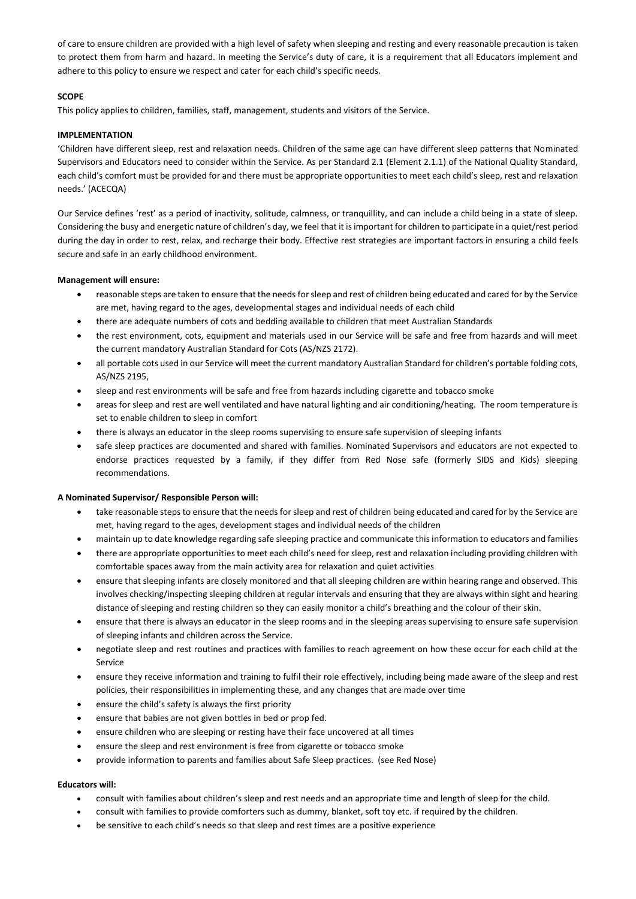of care to ensure children are provided with a high level of safety when sleeping and resting and every reasonable precaution is taken to protect them from harm and hazard. In meeting the Service's duty of care, it is a requirement that all Educators implement and adhere to this policy to ensure we respect and cater for each child's specific needs.

**SCOPE**

This policy applies to children, families, staff, management, students and visitors of the Service.

**IMPLEMENTATION**

'Children have different sleep, rest and relaxation needs. Children of the same age can have different sleep patterns that Nominated Supervisors and Educators need to consider within the Service. As per Standard 2.1 (Element 2.1.1) of the National Quality Standard, each child's comfort must be provided for and there must be appropriate opportunities to meet each child's sleep, rest and relaxation needs.' (ACECQA)

Our Service defines 'rest' as a period of inactivity, solitude, calmness, or tranquillity, and can include a child being in a state of sleep. Considering the busy and energetic nature of children's day, we feel that it is important for children to participate in a quiet/rest period during the day in order to rest, relax, and recharge their body. Effective rest strategies are important factors in ensuring a child feels secure and safe in an early childhood environment.

**Management will ensure:**

- reasonable steps are taken to ensure that the needs for sleep and rest of children being educated and cared for by the Service are met, having regard to the ages, developmental stages and individual needs of each child
- there are adequate numbers of cots and bedding available to children that meet Australian Standards
- the rest environment, cots, equipment and materials used in our Service will be safe and free from hazards and will meet the current mandatory Australian Standard for Cots (AS/NZS 2172).
- all portable cots used in our Service will meet the current mandatory Australian Standard for children's portable folding cots, AS/NZS 2195,
- sleep and rest environments will be safe and free from hazards including cigarette and tobacco smoke
- areas for sleep and rest are well ventilated and have natural lighting and air conditioning/heating. The room temperature is set to enable children to sleep in comfort
- there is always an educator in the sleep rooms supervising to ensure safe supervision of sleeping infants
- safe sleep practices are documented and shared with families. Nominated Supervisors and educators are not expected to endorse practices requested by a family, if they differ from Red Nose safe (formerly SIDS and Kids) sleeping recommendations.

**A Nominated Supervisor/ Responsible Person will:**

- take reasonable steps to ensure that the needs for sleep and rest of children being educated and cared for by the Service are met, having regard to the ages, development stages and individual needs of the children
- maintain up to date knowledge regarding safe sleeping practice and communicate this information to educators and families
- there are appropriate opportunities to meet each child's need for sleep, rest and relaxation including providing children with comfortable spaces away from the main activity area for relaxation and quiet activities
- ensure that sleeping infants are closely monitored and that all sleeping children are within hearing range and observed. This involves checking/inspecting sleeping children at regular intervals and ensuring that they are always within sight and hearing distance of sleeping and resting children so they can easily monitor a child's breathing and the colour of their skin.
- ensure that there is always an educator in the sleep rooms and in the sleeping areas supervising to ensure safe supervision of sleeping infants and children across the Service.
- negotiate sleep and rest routines and practices with families to reach agreement on how these occur for each child at the Service
- ensure they receive information and training to fulfil their role effectively, including being made aware of the sleep and rest policies, their responsibilities in implementing these, and any changes that are made over time
- ensure the child's safety is always the first priority
- ensure that babies are not given bottles in bed or prop fed.
- ensure children who are sleeping or resting have their face uncovered at all times
- ensure the sleep and rest environment is free from cigarette or tobacco smoke
- provide information to parents and families about Safe Sleep practices. (see Red Nose)

**Educators will:**

- consult with families about children's sleep and rest needs and an appropriate time and length of sleep for the child.
- consult with families to provide comforters such as dummy, blanket, soft toy etc. if required by the children.
- be sensitive to each child's needs so that sleep and rest times are a positive experience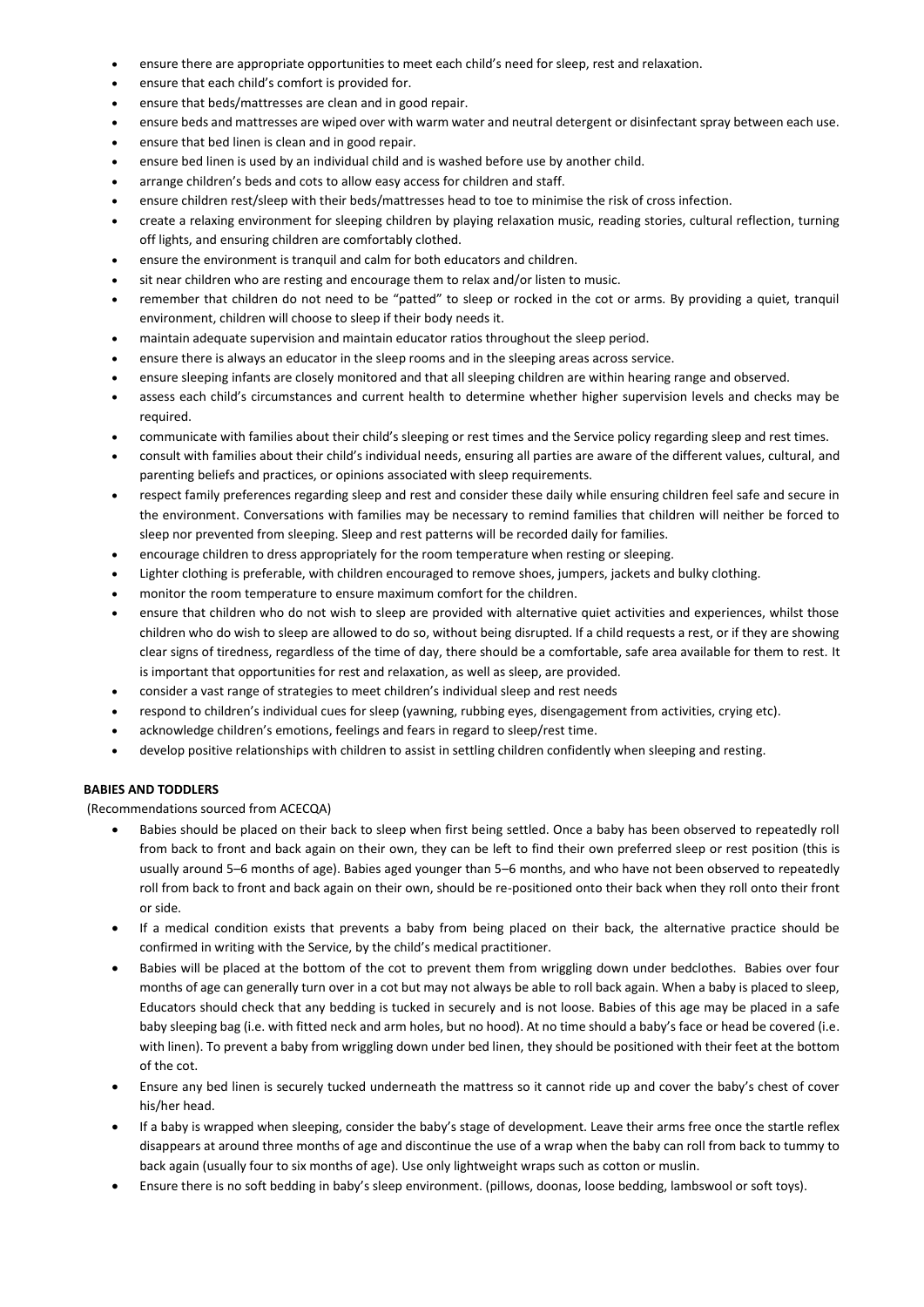- ensure there are appropriate opportunities to meet each child's need for sleep, rest and relaxation.
- ensure that each child's comfort is provided for.
- ensure that beds/mattresses are clean and in good repair.
- ensure beds and mattresses are wiped over with warm water and neutral detergent or disinfectant spray between each use.
- ensure that bed linen is clean and in good repair.
- ensure bed linen is used by an individual child and is washed before use by another child.
- arrange children's beds and cots to allow easy access for children and staff.
- ensure children rest/sleep with their beds/mattresses head to toe to minimise the risk of cross infection.
- create a relaxing environment for sleeping children by playing relaxation music, reading stories, cultural reflection, turning off lights, and ensuring children are comfortably clothed.
- ensure the environment is tranquil and calm for both educators and children.
- sit near children who are resting and encourage them to relax and/or listen to music.
- remember that children do not need to be "patted" to sleep or rocked in the cot or arms. By providing a quiet, tranquil environment, children will choose to sleep if their body needs it.
- maintain adequate supervision and maintain educator ratios throughout the sleep period.
- ensure there is always an educator in the sleep rooms and in the sleeping areas across service.
- ensure sleeping infants are closely monitored and that all sleeping children are within hearing range and observed.
- assess each child's circumstances and current health to determine whether higher supervision levels and checks may be required.
- communicate with families about their child's sleeping or rest times and the Service policy regarding sleep and rest times.
- consult with families about their child's individual needs, ensuring all parties are aware of the different values, cultural, and parenting beliefs and practices, or opinions associated with sleep requirements.
- respect family preferences regarding sleep and rest and consider these daily while ensuring children feel safe and secure in the environment. Conversations with families may be necessary to remind families that children will neither be forced to sleep nor prevented from sleeping. Sleep and rest patterns will be recorded daily for families.
- encourage children to dress appropriately for the room temperature when resting or sleeping.
- Lighter clothing is preferable, with children encouraged to remove shoes, jumpers, jackets and bulky clothing.
- monitor the room temperature to ensure maximum comfort for the children.
- ensure that children who do not wish to sleep are provided with alternative quiet activities and experiences, whilst those children who do wish to sleep are allowed to do so, without being disrupted. If a child requests a rest, or if they are showing clear signs of tiredness, regardless of the time of day, there should be a comfortable, safe area available for them to rest. It is important that opportunities for rest and relaxation, as well as sleep, are provided.
- consider a vast range of strategies to meet children's individual sleep and rest needs
- respond to children's individual cues for sleep (yawning, rubbing eyes, disengagement from activities, crying etc).
- acknowledge children's emotions, feelings and fears in regard to sleep/rest time.
- develop positive relationships with children to assist in settling children confidently when sleeping and resting.

**BABIES AND TODDLERS**

(Recommendations sourced from ACECQA)

- Babies should be placed on their back to sleep when first being settled. Once a baby has been observed to repeatedly roll from back to front and back again on their own, they can be left to find their own preferred sleep or rest position (this is usually around 5–6 months of age). Babies aged younger than 5–6 months, and who have not been observed to repeatedly roll from back to front and back again on their own, should be re-positioned onto their back when they roll onto their front or side.
- If a medical condition exists that prevents a baby from being placed on their back, the alternative practice should be confirmed in writing with the Service, by the child's medical practitioner.
- Babies will be placed at the bottom of the cot to prevent them from wriggling down under bedclothes. Babies over four months of age can generally turn over in a cot but may not always be able to roll back again. When a baby is placed to sleep, Educators should check that any bedding is tucked in securely and is not loose. Babies of this age may be placed in a safe baby sleeping bag (i.e. with fitted neck and arm holes, but no hood). At no time should a baby's face or head be covered (i.e. with linen). To prevent a baby from wriggling down under bed linen, they should be positioned with their feet at the bottom of the cot.
- Ensure any bed linen is securely tucked underneath the mattress so it cannot ride up and cover the baby's chest of cover his/her head.
- If a baby is wrapped when sleeping, consider the baby's stage of development. Leave their arms free once the startle reflex disappears at around three months of age and discontinue the use of a wrap when the baby can roll from back to tummy to back again (usually four to six months of age). Use only lightweight wraps such as cotton or muslin.
- Ensure there is no soft bedding in baby's sleep environment. (pillows, doonas, loose bedding, lambswool or soft toys).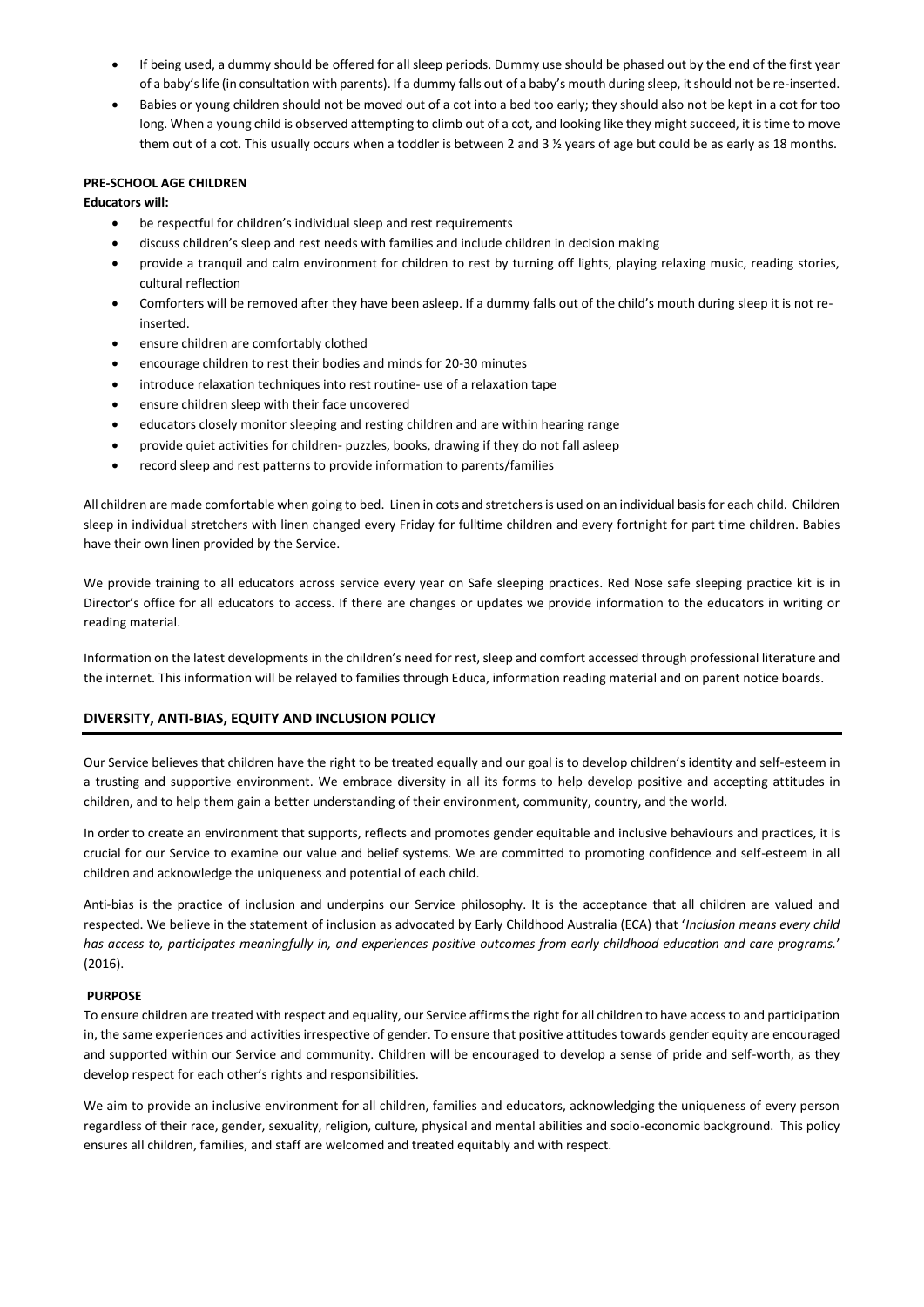- If being used, a dummy should be offered for all sleep periods. Dummy use should be phased out by the end of the first year of a baby's life (in consultation with parents). If a dummy falls out of a baby's mouth during sleep, it should not be re-inserted.
- Babies or young children should not be moved out of a cot into a bed too early; they should also not be kept in a cot for too long. When a young child is observed attempting to climb out of a cot, and looking like they might succeed, it is time to move them out of a cot. This usually occurs when a toddler is between 2 and 3 ½ years of age but could be as early as 18 months.

**PRE-SCHOOL AGE CHILDREN**

**Educators will:**

- be respectful for children's individual sleep and rest requirements
- discuss children's sleep and rest needs with families and include children in decision making
- provide a tranquil and calm environment for children to rest by turning off lights, playing relaxing music, reading stories, cultural reflection
- Comforters will be removed after they have been asleep. If a dummy falls out of the child's mouth during sleep it is not re-inserted.
- ensure children are comfortably clothed
- encourage children to rest their bodies and minds for 20-30 minutes
- introduce relaxation techniques into rest routine- use of a relaxation tape
- ensure children sleep with their face uncovered
- educators closely monitor sleeping and resting children and are within hearing range
- provide quiet activities for children- puzzles, books, drawing if they do not fall asleep
- record sleep and rest patterns to provide information to parents/families

All children are made comfortable when going to bed. Linen in cots and stretchers is used on an individual basis for each child. Children sleep in individual stretchers with linen changed every Friday for fulltime children and every fortnight for part time children. Babies have their own linen provided by the Service.

We provide training to all educators across service every year on Safe sleeping practices. Red Nose safe sleeping practice kit is in Director's office for all educators to access. If there are changes or updates we provide information to the educators in writing or reading material.

Information on the latest developments in the children's need for rest, sleep and comfort accessed through professional literature and the internet. This information will be relayed to families through Educa, information reading material and on parent notice boards.

## DIVERSITY, ANTI-BIAS, EQUITY AND INCLUSION POLICY

Our Service believes that children have the right to be treated equally and our goal is to develop children's identity and self-esteem in a trusting and supportive environment. We embrace diversity in all its forms to help develop positive and accepting attitudes in children, and to help them gain a better understanding of their environment, community, country, and the world.

In order to create an environment that supports, reflects and promotes gender equitable and inclusive behaviours and practices, it is crucial for our Service to examine our value and belief systems. We are committed to promoting confidence and self-esteem in all children and acknowledge the uniqueness and potential of each child.

Anti-bias is the practice of inclusion and underpins our Service philosophy. It is the acceptance that all children are valued and respected. We believe in the statement of inclusion as advocated by Early Childhood Australia (ECA) that '*Inclusion means every child has access to, participates meaningfully in, and experiences positive outcomes from early childhood education and care programs.*' (2016).

**PURPOSE**

To ensure children are treated with respect and equality, our Service affirms the right for all children to have access to and participation in, the same experiences and activities irrespective of gender. To ensure that positive attitudes towards gender equity are encouraged and supported within our Service and community. Children will be encouraged to develop a sense of pride and self-worth, as they develop respect for each other's rights and responsibilities.

We aim to provide an inclusive environment for all children, families and educators, acknowledging the uniqueness of every person regardless of their race, gender, sexuality, religion, culture, physical and mental abilities and socio-economic background. This policy ensures all children, families, and staff are welcomed and treated equitably and with respect.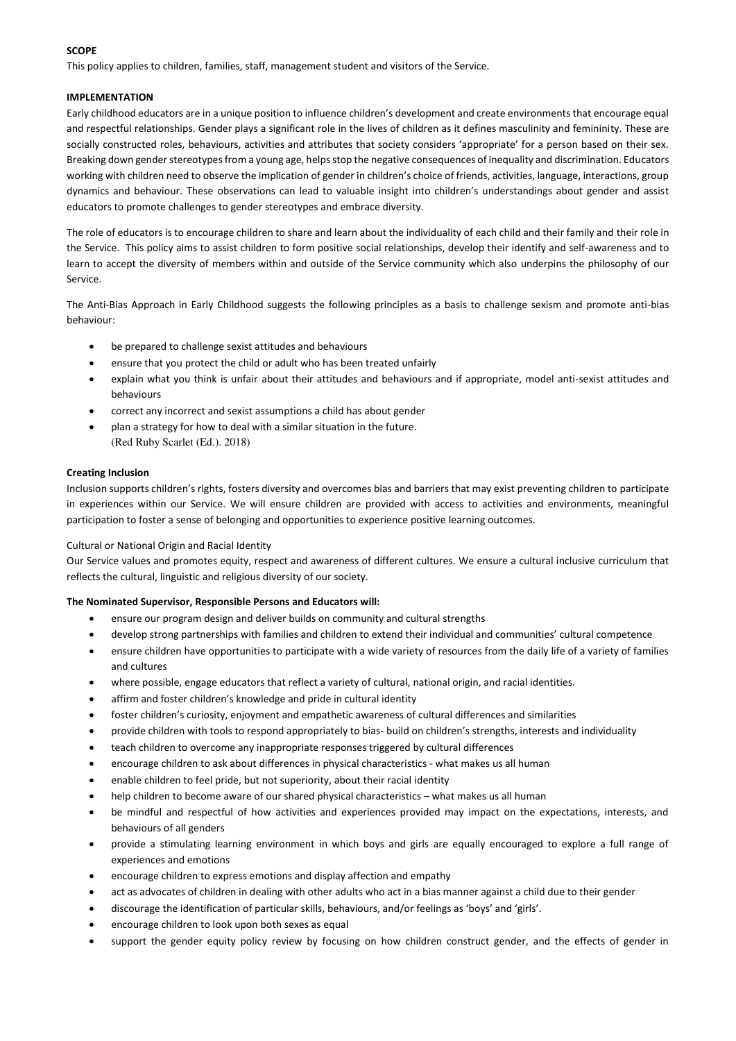**SCOPE**

This policy applies to children, families, staff, management student and visitors of the Service.

**IMPLEMENTATION**

Early childhood educators are in a unique position to influence children's development and create environments that encourage equal and respectful relationships. Gender plays a significant role in the lives of children as it defines masculinity and femininity. These are socially constructed roles, behaviours, activities and attributes that society considers 'appropriate' for a person based on their sex. Breaking down gender stereotypes from a young age, helps stop the negative consequences of inequality and discrimination. Educators working with children need to observe the implication of gender in children's choice of friends, activities, language, interactions, group dynamics and behaviour. These observations can lead to valuable insight into children's understandings about gender and assist educators to promote challenges to gender stereotypes and embrace diversity.

The role of educators is to encourage children to share and learn about the individuality of each child and their family and their role in the Service. This policy aims to assist children to form positive social relationships, develop their identify and self-awareness and to learn to accept the diversity of members within and outside of the Service community which also underpins the philosophy of our Service.

The Anti-Bias Approach in Early Childhood suggests the following principles as a basis to challenge sexism and promote anti-bias behaviour:

- be prepared to challenge sexist attitudes and behaviours
- ensure that you protect the child or adult who has been treated unfairly
- explain what you think is unfair about their attitudes and behaviours and if appropriate, model anti-sexist attitudes and behaviours
- correct any incorrect and sexist assumptions a child has about gender
- plan a strategy for how to deal with a similar situation in the future.
  (Red Ruby Scarlet (Ed.). 2018)

**Creating Inclusion**

Inclusion supports children's rights, fosters diversity and overcomes bias and barriers that may exist preventing children to participate in experiences within our Service. We will ensure children are provided with access to activities and environments, meaningful participation to foster a sense of belonging and opportunities to experience positive learning outcomes.

Cultural or National Origin and Racial Identity

Our Service values and promotes equity, respect and awareness of different cultures. We ensure a cultural inclusive curriculum that reflects the cultural, linguistic and religious diversity of our society.

**The Nominated Supervisor, Responsible Persons and Educators will:**

- ensure our program design and deliver builds on community and cultural strengths
- develop strong partnerships with families and children to extend their individual and communities' cultural competence
- ensure children have opportunities to participate with a wide variety of resources from the daily life of a variety of families and cultures
- where possible, engage educators that reflect a variety of cultural, national origin, and racial identities.
- affirm and foster children's knowledge and pride in cultural identity
- foster children's curiosity, enjoyment and empathetic awareness of cultural differences and similarities
- provide children with tools to respond appropriately to bias- build on children's strengths, interests and individuality
- teach children to overcome any inappropriate responses triggered by cultural differences
- encourage children to ask about differences in physical characteristics - what makes us all human
- enable children to feel pride, but not superiority, about their racial identity
- help children to become aware of our shared physical characteristics – what makes us all human
- be mindful and respectful of how activities and experiences provided may impact on the expectations, interests, and behaviours of all genders
- provide a stimulating learning environment in which boys and girls are equally encouraged to explore a full range of experiences and emotions
- encourage children to express emotions and display affection and empathy
- act as advocates of children in dealing with other adults who act in a bias manner against a child due to their gender
- discourage the identification of particular skills, behaviours, and/or feelings as 'boys' and 'girls'.
- encourage children to look upon both sexes as equal
- support the gender equity policy review by focusing on how children construct gender, and the effects of gender in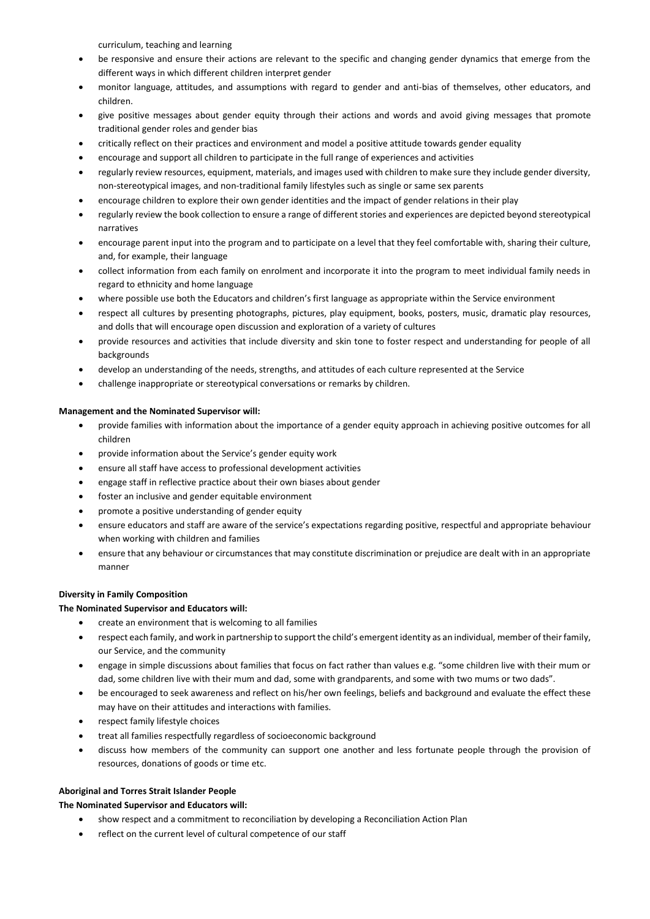curriculum, teaching and learning

- be responsive and ensure their actions are relevant to the specific and changing gender dynamics that emerge from the different ways in which different children interpret gender
- monitor language, attitudes, and assumptions with regard to gender and anti-bias of themselves, other educators, and children.
- give positive messages about gender equity through their actions and words and avoid giving messages that promote traditional gender roles and gender bias
- critically reflect on their practices and environment and model a positive attitude towards gender equality
- encourage and support all children to participate in the full range of experiences and activities
- regularly review resources, equipment, materials, and images used with children to make sure they include gender diversity, non-stereotypical images, and non-traditional family lifestyles such as single or same sex parents
- encourage children to explore their own gender identities and the impact of gender relations in their play
- regularly review the book collection to ensure a range of different stories and experiences are depicted beyond stereotypical narratives
- encourage parent input into the program and to participate on a level that they feel comfortable with, sharing their culture, and, for example, their language
- collect information from each family on enrolment and incorporate it into the program to meet individual family needs in regard to ethnicity and home language
- where possible use both the Educators and children's first language as appropriate within the Service environment
- respect all cultures by presenting photographs, pictures, play equipment, books, posters, music, dramatic play resources, and dolls that will encourage open discussion and exploration of a variety of cultures
- provide resources and activities that include diversity and skin tone to foster respect and understanding for people of all backgrounds
- develop an understanding of the needs, strengths, and attitudes of each culture represented at the Service
- challenge inappropriate or stereotypical conversations or remarks by children.

**Management and the Nominated Supervisor will:**

- provide families with information about the importance of a gender equity approach in achieving positive outcomes for all children
- provide information about the Service's gender equity work
- ensure all staff have access to professional development activities
- engage staff in reflective practice about their own biases about gender
- foster an inclusive and gender equitable environment
- promote a positive understanding of gender equity
- ensure educators and staff are aware of the service's expectations regarding positive, respectful and appropriate behaviour when working with children and families
- ensure that any behaviour or circumstances that may constitute discrimination or prejudice are dealt with in an appropriate manner

**Diversity in Family Composition**

**The Nominated Supervisor and Educators will:**

- create an environment that is welcoming to all families
- respect each family, and work in partnership to support the child's emergent identity as an individual, member of their family, our Service, and the community
- engage in simple discussions about families that focus on fact rather than values e.g. "some children live with their mum or dad, some children live with their mum and dad, some with grandparents, and some with two mums or two dads".
- be encouraged to seek awareness and reflect on his/her own feelings, beliefs and background and evaluate the effect these may have on their attitudes and interactions with families.
- respect family lifestyle choices
- treat all families respectfully regardless of socioeconomic background
- discuss how members of the community can support one another and less fortunate people through the provision of resources, donations of goods or time etc.

**Aboriginal and Torres Strait Islander People**

**The Nominated Supervisor and Educators will:**

- show respect and a commitment to reconciliation by developing a Reconciliation Action Plan
- reflect on the current level of cultural competence of our staff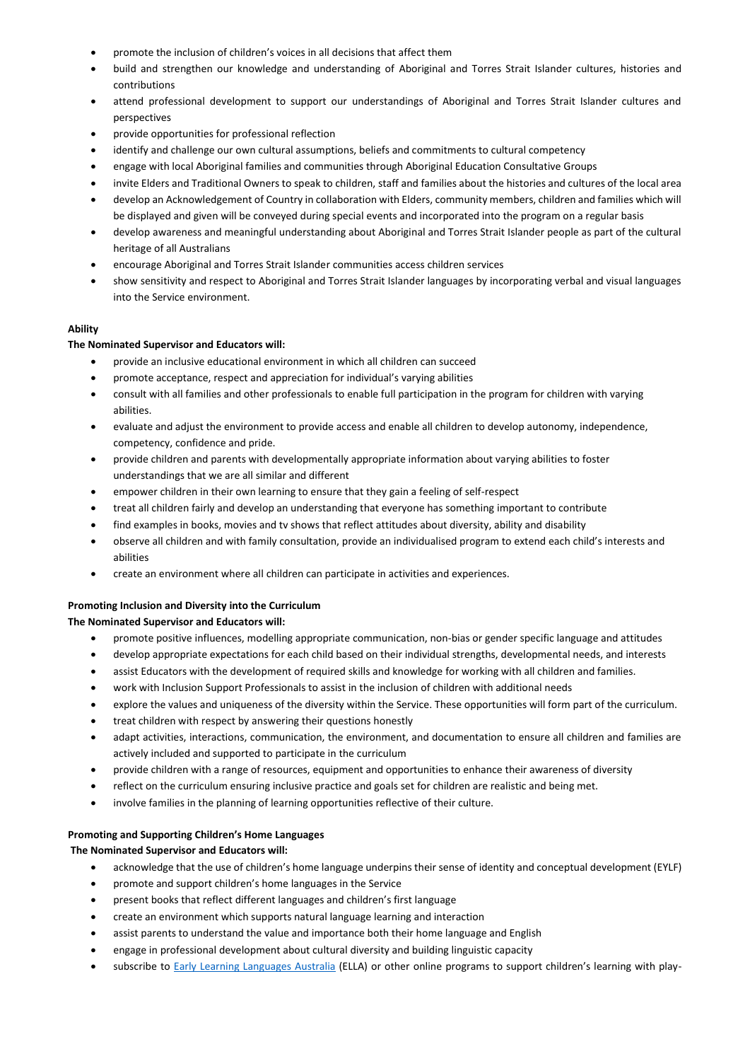- promote the inclusion of children's voices in all decisions that affect them
- build and strengthen our knowledge and understanding of Aboriginal and Torres Strait Islander cultures, histories and contributions
- attend professional development to support our understandings of Aboriginal and Torres Strait Islander cultures and perspectives
- provide opportunities for professional reflection
- identify and challenge our own cultural assumptions, beliefs and commitments to cultural competency
- engage with local Aboriginal families and communities through Aboriginal Education Consultative Groups
- invite Elders and Traditional Owners to speak to children, staff and families about the histories and cultures of the local area
- develop an Acknowledgement of Country in collaboration with Elders, community members, children and families which will be displayed and given will be conveyed during special events and incorporated into the program on a regular basis
- develop awareness and meaningful understanding about Aboriginal and Torres Strait Islander people as part of the cultural heritage of all Australians
- encourage Aboriginal and Torres Strait Islander communities access children services
- show sensitivity and respect to Aboriginal and Torres Strait Islander languages by incorporating verbal and visual languages into the Service environment.

**Ability**

**The Nominated Supervisor and Educators will:**

- provide an inclusive educational environment in which all children can succeed
- promote acceptance, respect and appreciation for individual's varying abilities
- consult with all families and other professionals to enable full participation in the program for children with varying abilities.
- evaluate and adjust the environment to provide access and enable all children to develop autonomy, independence, competency, confidence and pride.
- provide children and parents with developmentally appropriate information about varying abilities to foster understandings that we are all similar and different
- empower children in their own learning to ensure that they gain a feeling of self-respect
- treat all children fairly and develop an understanding that everyone has something important to contribute
- find examples in books, movies and tv shows that reflect attitudes about diversity, ability and disability
- observe all children and with family consultation, provide an individualised program to extend each child's interests and abilities
- create an environment where all children can participate in activities and experiences.

**Promoting Inclusion and Diversity into the Curriculum**

**The Nominated Supervisor and Educators will:**

- promote positive influences, modelling appropriate communication, non-bias or gender specific language and attitudes
- develop appropriate expectations for each child based on their individual strengths, developmental needs, and interests
- assist Educators with the development of required skills and knowledge for working with all children and families.
- work with Inclusion Support Professionals to assist in the inclusion of children with additional needs
- explore the values and uniqueness of the diversity within the Service. These opportunities will form part of the curriculum.
- treat children with respect by answering their questions honestly
- adapt activities, interactions, communication, the environment, and documentation to ensure all children and families are actively included and supported to participate in the curriculum
- provide children with a range of resources, equipment and opportunities to enhance their awareness of diversity
- reflect on the curriculum ensuring inclusive practice and goals set for children are realistic and being met.
- involve families in the planning of learning opportunities reflective of their culture.

**Promoting and Supporting Children's Home Languages**

**The Nominated Supervisor and Educators will:**

- acknowledge that the use of children's home language underpins their sense of identity and conceptual development (EYLF)
- promote and support children's home languages in the Service
- present books that reflect different languages and children's first language
- create an environment which supports natural language learning and interaction
- assist parents to understand the value and importance both their home language and English
- engage in professional development about cultural diversity and building linguistic capacity
- subscribe to Early Learning Languages Australia (ELLA) or other online programs to support children's learning with play-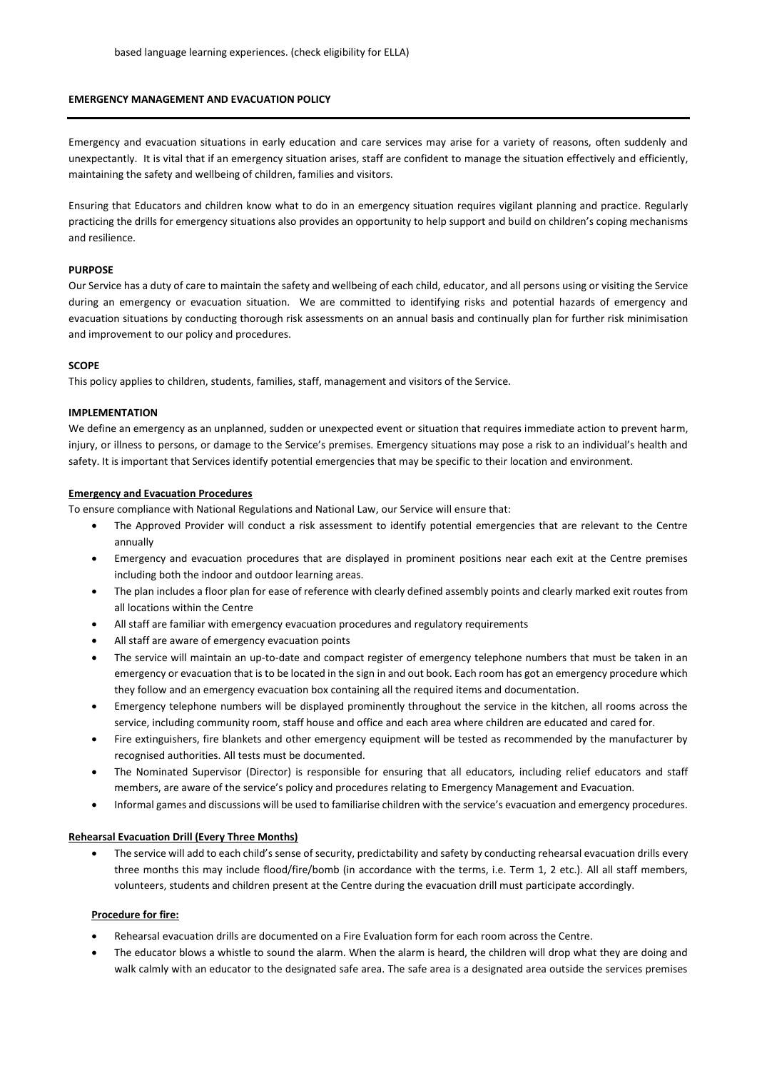based language learning experiences. (check eligibility for ELLA)

## EMERGENCY MANAGEMENT AND EVACUATION POLICY

---

Emergency and evacuation situations in early education and care services may arise for a variety of reasons, often suddenly and unexpectantly. It is vital that if an emergency situation arises, staff are confident to manage the situation effectively and efficiently, maintaining the safety and wellbeing of children, families and visitors.

Ensuring that Educators and children know what to do in an emergency situation requires vigilant planning and practice. Regularly practicing the drills for emergency situations also provides an opportunity to help support and build on children's coping mechanisms and resilience.

### PURPOSE

Our Service has a duty of care to maintain the safety and wellbeing of each child, educator, and all persons using or visiting the Service during an emergency or evacuation situation. We are committed to identifying risks and potential hazards of emergency and evacuation situations by conducting thorough risk assessments on an annual basis and continually plan for further risk minimisation and improvement to our policy and procedures.

### SCOPE

This policy applies to children, students, families, staff, management and visitors of the Service.

### IMPLEMENTATION

We define an emergency as an unplanned, sudden or unexpected event or situation that requires immediate action to prevent harm, injury, or illness to persons, or damage to the Service's premises. Emergency situations may pose a risk to an individual's health and safety. It is important that Services identify potential emergencies that may be specific to their location and environment.

#### Emergency and Evacuation Procedures

To ensure compliance with National Regulations and National Law, our Service will ensure that:

- The Approved Provider will conduct a risk assessment to identify potential emergencies that are relevant to the Centre annually
- Emergency and evacuation procedures that are displayed in prominent positions near each exit at the Centre premises including both the indoor and outdoor learning areas.
- The plan includes a floor plan for ease of reference with clearly defined assembly points and clearly marked exit routes from all locations within the Centre
- All staff are familiar with emergency evacuation procedures and regulatory requirements
- All staff are aware of emergency evacuation points
- The service will maintain an up-to-date and compact register of emergency telephone numbers that must be taken in an emergency or evacuation that is to be located in the sign in and out book. Each room has got an emergency procedure which they follow and an emergency evacuation box containing all the required items and documentation.
- Emergency telephone numbers will be displayed prominently throughout the service in the kitchen, all rooms across the service, including community room, staff house and office and each area where children are educated and cared for.
- Fire extinguishers, fire blankets and other emergency equipment will be tested as recommended by the manufacturer by recognised authorities. All tests must be documented.
- The Nominated Supervisor (Director) is responsible for ensuring that all educators, including relief educators and staff members, are aware of the service's policy and procedures relating to Emergency Management and Evacuation.
- Informal games and discussions will be used to familiarise children with the service's evacuation and emergency procedures.

#### Rehearsal Evacuation Drill (Every Three Months)

- The service will add to each child's sense of security, predictability and safety by conducting rehearsal evacuation drills every three months this may include flood/fire/bomb (in accordance with the terms, i.e. Term 1, 2 etc.). All all staff members, volunteers, students and children present at the Centre during the evacuation drill must participate accordingly.

#### Procedure for fire:

- Rehearsal evacuation drills are documented on a Fire Evaluation form for each room across the Centre.
- The educator blows a whistle to sound the alarm. When the alarm is heard, the children will drop what they are doing and walk calmly with an educator to the designated safe area. The safe area is a designated area outside the services premises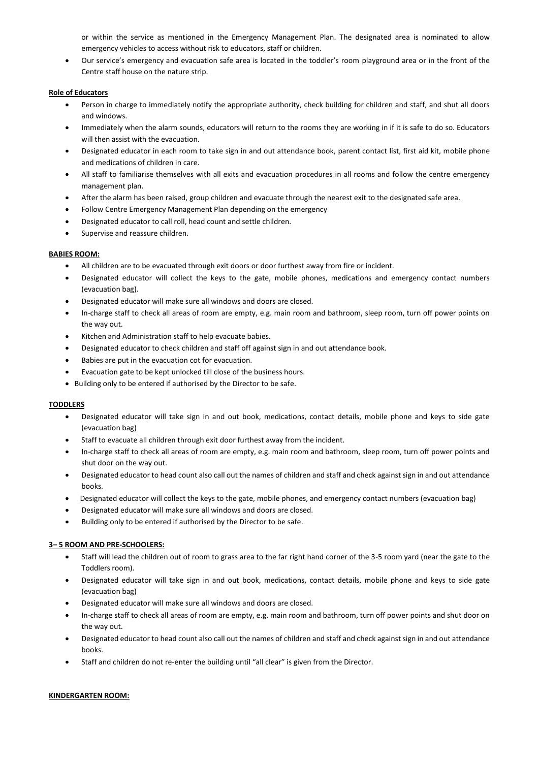or within the service as mentioned in the Emergency Management Plan. The designated area is nominated to allow emergency vehicles to access without risk to educators, staff or children.

- Our service's emergency and evacuation safe area is located in the toddler's room playground area or in the front of the Centre staff house on the nature strip.

**Role of Educators**

- Person in charge to immediately notify the appropriate authority, check building for children and staff, and shut all doors and windows.
- Immediately when the alarm sounds, educators will return to the rooms they are working in if it is safe to do so. Educators will then assist with the evacuation.
- Designated educator in each room to take sign in and out attendance book, parent contact list, first aid kit, mobile phone and medications of children in care.
- All staff to familiarise themselves with all exits and evacuation procedures in all rooms and follow the centre emergency management plan.
- After the alarm has been raised, group children and evacuate through the nearest exit to the designated safe area.
- Follow Centre Emergency Management Plan depending on the emergency
- Designated educator to call roll, head count and settle children.
- Supervise and reassure children.

**BABIES ROOM:**

- All children are to be evacuated through exit doors or door furthest away from fire or incident.
- Designated educator will collect the keys to the gate, mobile phones, medications and emergency contact numbers (evacuation bag).
- Designated educator will make sure all windows and doors are closed.
- In-charge staff to check all areas of room are empty, e.g. main room and bathroom, sleep room, turn off power points on the way out.
- Kitchen and Administration staff to help evacuate babies.
- Designated educator to check children and staff off against sign in and out attendance book.
- Babies are put in the evacuation cot for evacuation.
- Evacuation gate to be kept unlocked till close of the business hours.
- Building only to be entered if authorised by the Director to be safe.

**TODDLERS**

- Designated educator will take sign in and out book, medications, contact details, mobile phone and keys to side gate (evacuation bag)
- Staff to evacuate all children through exit door furthest away from the incident.
- In-charge staff to check all areas of room are empty, e.g. main room and bathroom, sleep room, turn off power points and shut door on the way out.
- Designated educator to head count also call out the names of children and staff and check against sign in and out attendance books.
- Designated educator will collect the keys to the gate, mobile phones, and emergency contact numbers (evacuation bag)
- Designated educator will make sure all windows and doors are closed.
- Building only to be entered if authorised by the Director to be safe.

**3– 5 ROOM AND PRE-SCHOOLERS:**

- Staff will lead the children out of room to grass area to the far right hand corner of the 3-5 room yard (near the gate to the Toddlers room).
- Designated educator will take sign in and out book, medications, contact details, mobile phone and keys to side gate (evacuation bag)
- Designated educator will make sure all windows and doors are closed.
- In-charge staff to check all areas of room are empty, e.g. main room and bathroom, turn off power points and shut door on the way out.
- Designated educator to head count also call out the names of children and staff and check against sign in and out attendance books.
- Staff and children do not re-enter the building until "all clear" is given from the Director.

**KINDERGARTEN ROOM:**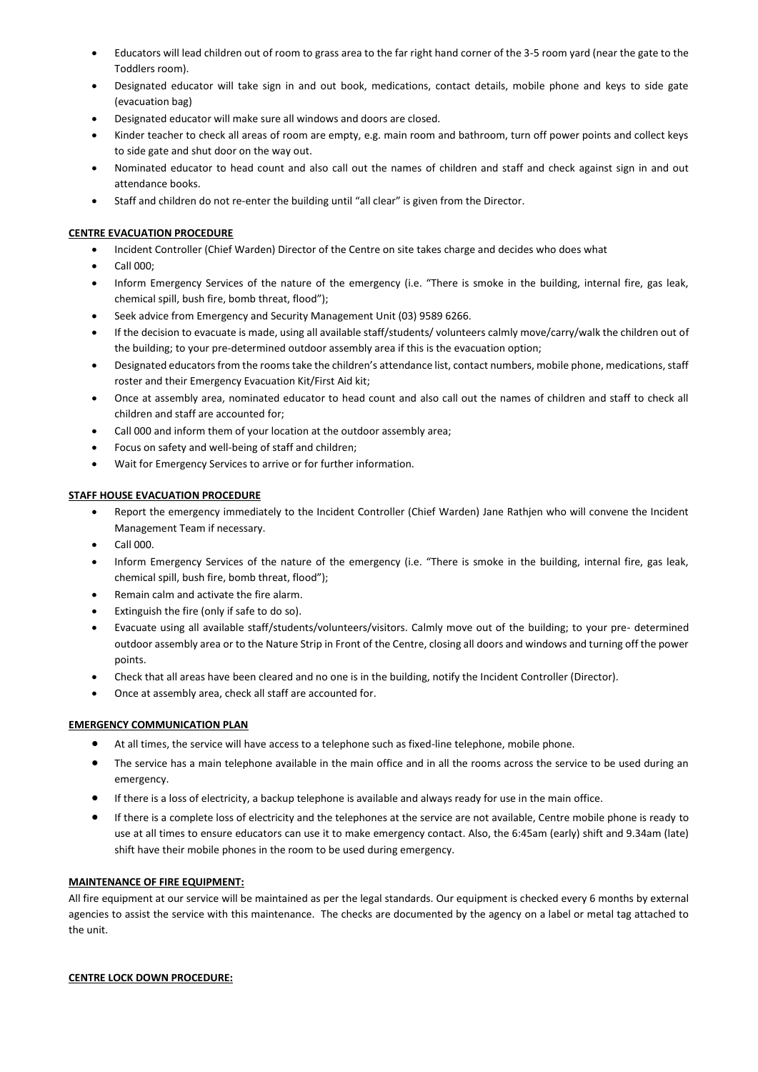- Educators will lead children out of room to grass area to the far right hand corner of the 3-5 room yard (near the gate to the Toddlers room).
- Designated educator will take sign in and out book, medications, contact details, mobile phone and keys to side gate (evacuation bag)
- Designated educator will make sure all windows and doors are closed.
- Kinder teacher to check all areas of room are empty, e.g. main room and bathroom, turn off power points and collect keys to side gate and shut door on the way out.
- Nominated educator to head count and also call out the names of children and staff and check against sign in and out attendance books.
- Staff and children do not re-enter the building until "all clear" is given from the Director.

**CENTRE EVACUATION PROCEDURE**

- Incident Controller (Chief Warden) Director of the Centre on site takes charge and decides who does what
- Call 000;
- Inform Emergency Services of the nature of the emergency (i.e. "There is smoke in the building, internal fire, gas leak, chemical spill, bush fire, bomb threat, flood");
- Seek advice from Emergency and Security Management Unit (03) 9589 6266.
- If the decision to evacuate is made, using all available staff/students/ volunteers calmly move/carry/walk the children out of the building; to your pre-determined outdoor assembly area if this is the evacuation option;
- Designated educators from the rooms take the children's attendance list, contact numbers, mobile phone, medications, staff roster and their Emergency Evacuation Kit/First Aid kit;
- Once at assembly area, nominated educator to head count and also call out the names of children and staff to check all children and staff are accounted for;
- Call 000 and inform them of your location at the outdoor assembly area;
- Focus on safety and well-being of staff and children;
- Wait for Emergency Services to arrive or for further information.

**STAFF HOUSE EVACUATION PROCEDURE**

- Report the emergency immediately to the Incident Controller (Chief Warden) Jane Rathjen who will convene the Incident Management Team if necessary.
- Call 000.
- Inform Emergency Services of the nature of the emergency (i.e. "There is smoke in the building, internal fire, gas leak, chemical spill, bush fire, bomb threat, flood");
- Remain calm and activate the fire alarm.
- Extinguish the fire (only if safe to do so).
- Evacuate using all available staff/students/volunteers/visitors. Calmly move out of the building; to your pre- determined outdoor assembly area or to the Nature Strip in Front of the Centre, closing all doors and windows and turning off the power points.
- Check that all areas have been cleared and no one is in the building, notify the Incident Controller (Director).
- Once at assembly area, check all staff are accounted for.

**EMERGENCY COMMUNICATION PLAN**

- At all times, the service will have access to a telephone such as fixed-line telephone, mobile phone.
- The service has a main telephone available in the main office and in all the rooms across the service to be used during an emergency.
- If there is a loss of electricity, a backup telephone is available and always ready for use in the main office.
- If there is a complete loss of electricity and the telephones at the service are not available, Centre mobile phone is ready to use at all times to ensure educators can use it to make emergency contact. Also, the 6:45am (early) shift and 9.34am (late) shift have their mobile phones in the room to be used during emergency.

**MAINTENANCE OF FIRE EQUIPMENT:**

All fire equipment at our service will be maintained as per the legal standards. Our equipment is checked every 6 months by external agencies to assist the service with this maintenance. The checks are documented by the agency on a label or metal tag attached to the unit.

**CENTRE LOCK DOWN PROCEDURE:**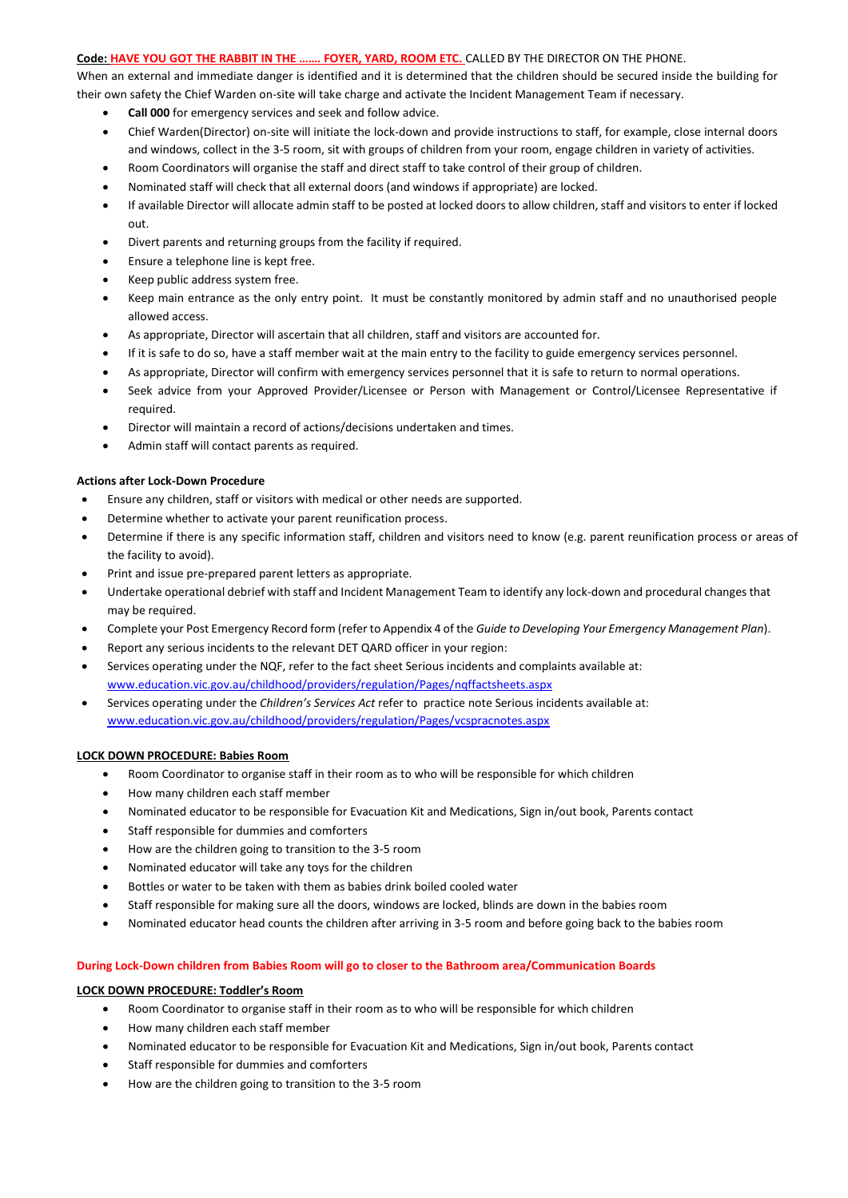**Code: HAVE YOU GOT THE RABBIT IN THE ……. FOYER, YARD, ROOM ETC.** CALLED BY THE DIRECTOR ON THE PHONE.

When an external and immediate danger is identified and it is determined that the children should be secured inside the building for their own safety the Chief Warden on-site will take charge and activate the Incident Management Team if necessary.

- **Call 000** for emergency services and seek and follow advice.
- Chief Warden(Director) on-site will initiate the lock-down and provide instructions to staff, for example, close internal doors and windows, collect in the 3-5 room, sit with groups of children from your room, engage children in variety of activities.
- Room Coordinators will organise the staff and direct staff to take control of their group of children.
- Nominated staff will check that all external doors (and windows if appropriate) are locked.
- If available Director will allocate admin staff to be posted at locked doors to allow children, staff and visitors to enter if locked out.
- Divert parents and returning groups from the facility if required.
- Ensure a telephone line is kept free.
- Keep public address system free.
- Keep main entrance as the only entry point. It must be constantly monitored by admin staff and no unauthorised people allowed access.
- As appropriate, Director will ascertain that all children, staff and visitors are accounted for.
- If it is safe to do so, have a staff member wait at the main entry to the facility to guide emergency services personnel.
- As appropriate, Director will confirm with emergency services personnel that it is safe to return to normal operations.
- Seek advice from your Approved Provider/Licensee or Person with Management or Control/Licensee Representative if required.
- Director will maintain a record of actions/decisions undertaken and times.
- Admin staff will contact parents as required.

**Actions after Lock-Down Procedure**

- Ensure any children, staff or visitors with medical or other needs are supported.
- Determine whether to activate your parent reunification process.
- Determine if there is any specific information staff, children and visitors need to know (e.g. parent reunification process or areas of the facility to avoid).
- Print and issue pre-prepared parent letters as appropriate.
- Undertake operational debrief with staff and Incident Management Team to identify any lock-down and procedural changes that may be required.
- Complete your Post Emergency Record form (refer to Appendix 4 of the *Guide to Developing Your Emergency Management Plan*).
- Report any serious incidents to the relevant DET QARD officer in your region:
- Services operating under the NQF, refer to the fact sheet Serious incidents and complaints available at: www.education.vic.gov.au/childhood/providers/regulation/Pages/nqffactsheets.aspx
- Services operating under the *Children's Services Act* refer to practice note Serious incidents available at: www.education.vic.gov.au/childhood/providers/regulation/Pages/vcspracnotes.aspx

**LOCK DOWN PROCEDURE: Babies Room**

- Room Coordinator to organise staff in their room as to who will be responsible for which children
- How many children each staff member
- Nominated educator to be responsible for Evacuation Kit and Medications, Sign in/out book, Parents contact
- Staff responsible for dummies and comforters
- How are the children going to transition to the 3-5 room
- Nominated educator will take any toys for the children
- Bottles or water to be taken with them as babies drink boiled cooled water
- Staff responsible for making sure all the doors, windows are locked, blinds are down in the babies room
- Nominated educator head counts the children after arriving in 3-5 room and before going back to the babies room

**During Lock-Down children from Babies Room will go to closer to the Bathroom area/Communication Boards**

**LOCK DOWN PROCEDURE: Toddler's Room**

- Room Coordinator to organise staff in their room as to who will be responsible for which children
- How many children each staff member
- Nominated educator to be responsible for Evacuation Kit and Medications, Sign in/out book, Parents contact
- Staff responsible for dummies and comforters
- How are the children going to transition to the 3-5 room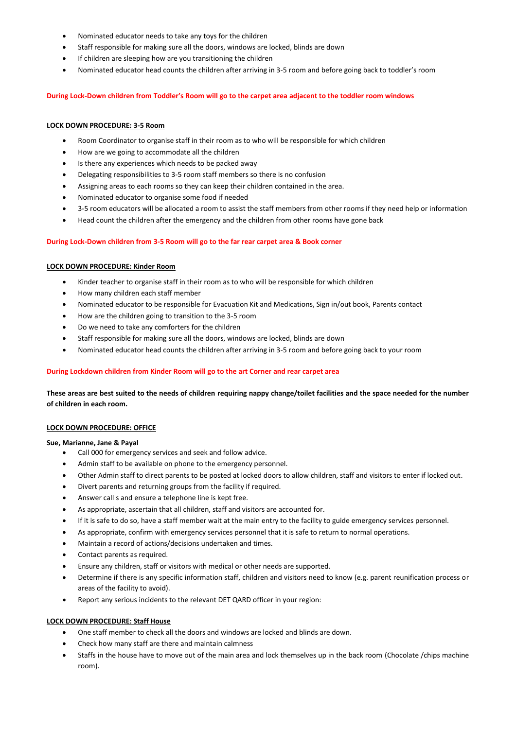- Nominated educator needs to take any toys for the children
- Staff responsible for making sure all the doors, windows are locked, blinds are down
- If children are sleeping how are you transitioning the children
- Nominated educator head counts the children after arriving in 3-5 room and before going back to toddler's room

**During Lock-Down children from Toddler's Room will go to the carpet area adjacent to the toddler room windows**

**LOCK DOWN PROCEDURE: 3-5 Room**

- Room Coordinator to organise staff in their room as to who will be responsible for which children
- How are we going to accommodate all the children
- Is there any experiences which needs to be packed away
- Delegating responsibilities to 3-5 room staff members so there is no confusion
- Assigning areas to each rooms so they can keep their children contained in the area.
- Nominated educator to organise some food if needed
- 3-5 room educators will be allocated a room to assist the staff members from other rooms if they need help or information
- Head count the children after the emergency and the children from other rooms have gone back

**During Lock-Down children from 3-5 Room will go to the far rear carpet area & Book corner**

**LOCK DOWN PROCEDURE: Kinder Room**

- Kinder teacher to organise staff in their room as to who will be responsible for which children
- How many children each staff member
- Nominated educator to be responsible for Evacuation Kit and Medications, Sign in/out book, Parents contact
- How are the children going to transition to the 3-5 room
- Do we need to take any comforters for the children
- Staff responsible for making sure all the doors, windows are locked, blinds are down
- Nominated educator head counts the children after arriving in 3-5 room and before going back to your room

**During Lockdown children from Kinder Room will go to the art Corner and rear carpet area**

**These areas are best suited to the needs of children requiring nappy change/toilet facilities and the space needed for the number of children in each room.**

**LOCK DOWN PROCEDURE: OFFICE**

**Sue, Marianne, Jane & Payal**

- Call 000 for emergency services and seek and follow advice.
- Admin staff to be available on phone to the emergency personnel.
- Other Admin staff to direct parents to be posted at locked doors to allow children, staff and visitors to enter if locked out.
- Divert parents and returning groups from the facility if required.
- Answer call s and ensure a telephone line is kept free.
- As appropriate, ascertain that all children, staff and visitors are accounted for.
- If it is safe to do so, have a staff member wait at the main entry to the facility to guide emergency services personnel.
- As appropriate, confirm with emergency services personnel that it is safe to return to normal operations.
- Maintain a record of actions/decisions undertaken and times.
- Contact parents as required.
- Ensure any children, staff or visitors with medical or other needs are supported.
- Determine if there is any specific information staff, children and visitors need to know (e.g. parent reunification process or areas of the facility to avoid).
- Report any serious incidents to the relevant DET QARD officer in your region:

**LOCK DOWN PROCEDURE: Staff House**

- One staff member to check all the doors and windows are locked and blinds are down.
- Check how many staff are there and maintain calmness
- Staffs in the house have to move out of the main area and lock themselves up in the back room (Chocolate /chips machine room).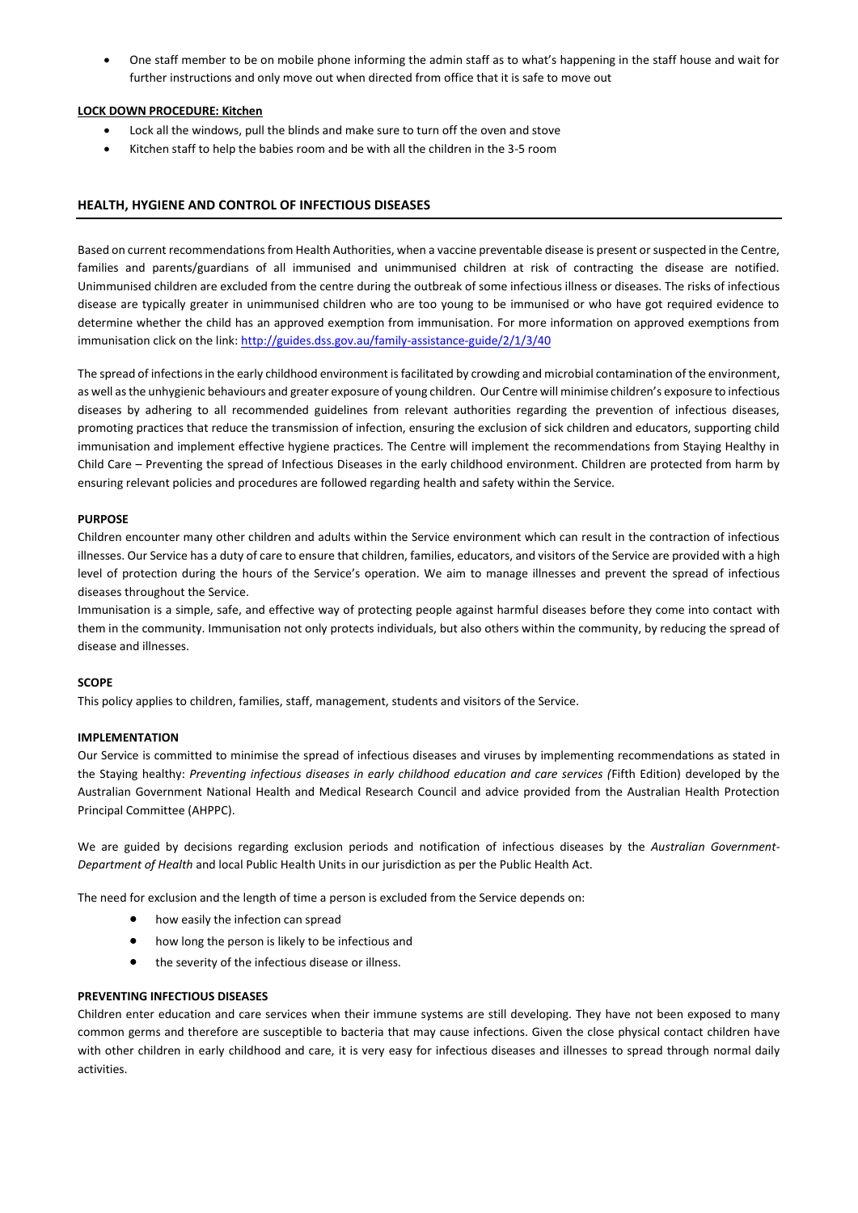- One staff member to be on mobile phone informing the admin staff as to what's happening in the staff house and wait for further instructions and only move out when directed from office that it is safe to move out

**LOCK DOWN PROCEDURE: Kitchen**

- Lock all the windows, pull the blinds and make sure to turn off the oven and stove
- Kitchen staff to help the babies room and be with all the children in the 3-5 room

## HEALTH, HYGIENE AND CONTROL OF INFECTIOUS DISEASES

Based on current recommendations from Health Authorities, when a vaccine preventable disease is present or suspected in the Centre, families and parents/guardians of all immunised and unimmunised children at risk of contracting the disease are notified. Unimmunised children are excluded from the centre during the outbreak of some infectious illness or diseases. The risks of infectious disease are typically greater in unimmunised children who are too young to be immunised or who have got required evidence to determine whether the child has an approved exemption from immunisation. For more information on approved exemptions from immunisation click on the link: http://guides.dss.gov.au/family-assistance-guide/2/1/3/40

The spread of infections in the early childhood environment is facilitated by crowding and microbial contamination of the environment, as well as the unhygienic behaviours and greater exposure of young children. Our Centre will minimise children's exposure to infectious diseases by adhering to all recommended guidelines from relevant authorities regarding the prevention of infectious diseases, promoting practices that reduce the transmission of infection, ensuring the exclusion of sick children and educators, supporting child immunisation and implement effective hygiene practices. The Centre will implement the recommendations from Staying Healthy in Child Care – Preventing the spread of Infectious Diseases in the early childhood environment. Children are protected from harm by ensuring relevant policies and procedures are followed regarding health and safety within the Service.

**PURPOSE**

Children encounter many other children and adults within the Service environment which can result in the contraction of infectious illnesses. Our Service has a duty of care to ensure that children, families, educators, and visitors of the Service are provided with a high level of protection during the hours of the Service's operation. We aim to manage illnesses and prevent the spread of infectious diseases throughout the Service.

Immunisation is a simple, safe, and effective way of protecting people against harmful diseases before they come into contact with them in the community. Immunisation not only protects individuals, but also others within the community, by reducing the spread of disease and illnesses.

**SCOPE**

This policy applies to children, families, staff, management, students and visitors of the Service.

**IMPLEMENTATION**

Our Service is committed to minimise the spread of infectious diseases and viruses by implementing recommendations as stated in the Staying healthy: *Preventing infectious diseases in early childhood education and care services (*Fifth Edition) developed by the Australian Government National Health and Medical Research Council and advice provided from the Australian Health Protection Principal Committee (AHPPC).

We are guided by decisions regarding exclusion periods and notification of infectious diseases by the *Australian Government-Department of Health* and local Public Health Units in our jurisdiction as per the Public Health Act.

The need for exclusion and the length of time a person is excluded from the Service depends on:

- how easily the infection can spread
- how long the person is likely to be infectious and
- the severity of the infectious disease or illness.

**PREVENTING INFECTIOUS DISEASES**

Children enter education and care services when their immune systems are still developing. They have not been exposed to many common germs and therefore are susceptible to bacteria that may cause infections. Given the close physical contact children have with other children in early childhood and care, it is very easy for infectious diseases and illnesses to spread through normal daily activities.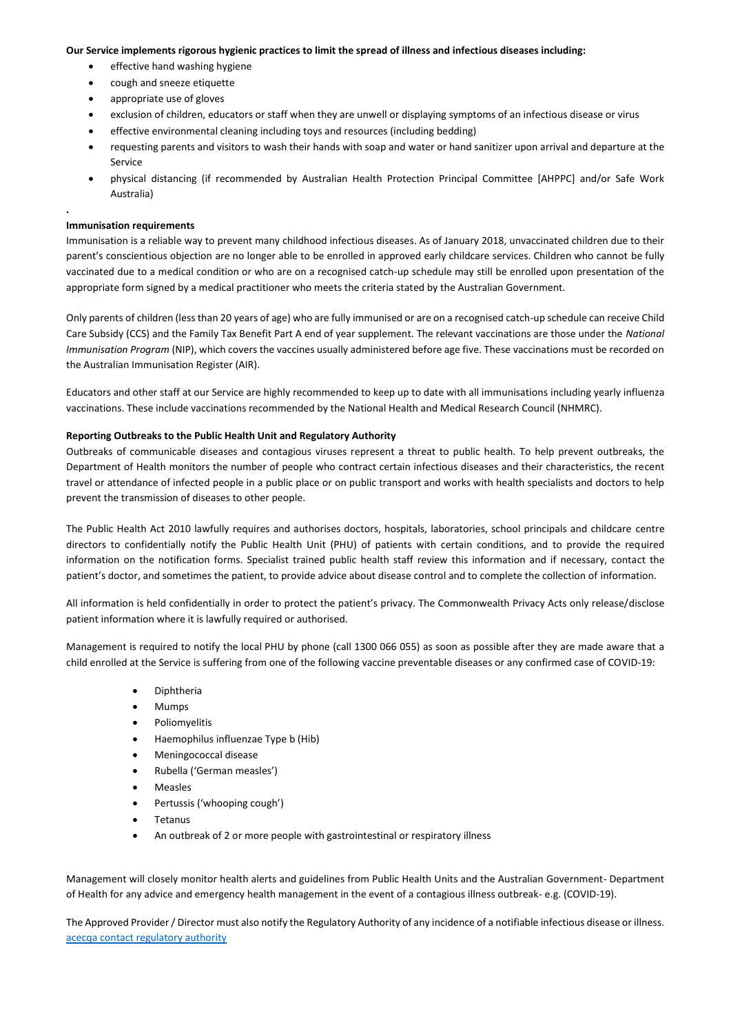**Our Service implements rigorous hygienic practices to limit the spread of illness and infectious diseases including:**

- effective hand washing hygiene
- cough and sneeze etiquette
- appropriate use of gloves
- exclusion of children, educators or staff when they are unwell or displaying symptoms of an infectious disease or virus
- effective environmental cleaning including toys and resources (including bedding)
- requesting parents and visitors to wash their hands with soap and water or hand sanitizer upon arrival and departure at the Service
- physical distancing (if recommended by Australian Health Protection Principal Committee [AHPPC] and/or Safe Work Australia)

.

**Immunisation requirements**

Immunisation is a reliable way to prevent many childhood infectious diseases. As of January 2018, unvaccinated children due to their parent's conscientious objection are no longer able to be enrolled in approved early childcare services. Children who cannot be fully vaccinated due to a medical condition or who are on a recognised catch-up schedule may still be enrolled upon presentation of the appropriate form signed by a medical practitioner who meets the criteria stated by the Australian Government.

Only parents of children (less than 20 years of age) who are fully immunised or are on a recognised catch-up schedule can receive Child Care Subsidy (CCS) and the Family Tax Benefit Part A end of year supplement. The relevant vaccinations are those under the *National Immunisation Program* (NIP), which covers the vaccines usually administered before age five. These vaccinations must be recorded on the Australian Immunisation Register (AIR).

Educators and other staff at our Service are highly recommended to keep up to date with all immunisations including yearly influenza vaccinations. These include vaccinations recommended by the National Health and Medical Research Council (NHMRC).

**Reporting Outbreaks to the Public Health Unit and Regulatory Authority**

Outbreaks of communicable diseases and contagious viruses represent a threat to public health. To help prevent outbreaks, the Department of Health monitors the number of people who contract certain infectious diseases and their characteristics, the recent travel or attendance of infected people in a public place or on public transport and works with health specialists and doctors to help prevent the transmission of diseases to other people.

The Public Health Act 2010 lawfully requires and authorises doctors, hospitals, laboratories, school principals and childcare centre directors to confidentially notify the Public Health Unit (PHU) of patients with certain conditions, and to provide the required information on the notification forms. Specialist trained public health staff review this information and if necessary, contact the patient's doctor, and sometimes the patient, to provide advice about disease control and to complete the collection of information.

All information is held confidentially in order to protect the patient's privacy. The Commonwealth Privacy Acts only release/disclose patient information where it is lawfully required or authorised.

Management is required to notify the local PHU by phone (call 1300 066 055) as soon as possible after they are made aware that a child enrolled at the Service is suffering from one of the following vaccine preventable diseases or any confirmed case of COVID-19:

- Diphtheria
- Mumps
- Poliomyelitis
- Haemophilus influenzae Type b (Hib)
- Meningococcal disease
- Rubella ('German measles')
- Measles
- Pertussis ('whooping cough')
- Tetanus
- An outbreak of 2 or more people with gastrointestinal or respiratory illness

Management will closely monitor health alerts and guidelines from Public Health Units and the Australian Government- Department of Health for any advice and emergency health management in the event of a contagious illness outbreak- e.g. (COVID-19).

The Approved Provider / Director must also notify the Regulatory Authority of any incidence of a notifiable infectious disease or illness.
acecqa contact regulatory authority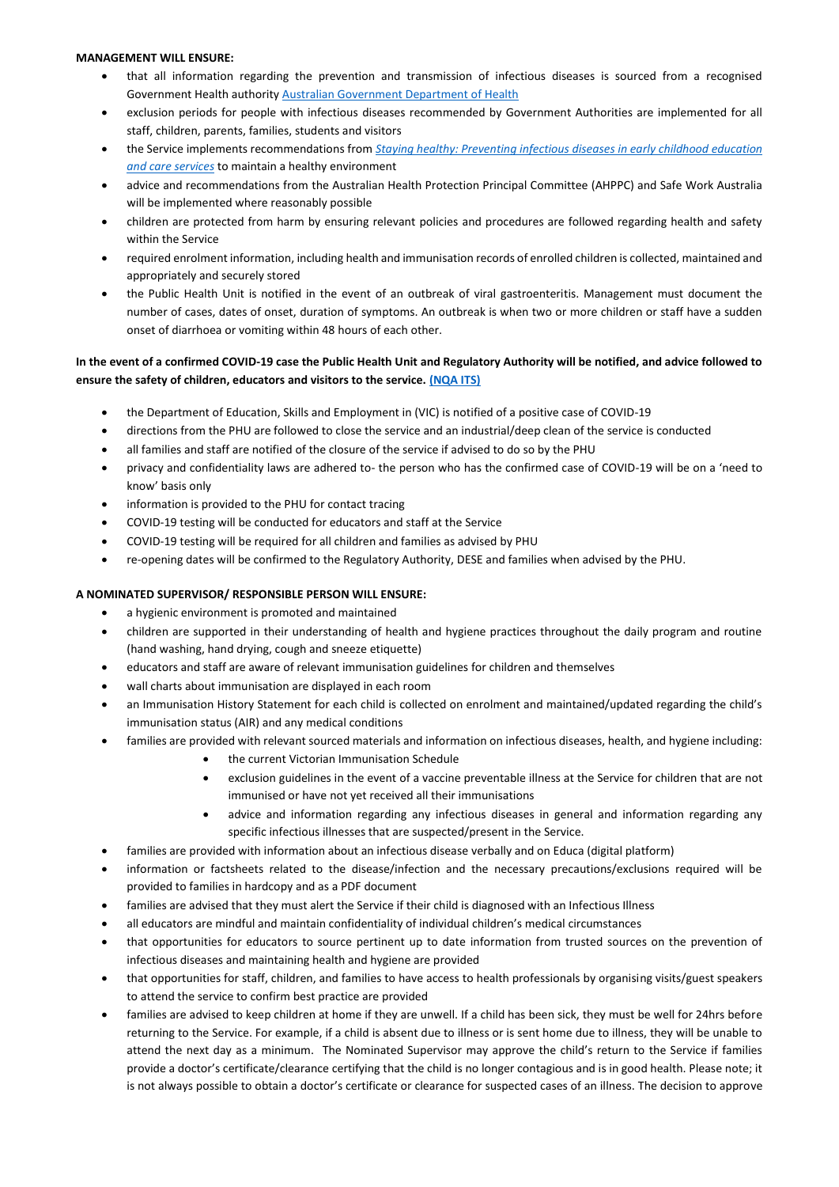**MANAGEMENT WILL ENSURE:**

- that all information regarding the prevention and transmission of infectious diseases is sourced from a recognised Government Health authority [Australian Government Department of Health](#)
- exclusion periods for people with infectious diseases recommended by Government Authorities are implemented for all staff, children, parents, families, students and visitors
- the Service implements recommendations from [*Staying healthy: Preventing infectious diseases in early childhood education and care services*](#) to maintain a healthy environment
- advice and recommendations from the Australian Health Protection Principal Committee (AHPPC) and Safe Work Australia will be implemented where reasonably possible
- children are protected from harm by ensuring relevant policies and procedures are followed regarding health and safety within the Service
- required enrolment information, including health and immunisation records of enrolled children is collected, maintained and appropriately and securely stored
- the Public Health Unit is notified in the event of an outbreak of viral gastroenteritis. Management must document the number of cases, dates of onset, duration of symptoms. An outbreak is when two or more children or staff have a sudden onset of diarrhoea or vomiting within 48 hours of each other.

**In the event of a confirmed COVID-19 case the Public Health Unit and Regulatory Authority will be notified, and advice followed to ensure the safety of children, educators and visitors to the service. [(NQA ITS)](#)**

- the Department of Education, Skills and Employment in (VIC) is notified of a positive case of COVID-19
- directions from the PHU are followed to close the service and an industrial/deep clean of the service is conducted
- all families and staff are notified of the closure of the service if advised to do so by the PHU
- privacy and confidentiality laws are adhered to- the person who has the confirmed case of COVID-19 will be on a 'need to know' basis only
- information is provided to the PHU for contact tracing
- COVID-19 testing will be conducted for educators and staff at the Service
- COVID-19 testing will be required for all children and families as advised by PHU
- re-opening dates will be confirmed to the Regulatory Authority, DESE and families when advised by the PHU.

**A NOMINATED SUPERVISOR/ RESPONSIBLE PERSON WILL ENSURE:**

- a hygienic environment is promoted and maintained
- children are supported in their understanding of health and hygiene practices throughout the daily program and routine (hand washing, hand drying, cough and sneeze etiquette)
- educators and staff are aware of relevant immunisation guidelines for children and themselves
- wall charts about immunisation are displayed in each room
- an Immunisation History Statement for each child is collected on enrolment and maintained/updated regarding the child's immunisation status (AIR) and any medical conditions
- families are provided with relevant sourced materials and information on infectious diseases, health, and hygiene including:
    - the current Victorian Immunisation Schedule
    - exclusion guidelines in the event of a vaccine preventable illness at the Service for children that are not immunised or have not yet received all their immunisations
    - advice and information regarding any infectious diseases in general and information regarding any specific infectious illnesses that are suspected/present in the Service.
- families are provided with information about an infectious disease verbally and on Educa (digital platform)
- information or factsheets related to the disease/infection and the necessary precautions/exclusions required will be provided to families in hardcopy and as a PDF document
- families are advised that they must alert the Service if their child is diagnosed with an Infectious Illness
- all educators are mindful and maintain confidentiality of individual children's medical circumstances
- that opportunities for educators to source pertinent up to date information from trusted sources on the prevention of infectious diseases and maintaining health and hygiene are provided
- that opportunities for staff, children, and families to have access to health professionals by organising visits/guest speakers to attend the service to confirm best practice are provided
- families are advised to keep children at home if they are unwell. If a child has been sick, they must be well for 24hrs before returning to the Service. For example, if a child is absent due to illness or is sent home due to illness, they will be unable to attend the next day as a minimum. The Nominated Supervisor may approve the child's return to the Service if families provide a doctor's certificate/clearance certifying that the child is no longer contagious and is in good health. Please note; it is not always possible to obtain a doctor's certificate or clearance for suspected cases of an illness. The decision to approve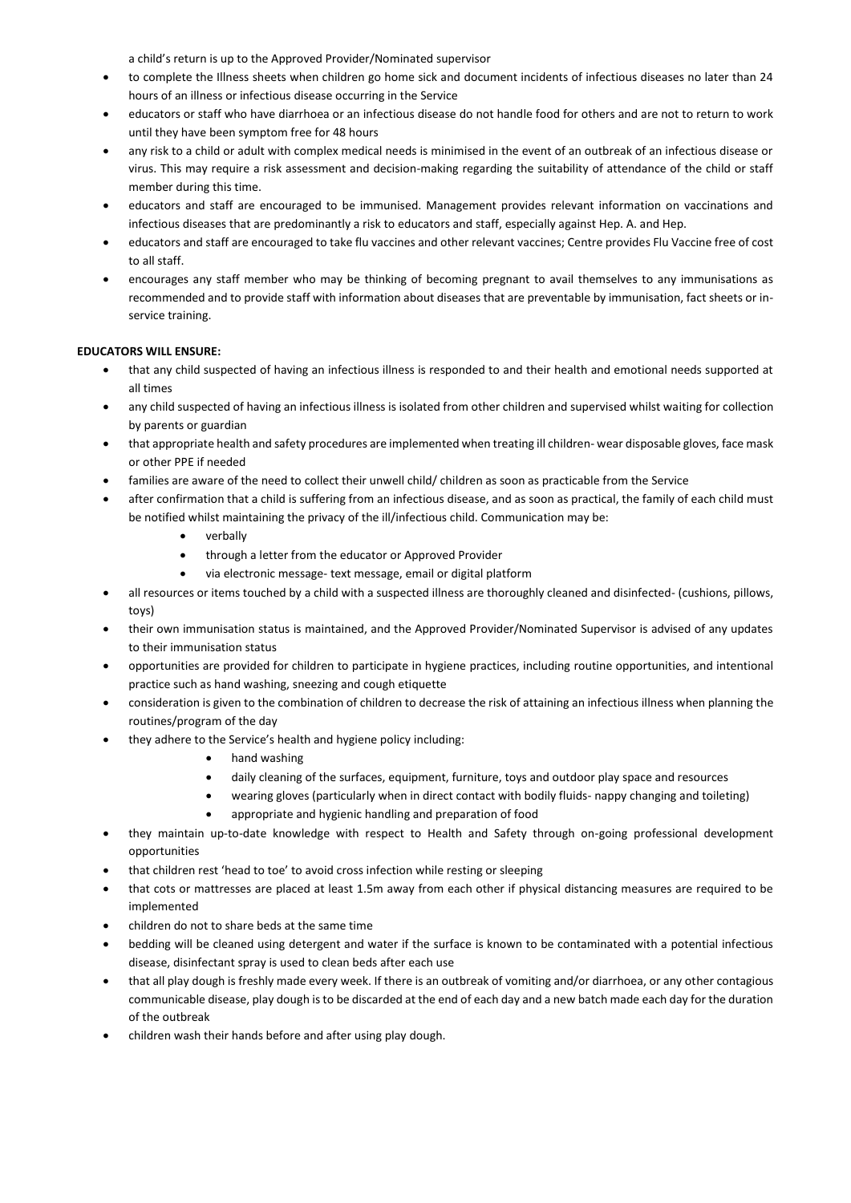a child's return is up to the Approved Provider/Nominated supervisor

- to complete the Illness sheets when children go home sick and document incidents of infectious diseases no later than 24 hours of an illness or infectious disease occurring in the Service
- educators or staff who have diarrhoea or an infectious disease do not handle food for others and are not to return to work until they have been symptom free for 48 hours
- any risk to a child or adult with complex medical needs is minimised in the event of an outbreak of an infectious disease or virus. This may require a risk assessment and decision-making regarding the suitability of attendance of the child or staff member during this time.
- educators and staff are encouraged to be immunised. Management provides relevant information on vaccinations and infectious diseases that are predominantly a risk to educators and staff, especially against Hep. A. and Hep.
- educators and staff are encouraged to take flu vaccines and other relevant vaccines; Centre provides Flu Vaccine free of cost to all staff.
- encourages any staff member who may be thinking of becoming pregnant to avail themselves to any immunisations as recommended and to provide staff with information about diseases that are preventable by immunisation, fact sheets or in-service training.

**EDUCATORS WILL ENSURE:**

- that any child suspected of having an infectious illness is responded to and their health and emotional needs supported at all times
- any child suspected of having an infectious illness is isolated from other children and supervised whilst waiting for collection by parents or guardian
- that appropriate health and safety procedures are implemented when treating ill children- wear disposable gloves, face mask or other PPE if needed
- families are aware of the need to collect their unwell child/ children as soon as practicable from the Service
- after confirmation that a child is suffering from an infectious disease, and as soon as practical, the family of each child must be notified whilst maintaining the privacy of the ill/infectious child. Communication may be:
    - verbally
    - through a letter from the educator or Approved Provider
    - via electronic message- text message, email or digital platform
- all resources or items touched by a child with a suspected illness are thoroughly cleaned and disinfected- (cushions, pillows, toys)
- their own immunisation status is maintained, and the Approved Provider/Nominated Supervisor is advised of any updates to their immunisation status
- opportunities are provided for children to participate in hygiene practices, including routine opportunities, and intentional practice such as hand washing, sneezing and cough etiquette
- consideration is given to the combination of children to decrease the risk of attaining an infectious illness when planning the routines/program of the day
- they adhere to the Service's health and hygiene policy including:
    - hand washing
    - daily cleaning of the surfaces, equipment, furniture, toys and outdoor play space and resources
    - wearing gloves (particularly when in direct contact with bodily fluids- nappy changing and toileting)
    - appropriate and hygienic handling and preparation of food
- they maintain up-to-date knowledge with respect to Health and Safety through on-going professional development opportunities
- that children rest 'head to toe' to avoid cross infection while resting or sleeping
- that cots or mattresses are placed at least 1.5m away from each other if physical distancing measures are required to be implemented
- children do not to share beds at the same time
- bedding will be cleaned using detergent and water if the surface is known to be contaminated with a potential infectious disease, disinfectant spray is used to clean beds after each use
- that all play dough is freshly made every week. If there is an outbreak of vomiting and/or diarrhoea, or any other contagious communicable disease, play dough is to be discarded at the end of each day and a new batch made each day for the duration of the outbreak
- children wash their hands before and after using play dough.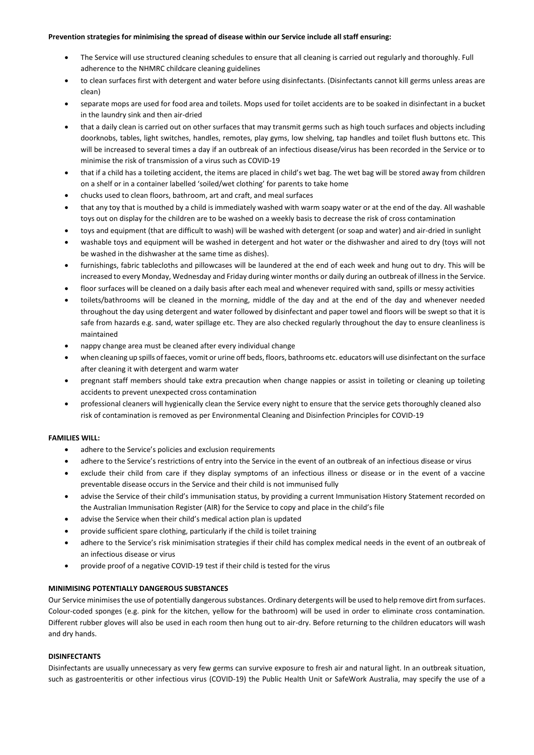**Prevention strategies for minimising the spread of disease within our Service include all staff ensuring:**

- The Service will use structured cleaning schedules to ensure that all cleaning is carried out regularly and thoroughly. Full adherence to the NHMRC childcare cleaning guidelines
- to clean surfaces first with detergent and water before using disinfectants. (Disinfectants cannot kill germs unless areas are clean)
- separate mops are used for food area and toilets. Mops used for toilet accidents are to be soaked in disinfectant in a bucket in the laundry sink and then air-dried
- that a daily clean is carried out on other surfaces that may transmit germs such as high touch surfaces and objects including doorknobs, tables, light switches, handles, remotes, play gyms, low shelving, tap handles and toilet flush buttons etc. This will be increased to several times a day if an outbreak of an infectious disease/virus has been recorded in the Service or to minimise the risk of transmission of a virus such as COVID-19
- that if a child has a toileting accident, the items are placed in child's wet bag. The wet bag will be stored away from children on a shelf or in a container labelled 'soiled/wet clothing' for parents to take home
- chucks used to clean floors, bathroom, art and craft, and meal surfaces
- that any toy that is mouthed by a child is immediately washed with warm soapy water or at the end of the day. All washable toys out on display for the children are to be washed on a weekly basis to decrease the risk of cross contamination
- toys and equipment (that are difficult to wash) will be washed with detergent (or soap and water) and air-dried in sunlight
- washable toys and equipment will be washed in detergent and hot water or the dishwasher and aired to dry (toys will not be washed in the dishwasher at the same time as dishes).
- furnishings, fabric tablecloths and pillowcases will be laundered at the end of each week and hung out to dry. This will be increased to every Monday, Wednesday and Friday during winter months or daily during an outbreak of illness in the Service.
- floor surfaces will be cleaned on a daily basis after each meal and whenever required with sand, spills or messy activities
- toilets/bathrooms will be cleaned in the morning, middle of the day and at the end of the day and whenever needed throughout the day using detergent and water followed by disinfectant and paper towel and floors will be swept so that it is safe from hazards e.g. sand, water spillage etc. They are also checked regularly throughout the day to ensure cleanliness is maintained
- nappy change area must be cleaned after every individual change
- when cleaning up spills of faeces, vomit or urine off beds, floors, bathrooms etc. educators will use disinfectant on the surface after cleaning it with detergent and warm water
- pregnant staff members should take extra precaution when change nappies or assist in toileting or cleaning up toileting accidents to prevent unexpected cross contamination
- professional cleaners will hygienically clean the Service every night to ensure that the service gets thoroughly cleaned also risk of contamination is removed as per Environmental Cleaning and Disinfection Principles for COVID-19

**FAMILIES WILL:**

- adhere to the Service's policies and exclusion requirements
- adhere to the Service's restrictions of entry into the Service in the event of an outbreak of an infectious disease or virus
- exclude their child from care if they display symptoms of an infectious illness or disease or in the event of a vaccine preventable disease occurs in the Service and their child is not immunised fully
- advise the Service of their child's immunisation status, by providing a current Immunisation History Statement recorded on the Australian Immunisation Register (AIR) for the Service to copy and place in the child's file
- advise the Service when their child's medical action plan is updated
- provide sufficient spare clothing, particularly if the child is toilet training
- adhere to the Service's risk minimisation strategies if their child has complex medical needs in the event of an outbreak of an infectious disease or virus
- provide proof of a negative COVID-19 test if their child is tested for the virus

**MINIMISING POTENTIALLY DANGEROUS SUBSTANCES**

Our Service minimises the use of potentially dangerous substances. Ordinary detergents will be used to help remove dirt from surfaces. Colour-coded sponges (e.g. pink for the kitchen, yellow for the bathroom) will be used in order to eliminate cross contamination. Different rubber gloves will also be used in each room then hung out to air-dry. Before returning to the children educators will wash and dry hands.

**DISINFECTANTS**

Disinfectants are usually unnecessary as very few germs can survive exposure to fresh air and natural light. In an outbreak situation, such as gastroenteritis or other infectious virus (COVID-19) the Public Health Unit or SafeWork Australia, may specify the use of a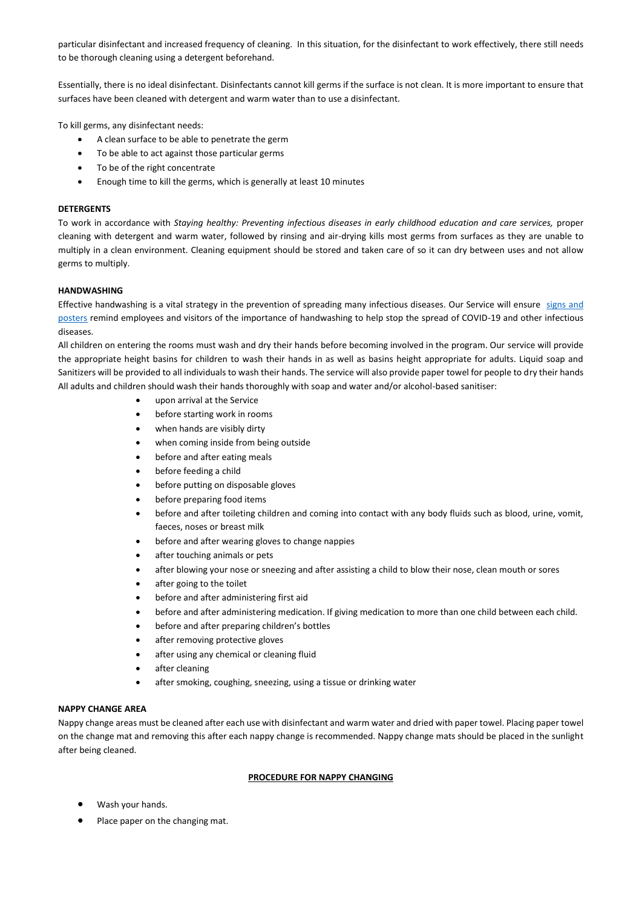particular disinfectant and increased frequency of cleaning. In this situation, for the disinfectant to work effectively, there still needs to be thorough cleaning using a detergent beforehand.

Essentially, there is no ideal disinfectant. Disinfectants cannot kill germs if the surface is not clean. It is more important to ensure that surfaces have been cleaned with detergent and warm water than to use a disinfectant.

To kill germs, any disinfectant needs:

- A clean surface to be able to penetrate the germ
- To be able to act against those particular germs
- To be of the right concentrate
- Enough time to kill the germs, which is generally at least 10 minutes

**DETERGENTS**

To work in accordance with *Staying healthy: Preventing infectious diseases in early childhood education and care services,* proper cleaning with detergent and warm water, followed by rinsing and air-drying kills most germs from surfaces as they are unable to multiply in a clean environment. Cleaning equipment should be stored and taken care of so it can dry between uses and not allow germs to multiply.

**HANDWASHING**

Effective handwashing is a vital strategy in the prevention of spreading many infectious diseases. Our Service will ensure signs and posters remind employees and visitors of the importance of handwashing to help stop the spread of COVID-19 and other infectious diseases.

All children on entering the rooms must wash and dry their hands before becoming involved in the program. Our service will provide the appropriate height basins for children to wash their hands in as well as basins height appropriate for adults. Liquid soap and Sanitizers will be provided to all individuals to wash their hands. The service will also provide paper towel for people to dry their hands

All adults and children should wash their hands thoroughly with soap and water and/or alcohol-based sanitiser:

- upon arrival at the Service
- before starting work in rooms
- when hands are visibly dirty
- when coming inside from being outside
- before and after eating meals
- before feeding a child
- before putting on disposable gloves
- before preparing food items
- before and after toileting children and coming into contact with any body fluids such as blood, urine, vomit, faeces, noses or breast milk
- before and after wearing gloves to change nappies
- after touching animals or pets
- after blowing your nose or sneezing and after assisting a child to blow their nose, clean mouth or sores
- after going to the toilet
- before and after administering first aid
- before and after administering medication. If giving medication to more than one child between each child.
- before and after preparing children's bottles
- after removing protective gloves
- after using any chemical or cleaning fluid
- after cleaning
- after smoking, coughing, sneezing, using a tissue or drinking water

**NAPPY CHANGE AREA**

Nappy change areas must be cleaned after each use with disinfectant and warm water and dried with paper towel. Placing paper towel on the change mat and removing this after each nappy change is recommended. Nappy change mats should be placed in the sunlight after being cleaned.

**PROCEDURE FOR NAPPY CHANGING**

- Wash your hands.
- Place paper on the changing mat.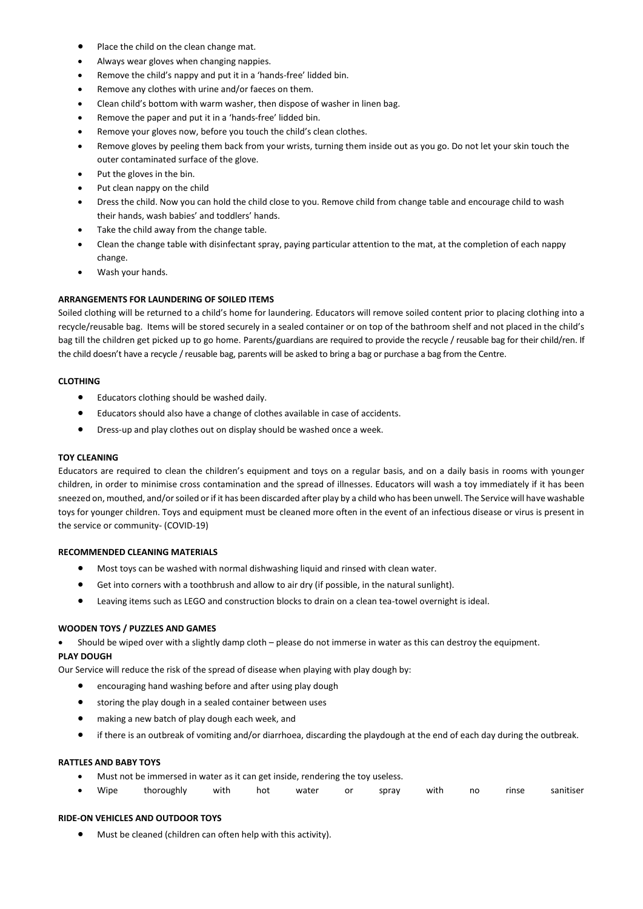- Place the child on the clean change mat.
- Always wear gloves when changing nappies.
- Remove the child's nappy and put it in a 'hands-free' lidded bin.
- Remove any clothes with urine and/or faeces on them.
- Clean child's bottom with warm washer, then dispose of washer in linen bag.
- Remove the paper and put it in a 'hands-free' lidded bin.
- Remove your gloves now, before you touch the child's clean clothes.
- Remove gloves by peeling them back from your wrists, turning them inside out as you go. Do not let your skin touch the outer contaminated surface of the glove.
- Put the gloves in the bin.
- Put clean nappy on the child
- Dress the child. Now you can hold the child close to you. Remove child from change table and encourage child to wash their hands, wash babies' and toddlers' hands.
- Take the child away from the change table.
- Clean the change table with disinfectant spray, paying particular attention to the mat, at the completion of each nappy change.
- Wash your hands.

**ARRANGEMENTS FOR LAUNDERING OF SOILED ITEMS**

Soiled clothing will be returned to a child's home for laundering. Educators will remove soiled content prior to placing clothing into a recycle/reusable bag. Items will be stored securely in a sealed container or on top of the bathroom shelf and not placed in the child's bag till the children get picked up to go home. Parents/guardians are required to provide the recycle / reusable bag for their child/ren. If the child doesn't have a recycle / reusable bag, parents will be asked to bring a bag or purchase a bag from the Centre.

**CLOTHING**

- Educators clothing should be washed daily.
- Educators should also have a change of clothes available in case of accidents.
- Dress-up and play clothes out on display should be washed once a week.

**TOY CLEANING**

Educators are required to clean the children's equipment and toys on a regular basis, and on a daily basis in rooms with younger children, in order to minimise cross contamination and the spread of illnesses. Educators will wash a toy immediately if it has been sneezed on, mouthed, and/or soiled or if it has been discarded after play by a child who has been unwell. The Service will have washable toys for younger children. Toys and equipment must be cleaned more often in the event of an infectious disease or virus is present in the service or community- (COVID-19)

**RECOMMENDED CLEANING MATERIALS**

- Most toys can be washed with normal dishwashing liquid and rinsed with clean water.
- Get into corners with a toothbrush and allow to air dry (if possible, in the natural sunlight).
- Leaving items such as LEGO and construction blocks to drain on a clean tea-towel overnight is ideal.

**WOODEN TOYS / PUZZLES AND GAMES**

- Should be wiped over with a slightly damp cloth – please do not immerse in water as this can destroy the equipment.

**PLAY DOUGH**

Our Service will reduce the risk of the spread of disease when playing with play dough by:

- encouraging hand washing before and after using play dough
- storing the play dough in a sealed container between uses
- making a new batch of play dough each week, and
- if there is an outbreak of vomiting and/or diarrhoea, discarding the playdough at the end of each day during the outbreak.

**RATTLES AND BABY TOYS**

- Must not be immersed in water as it can get inside, rendering the toy useless.
- Wipe thoroughly with hot water or spray with no rinse sanitiser

**RIDE-ON VEHICLES AND OUTDOOR TOYS**

- Must be cleaned (children can often help with this activity).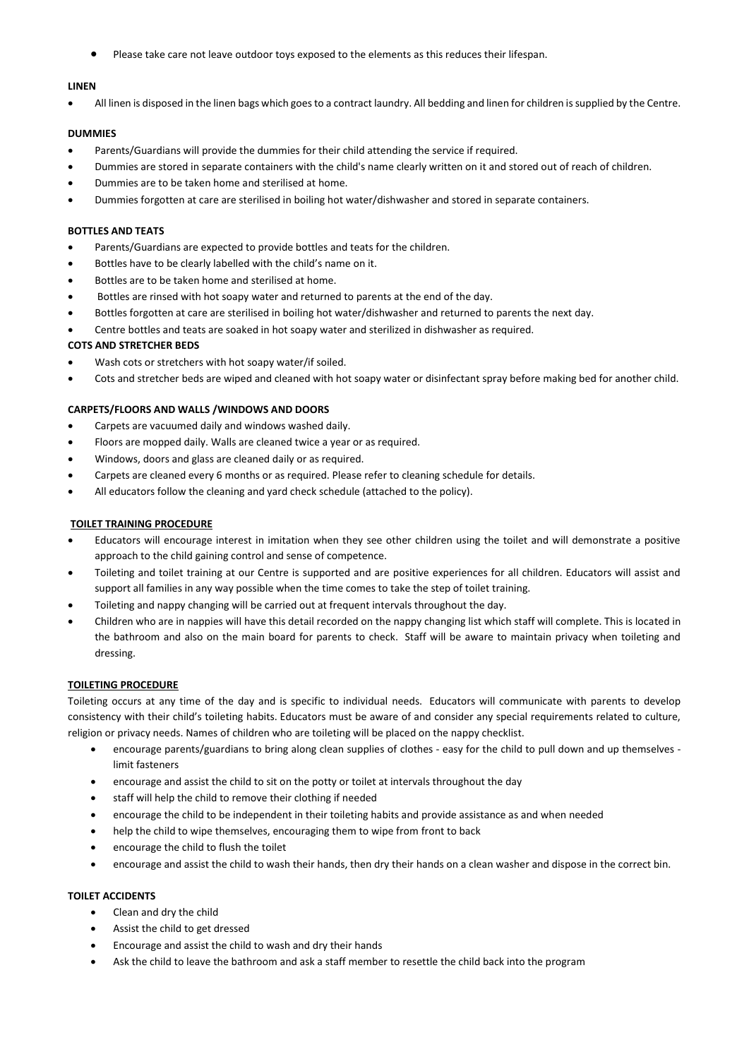- Please take care not leave outdoor toys exposed to the elements as this reduces their lifespan.

**LINEN**

- All linen is disposed in the linen bags which goes to a contract laundry. All bedding and linen for children is supplied by the Centre.

**DUMMIES**

- Parents/Guardians will provide the dummies for their child attending the service if required.
- Dummies are stored in separate containers with the child's name clearly written on it and stored out of reach of children.
- Dummies are to be taken home and sterilised at home.
- Dummies forgotten at care are sterilised in boiling hot water/dishwasher and stored in separate containers.

**BOTTLES AND TEATS**

- Parents/Guardians are expected to provide bottles and teats for the children.
- Bottles have to be clearly labelled with the child's name on it.
- Bottles are to be taken home and sterilised at home.
- Bottles are rinsed with hot soapy water and returned to parents at the end of the day.
- Bottles forgotten at care are sterilised in boiling hot water/dishwasher and returned to parents the next day.
- Centre bottles and teats are soaked in hot soapy water and sterilized in dishwasher as required.

**COTS AND STRETCHER BEDS**

- Wash cots or stretchers with hot soapy water/if soiled.
- Cots and stretcher beds are wiped and cleaned with hot soapy water or disinfectant spray before making bed for another child.

**CARPETS/FLOORS AND WALLS /WINDOWS AND DOORS**

- Carpets are vacuumed daily and windows washed daily.
- Floors are mopped daily. Walls are cleaned twice a year or as required.
- Windows, doors and glass are cleaned daily or as required.
- Carpets are cleaned every 6 months or as required. Please refer to cleaning schedule for details.
- All educators follow the cleaning and yard check schedule (attached to the policy).

**TOILET TRAINING PROCEDURE**

- Educators will encourage interest in imitation when they see other children using the toilet and will demonstrate a positive approach to the child gaining control and sense of competence.
- Toileting and toilet training at our Centre is supported and are positive experiences for all children. Educators will assist and support all families in any way possible when the time comes to take the step of toilet training.
- Toileting and nappy changing will be carried out at frequent intervals throughout the day.
- Children who are in nappies will have this detail recorded on the nappy changing list which staff will complete. This is located in the bathroom and also on the main board for parents to check. Staff will be aware to maintain privacy when toileting and dressing.

**TOILETING PROCEDURE**

Toileting occurs at any time of the day and is specific to individual needs. Educators will communicate with parents to develop consistency with their child's toileting habits. Educators must be aware of and consider any special requirements related to culture, religion or privacy needs. Names of children who are toileting will be placed on the nappy checklist.

- encourage parents/guardians to bring along clean supplies of clothes - easy for the child to pull down and up themselves - limit fasteners
- encourage and assist the child to sit on the potty or toilet at intervals throughout the day
- staff will help the child to remove their clothing if needed
- encourage the child to be independent in their toileting habits and provide assistance as and when needed
- help the child to wipe themselves, encouraging them to wipe from front to back
- encourage the child to flush the toilet
- encourage and assist the child to wash their hands, then dry their hands on a clean washer and dispose in the correct bin.

**TOILET ACCIDENTS**

- Clean and dry the child
- Assist the child to get dressed
- Encourage and assist the child to wash and dry their hands
- Ask the child to leave the bathroom and ask a staff member to resettle the child back into the program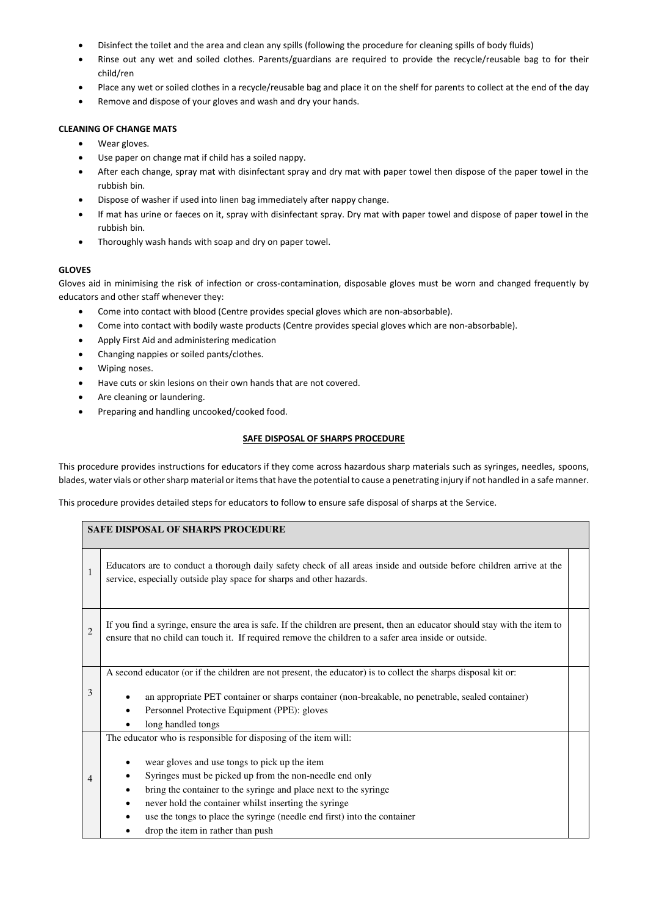- Disinfect the toilet and the area and clean any spills (following the procedure for cleaning spills of body fluids)
- Rinse out any wet and soiled clothes. Parents/guardians are required to provide the recycle/reusable bag to for their child/ren
- Place any wet or soiled clothes in a recycle/reusable bag and place it on the shelf for parents to collect at the end of the day
- Remove and dispose of your gloves and wash and dry your hands.

**CLEANING OF CHANGE MATS**

- Wear gloves.
- Use paper on change mat if child has a soiled nappy.
- After each change, spray mat with disinfectant spray and dry mat with paper towel then dispose of the paper towel in the rubbish bin.
- Dispose of washer if used into linen bag immediately after nappy change.
- If mat has urine or faeces on it, spray with disinfectant spray. Dry mat with paper towel and dispose of paper towel in the rubbish bin.
- Thoroughly wash hands with soap and dry on paper towel.

**GLOVES**

Gloves aid in minimising the risk of infection or cross-contamination, disposable gloves must be worn and changed frequently by educators and other staff whenever they:

- Come into contact with blood (Centre provides special gloves which are non-absorbable).
- Come into contact with bodily waste products (Centre provides special gloves which are non-absorbable).
- Apply First Aid and administering medication
- Changing nappies or soiled pants/clothes.
- Wiping noses.
- Have cuts or skin lesions on their own hands that are not covered.
- Are cleaning or laundering.
- Preparing and handling uncooked/cooked food.

**SAFE DISPOSAL OF SHARPS PROCEDURE**

This procedure provides instructions for educators if they come across hazardous sharp materials such as syringes, needles, spoons, blades, water vials or other sharp material or items that have the potential to cause a penetrating injury if not handled in a safe manner.

This procedure provides detailed steps for educators to follow to ensure safe disposal of sharps at the Service.

| SAFE DISPOSAL OF SHARPS PROCEDURE | | |
|---|---|---|
| 1 | Educators are to conduct a thorough daily safety check of all areas inside and outside before children arrive at the service, especially outside play space for sharps and other hazards. | |
| 2 | If you find a syringe, ensure the area is safe. If the children are present, then an educator should stay with the item to ensure that no child can touch it. If required remove the children to a safer area inside or outside. | |
| 3 | A second educator (or if the children are not present, the educator) is to collect the sharps disposal kit or:<br>• an appropriate PET container or sharps container (non-breakable, no penetrable, sealed container)<br>• Personnel Protective Equipment (PPE): gloves<br>• long handled tongs | |
| 4 | The educator who is responsible for disposing of the item will:<br>• wear gloves and use tongs to pick up the item<br>• Syringes must be picked up from the non-needle end only<br>• bring the container to the syringe and place next to the syringe<br>• never hold the container whilst inserting the syringe<br>• use the tongs to place the syringe (needle end first) into the container<br>• drop the item in rather than push | |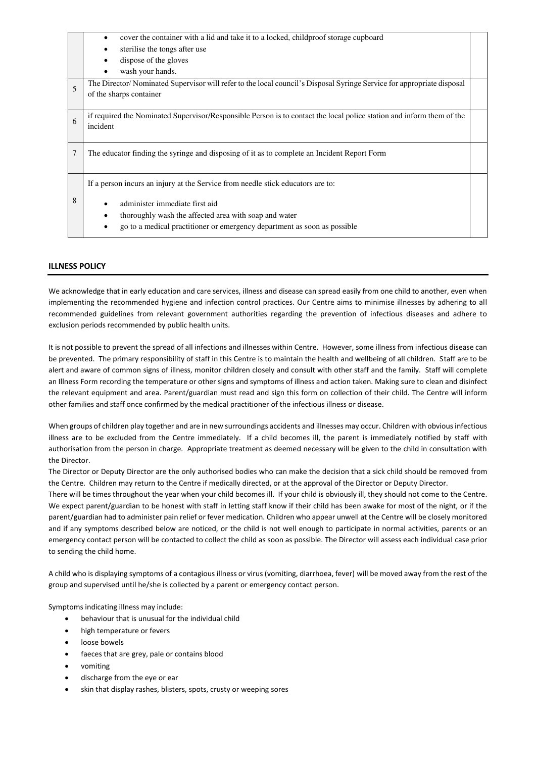| | | |
|---|---|---|
| | • cover the container with a lid and take it to a locked, childproof storage cupboard<br>• sterilise the tongs after use<br>• dispose of the gloves<br>• wash your hands. | |
| 5 | The Director/ Nominated Supervisor will refer to the local council's Disposal Syringe Service for appropriate disposal of the sharps container | |
| 6 | if required the Nominated Supervisor/Responsible Person is to contact the local police station and inform them of the incident | |
| 7 | The educator finding the syringe and disposing of it as to complete an Incident Report Form | |
| 8 | If a person incurs an injury at the Service from needle stick educators are to:<br>• administer immediate first aid<br>• thoroughly wash the affected area with soap and water<br>• go to a medical practitioner or emergency department as soon as possible | |

## ILLNESS POLICY

We acknowledge that in early education and care services, illness and disease can spread easily from one child to another, even when implementing the recommended hygiene and infection control practices. Our Centre aims to minimise illnesses by adhering to all recommended guidelines from relevant government authorities regarding the prevention of infectious diseases and adhere to exclusion periods recommended by public health units.

It is not possible to prevent the spread of all infections and illnesses within Centre. However, some illness from infectious disease can be prevented. The primary responsibility of staff in this Centre is to maintain the health and wellbeing of all children. Staff are to be alert and aware of common signs of illness, monitor children closely and consult with other staff and the family. Staff will complete an Illness Form recording the temperature or other signs and symptoms of illness and action taken. Making sure to clean and disinfect the relevant equipment and area. Parent/guardian must read and sign this form on collection of their child. The Centre will inform other families and staff once confirmed by the medical practitioner of the infectious illness or disease.

When groups of children play together and are in new surroundings accidents and illnesses may occur. Children with obvious infectious illness are to be excluded from the Centre immediately. If a child becomes ill, the parent is immediately notified by staff with authorisation from the person in charge. Appropriate treatment as deemed necessary will be given to the child in consultation with the Director.

The Director or Deputy Director are the only authorised bodies who can make the decision that a sick child should be removed from the Centre. Children may return to the Centre if medically directed, or at the approval of the Director or Deputy Director.

There will be times throughout the year when your child becomes ill. If your child is obviously ill, they should not come to the Centre. We expect parent/guardian to be honest with staff in letting staff know if their child has been awake for most of the night, or if the parent/guardian had to administer pain relief or fever medication. Children who appear unwell at the Centre will be closely monitored and if any symptoms described below are noticed, or the child is not well enough to participate in normal activities, parents or an emergency contact person will be contacted to collect the child as soon as possible. The Director will assess each individual case prior to sending the child home.

A child who is displaying symptoms of a contagious illness or virus (vomiting, diarrhoea, fever) will be moved away from the rest of the group and supervised until he/she is collected by a parent or emergency contact person.

Symptoms indicating illness may include:

- behaviour that is unusual for the individual child
- high temperature or fevers
- loose bowels
- faeces that are grey, pale or contains blood
- vomiting
- discharge from the eye or ear
- skin that display rashes, blisters, spots, crusty or weeping sores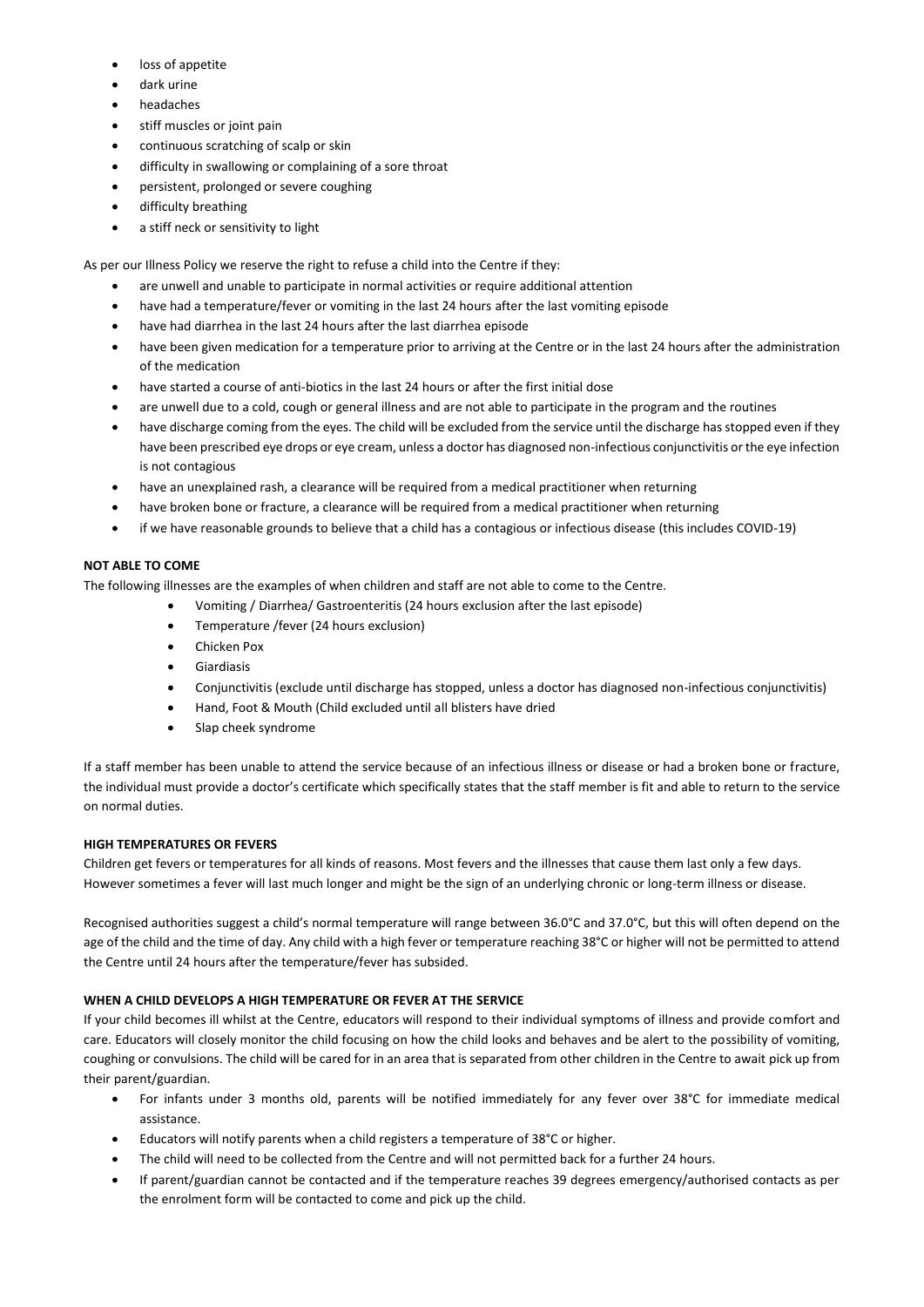- loss of appetite
- dark urine
- headaches
- stiff muscles or joint pain
- continuous scratching of scalp or skin
- difficulty in swallowing or complaining of a sore throat
- persistent, prolonged or severe coughing
- difficulty breathing
- a stiff neck or sensitivity to light

As per our Illness Policy we reserve the right to refuse a child into the Centre if they:

- are unwell and unable to participate in normal activities or require additional attention
- have had a temperature/fever or vomiting in the last 24 hours after the last vomiting episode
- have had diarrhea in the last 24 hours after the last diarrhea episode
- have been given medication for a temperature prior to arriving at the Centre or in the last 24 hours after the administration of the medication
- have started a course of anti-biotics in the last 24 hours or after the first initial dose
- are unwell due to a cold, cough or general illness and are not able to participate in the program and the routines
- have discharge coming from the eyes. The child will be excluded from the service until the discharge has stopped even if they have been prescribed eye drops or eye cream, unless a doctor has diagnosed non-infectious conjunctivitis or the eye infection is not contagious
- have an unexplained rash, a clearance will be required from a medical practitioner when returning
- have broken bone or fracture, a clearance will be required from a medical practitioner when returning
- if we have reasonable grounds to believe that a child has a contagious or infectious disease (this includes COVID-19)

**NOT ABLE TO COME**

The following illnesses are the examples of when children and staff are not able to come to the Centre.

- Vomiting / Diarrhea/ Gastroenteritis (24 hours exclusion after the last episode)
- Temperature /fever (24 hours exclusion)
- Chicken Pox
- Giardiasis
- Conjunctivitis (exclude until discharge has stopped, unless a doctor has diagnosed non-infectious conjunctivitis)
- Hand, Foot & Mouth (Child excluded until all blisters have dried
- Slap cheek syndrome

If a staff member has been unable to attend the service because of an infectious illness or disease or had a broken bone or fracture, the individual must provide a doctor's certificate which specifically states that the staff member is fit and able to return to the service on normal duties.

**HIGH TEMPERATURES OR FEVERS**

Children get fevers or temperatures for all kinds of reasons. Most fevers and the illnesses that cause them last only a few days. However sometimes a fever will last much longer and might be the sign of an underlying chronic or long-term illness or disease.

Recognised authorities suggest a child's normal temperature will range between 36.0°C and 37.0°C, but this will often depend on the age of the child and the time of day. Any child with a high fever or temperature reaching 38°C or higher will not be permitted to attend the Centre until 24 hours after the temperature/fever has subsided.

**WHEN A CHILD DEVELOPS A HIGH TEMPERATURE OR FEVER AT THE SERVICE**

If your child becomes ill whilst at the Centre, educators will respond to their individual symptoms of illness and provide comfort and care. Educators will closely monitor the child focusing on how the child looks and behaves and be alert to the possibility of vomiting, coughing or convulsions. The child will be cared for in an area that is separated from other children in the Centre to await pick up from their parent/guardian.

- For infants under 3 months old, parents will be notified immediately for any fever over 38°C for immediate medical assistance.
- Educators will notify parents when a child registers a temperature of 38°C or higher.
- The child will need to be collected from the Centre and will not permitted back for a further 24 hours.
- If parent/guardian cannot be contacted and if the temperature reaches 39 degrees emergency/authorised contacts as per the enrolment form will be contacted to come and pick up the child.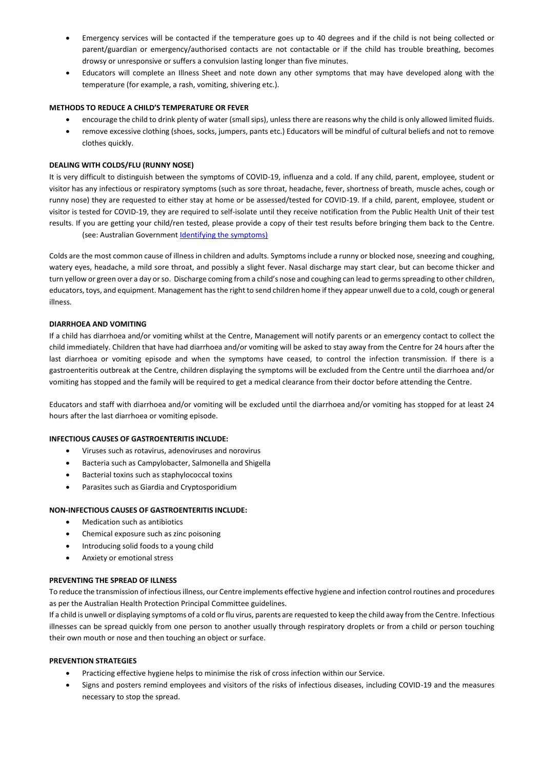- Emergency services will be contacted if the temperature goes up to 40 degrees and if the child is not being collected or parent/guardian or emergency/authorised contacts are not contactable or if the child has trouble breathing, becomes drowsy or unresponsive or suffers a convulsion lasting longer than five minutes.
- Educators will complete an Illness Sheet and note down any other symptoms that may have developed along with the temperature (for example, a rash, vomiting, shivering etc.).

**METHODS TO REDUCE A CHILD'S TEMPERATURE OR FEVER**

- encourage the child to drink plenty of water (small sips), unless there are reasons why the child is only allowed limited fluids.
- remove excessive clothing (shoes, socks, jumpers, pants etc.) Educators will be mindful of cultural beliefs and not to remove clothes quickly.

**DEALING WITH COLDS/FLU (RUNNY NOSE)**

It is very difficult to distinguish between the symptoms of COVID-19, influenza and a cold. If any child, parent, employee, student or visitor has any infectious or respiratory symptoms (such as sore throat, headache, fever, shortness of breath, muscle aches, cough or runny nose) they are requested to either stay at home or be assessed/tested for COVID-19. If a child, parent, employee, student or visitor is tested for COVID-19, they are required to self-isolate until they receive notification from the Public Health Unit of their test results. If you are getting your child/ren tested, please provide a copy of their test results before bringing them back to the Centre. (see: Australian Government Identifying the symptoms)

Colds are the most common cause of illness in children and adults. Symptoms include a runny or blocked nose, sneezing and coughing, watery eyes, headache, a mild sore throat, and possibly a slight fever. Nasal discharge may start clear, but can become thicker and turn yellow or green over a day or so. Discharge coming from a child's nose and coughing can lead to germs spreading to other children, educators, toys, and equipment. Management has the right to send children home if they appear unwell due to a cold, cough or general illness.

**DIARRHOEA AND VOMITING**

If a child has diarrhoea and/or vomiting whilst at the Centre, Management will notify parents or an emergency contact to collect the child immediately. Children that have had diarrhoea and/or vomiting will be asked to stay away from the Centre for 24 hours after the last diarrhoea or vomiting episode and when the symptoms have ceased, to control the infection transmission. If there is a gastroenteritis outbreak at the Centre, children displaying the symptoms will be excluded from the Centre until the diarrhoea and/or vomiting has stopped and the family will be required to get a medical clearance from their doctor before attending the Centre.

Educators and staff with diarrhoea and/or vomiting will be excluded until the diarrhoea and/or vomiting has stopped for at least 24 hours after the last diarrhoea or vomiting episode.

**INFECTIOUS CAUSES OF GASTROENTERITIS INCLUDE:**

- Viruses such as rotavirus, adenoviruses and norovirus
- Bacteria such as Campylobacter, Salmonella and Shigella
- Bacterial toxins such as staphylococcal toxins
- Parasites such as Giardia and Cryptosporidium

**NON-INFECTIOUS CAUSES OF GASTROENTERITIS INCLUDE:**

- Medication such as antibiotics
- Chemical exposure such as zinc poisoning
- Introducing solid foods to a young child
- Anxiety or emotional stress

**PREVENTING THE SPREAD OF ILLNESS**

To reduce the transmission of infectious illness, our Centre implements effective hygiene and infection control routines and procedures as per the Australian Health Protection Principal Committee guidelines.

If a child is unwell or displaying symptoms of a cold or flu virus, parents are requested to keep the child away from the Centre. Infectious illnesses can be spread quickly from one person to another usually through respiratory droplets or from a child or person touching their own mouth or nose and then touching an object or surface.

**PREVENTION STRATEGIES**

- Practicing effective hygiene helps to minimise the risk of cross infection within our Service.
- Signs and posters remind employees and visitors of the risks of infectious diseases, including COVID-19 and the measures necessary to stop the spread.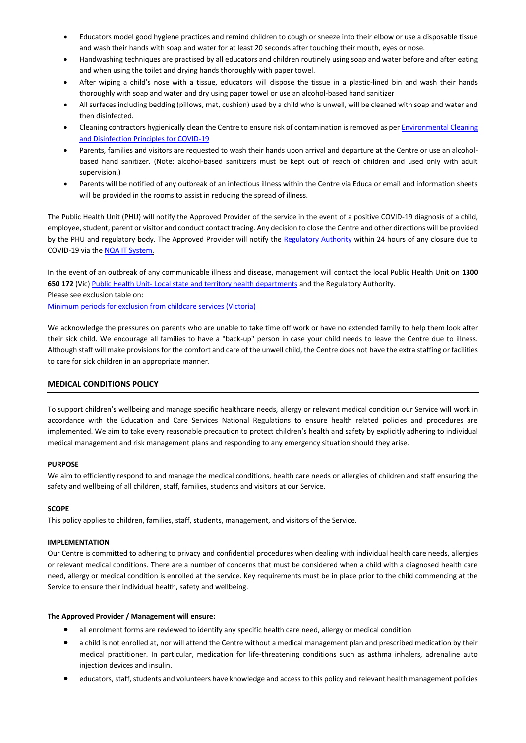- Educators model good hygiene practices and remind children to cough or sneeze into their elbow or use a disposable tissue and wash their hands with soap and water for at least 20 seconds after touching their mouth, eyes or nose.
- Handwashing techniques are practised by all educators and children routinely using soap and water before and after eating and when using the toilet and drying hands thoroughly with paper towel.
- After wiping a child's nose with a tissue, educators will dispose the tissue in a plastic-lined bin and wash their hands thoroughly with soap and water and dry using paper towel or use an alcohol-based hand sanitizer
- All surfaces including bedding (pillows, mat, cushion) used by a child who is unwell, will be cleaned with soap and water and then disinfected.
- Cleaning contractors hygienically clean the Centre to ensure risk of contamination is removed as per Environmental Cleaning and Disinfection Principles for COVID-19
- Parents, families and visitors are requested to wash their hands upon arrival and departure at the Centre or use an alcohol-based hand sanitizer. (Note: alcohol-based sanitizers must be kept out of reach of children and used only with adult supervision.)
- Parents will be notified of any outbreak of an infectious illness within the Centre via Educa or email and information sheets will be provided in the rooms to assist in reducing the spread of illness.

The Public Health Unit (PHU) will notify the Approved Provider of the service in the event of a positive COVID-19 diagnosis of a child, employee, student, parent or visitor and conduct contact tracing. Any decision to close the Centre and other directions will be provided by the PHU and regulatory body. The Approved Provider will notify the Regulatory Authority within 24 hours of any closure due to COVID-19 via the NQA IT System.

In the event of an outbreak of any communicable illness and disease, management will contact the local Public Health Unit on **1300 650 172** (Vic) Public Health Unit- Local state and territory health departments and the Regulatory Authority.
Please see exclusion table on:
Minimum periods for exclusion from childcare services (Victoria)

We acknowledge the pressures on parents who are unable to take time off work or have no extended family to help them look after their sick child. We encourage all families to have a "back-up" person in case your child needs to leave the Centre due to illness. Although staff will make provisions for the comfort and care of the unwell child, the Centre does not have the extra staffing or facilities to care for sick children in an appropriate manner.

## MEDICAL CONDITIONS POLICY

To support children's wellbeing and manage specific healthcare needs, allergy or relevant medical condition our Service will work in accordance with the Education and Care Services National Regulations to ensure health related policies and procedures are implemented. We aim to take every reasonable precaution to protect children's health and safety by explicitly adhering to individual medical management and risk management plans and responding to any emergency situation should they arise.

### PURPOSE

We aim to efficiently respond to and manage the medical conditions, health care needs or allergies of children and staff ensuring the safety and wellbeing of all children, staff, families, students and visitors at our Service.

### SCOPE

This policy applies to children, families, staff, students, management, and visitors of the Service.

### IMPLEMENTATION

Our Centre is committed to adhering to privacy and confidential procedures when dealing with individual health care needs, allergies or relevant medical conditions. There are a number of concerns that must be considered when a child with a diagnosed health care need, allergy or medical condition is enrolled at the service. Key requirements must be in place prior to the child commencing at the Service to ensure their individual health, safety and wellbeing.

**The Approved Provider / Management will ensure:**

- all enrolment forms are reviewed to identify any specific health care need, allergy or medical condition
- a child is not enrolled at, nor will attend the Centre without a medical management plan and prescribed medication by their medical practitioner. In particular, medication for life-threatening conditions such as asthma inhalers, adrenaline auto injection devices and insulin.
- educators, staff, students and volunteers have knowledge and access to this policy and relevant health management policies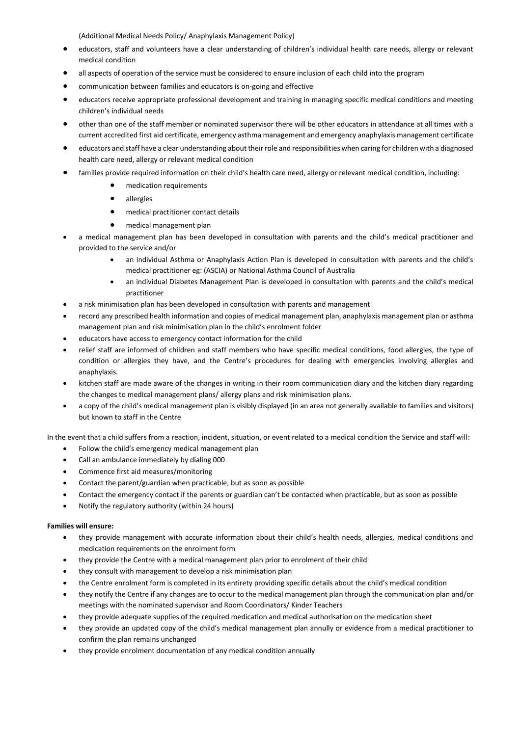(Additional Medical Needs Policy/ Anaphylaxis Management Policy)

- educators, staff and volunteers have a clear understanding of children's individual health care needs, allergy or relevant medical condition
- all aspects of operation of the service must be considered to ensure inclusion of each child into the program
- communication between families and educators is on-going and effective
- educators receive appropriate professional development and training in managing specific medical conditions and meeting children's individual needs
- other than one of the staff member or nominated supervisor there will be other educators in attendance at all times with a current accredited first aid certificate, emergency asthma management and emergency anaphylaxis management certificate
- educators and staff have a clear understanding about their role and responsibilities when caring for children with a diagnosed health care need, allergy or relevant medical condition
- families provide required information on their child's health care need, allergy or relevant medical condition, including:
    - medication requirements
    - allergies
    - medical practitioner contact details
    - medical management plan
- a medical management plan has been developed in consultation with parents and the child's medical practitioner and provided to the service and/or
    - an individual Asthma or Anaphylaxis Action Plan is developed in consultation with parents and the child's medical practitioner eg: (ASCIA) or National Asthma Council of Australia
    - an individual Diabetes Management Plan is developed in consultation with parents and the child's medical practitioner
- a risk minimisation plan has been developed in consultation with parents and management
- record any prescribed health information and copies of medical management plan, anaphylaxis management plan or asthma management plan and risk minimisation plan in the child's enrolment folder
- educators have access to emergency contact information for the child
- relief staff are informed of children and staff members who have specific medical conditions, food allergies, the type of condition or allergies they have, and the Centre's procedures for dealing with emergencies involving allergies and anaphylaxis.
- kitchen staff are made aware of the changes in writing in their room communication diary and the kitchen diary regarding the changes to medical management plans/ allergy plans and risk minimisation plans.
- a copy of the child's medical management plan is visibly displayed (in an area not generally available to families and visitors) but known to staff in the Centre

In the event that a child suffers from a reaction, incident, situation, or event related to a medical condition the Service and staff will:

- Follow the child's emergency medical management plan
- Call an ambulance immediately by dialing 000
- Commence first aid measures/monitoring
- Contact the parent/guardian when practicable, but as soon as possible
- Contact the emergency contact if the parents or guardian can't be contacted when practicable, but as soon as possible
- Notify the regulatory authority (within 24 hours)

**Families will ensure:**

- they provide management with accurate information about their child's health needs, allergies, medical conditions and medication requirements on the enrolment form
- they provide the Centre with a medical management plan prior to enrolment of their child
- they consult with management to develop a risk minimisation plan
- the Centre enrolment form is completed in its entirety providing specific details about the child's medical condition
- they notify the Centre if any changes are to occur to the medical management plan through the communication plan and/or meetings with the nominated supervisor and Room Coordinators/ Kinder Teachers
- they provide adequate supplies of the required medication and medical authorisation on the medication sheet
- they provide an updated copy of the child's medical management plan annully or evidence from a medical practitioner to confirm the plan remains unchanged
- they provide enrolment documentation of any medical condition annually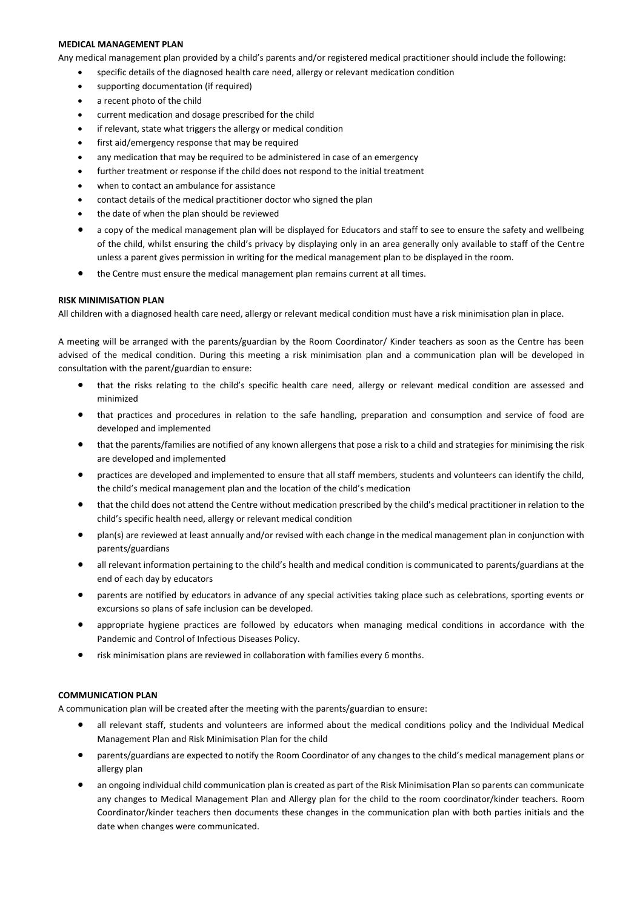**MEDICAL MANAGEMENT PLAN**

Any medical management plan provided by a child's parents and/or registered medical practitioner should include the following:

- specific details of the diagnosed health care need, allergy or relevant medication condition
- supporting documentation (if required)
- a recent photo of the child
- current medication and dosage prescribed for the child
- if relevant, state what triggers the allergy or medical condition
- first aid/emergency response that may be required
- any medication that may be required to be administered in case of an emergency
- further treatment or response if the child does not respond to the initial treatment
- when to contact an ambulance for assistance
- contact details of the medical practitioner doctor who signed the plan
- the date of when the plan should be reviewed
- a copy of the medical management plan will be displayed for Educators and staff to see to ensure the safety and wellbeing of the child, whilst ensuring the child's privacy by displaying only in an area generally only available to staff of the Centre unless a parent gives permission in writing for the medical management plan to be displayed in the room.
- the Centre must ensure the medical management plan remains current at all times.

**RISK MINIMISATION PLAN**

All children with a diagnosed health care need, allergy or relevant medical condition must have a risk minimisation plan in place.

A meeting will be arranged with the parents/guardian by the Room Coordinator/ Kinder teachers as soon as the Centre has been advised of the medical condition. During this meeting a risk minimisation plan and a communication plan will be developed in consultation with the parent/guardian to ensure:

- that the risks relating to the child's specific health care need, allergy or relevant medical condition are assessed and minimized
- that practices and procedures in relation to the safe handling, preparation and consumption and service of food are developed and implemented
- that the parents/families are notified of any known allergens that pose a risk to a child and strategies for minimising the risk are developed and implemented
- practices are developed and implemented to ensure that all staff members, students and volunteers can identify the child, the child's medical management plan and the location of the child's medication
- that the child does not attend the Centre without medication prescribed by the child's medical practitioner in relation to the child's specific health need, allergy or relevant medical condition
- plan(s) are reviewed at least annually and/or revised with each change in the medical management plan in conjunction with parents/guardians
- all relevant information pertaining to the child's health and medical condition is communicated to parents/guardians at the end of each day by educators
- parents are notified by educators in advance of any special activities taking place such as celebrations, sporting events or excursions so plans of safe inclusion can be developed.
- appropriate hygiene practices are followed by educators when managing medical conditions in accordance with the Pandemic and Control of Infectious Diseases Policy.
- risk minimisation plans are reviewed in collaboration with families every 6 months.

**COMMUNICATION PLAN**

A communication plan will be created after the meeting with the parents/guardian to ensure:

- all relevant staff, students and volunteers are informed about the medical conditions policy and the Individual Medical Management Plan and Risk Minimisation Plan for the child
- parents/guardians are expected to notify the Room Coordinator of any changes to the child's medical management plans or allergy plan
- an ongoing individual child communication plan is created as part of the Risk Minimisation Plan so parents can communicate any changes to Medical Management Plan and Allergy plan for the child to the room coordinator/kinder teachers. Room Coordinator/kinder teachers then documents these changes in the communication plan with both parties initials and the date when changes were communicated.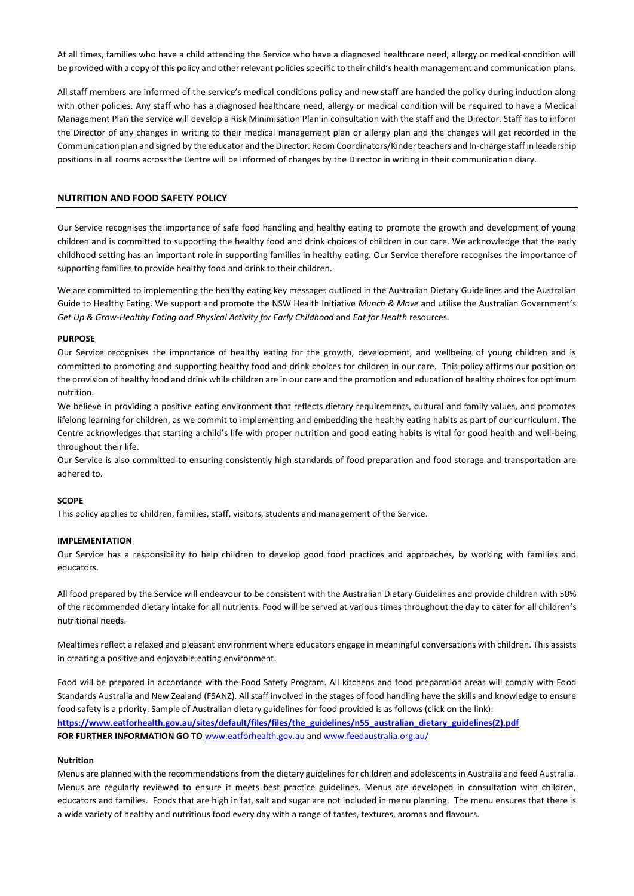At all times, families who have a child attending the Service who have a diagnosed healthcare need, allergy or medical condition will be provided with a copy of this policy and other relevant policies specific to their child's health management and communication plans.

All staff members are informed of the service's medical conditions policy and new staff are handed the policy during induction along with other policies. Any staff who has a diagnosed healthcare need, allergy or medical condition will be required to have a Medical Management Plan the service will develop a Risk Minimisation Plan in consultation with the staff and the Director. Staff has to inform the Director of any changes in writing to their medical management plan or allergy plan and the changes will get recorded in the Communication plan and signed by the educator and the Director. Room Coordinators/Kinder teachers and In-charge staff in leadership positions in all rooms across the Centre will be informed of changes by the Director in writing in their communication diary.

## NUTRITION AND FOOD SAFETY POLICY

Our Service recognises the importance of safe food handling and healthy eating to promote the growth and development of young children and is committed to supporting the healthy food and drink choices of children in our care. We acknowledge that the early childhood setting has an important role in supporting families in healthy eating. Our Service therefore recognises the importance of supporting families to provide healthy food and drink to their children.

We are committed to implementing the healthy eating key messages outlined in the Australian Dietary Guidelines and the Australian Guide to Healthy Eating. We support and promote the NSW Health Initiative *Munch & Move* and utilise the Australian Government's *Get Up & Grow-Healthy Eating and Physical Activity for Early Childhood* and *Eat for Health* resources.

### PURPOSE

Our Service recognises the importance of healthy eating for the growth, development, and wellbeing of young children and is committed to promoting and supporting healthy food and drink choices for children in our care. This policy affirms our position on the provision of healthy food and drink while children are in our care and the promotion and education of healthy choices for optimum nutrition.

We believe in providing a positive eating environment that reflects dietary requirements, cultural and family values, and promotes lifelong learning for children, as we commit to implementing and embedding the healthy eating habits as part of our curriculum. The Centre acknowledges that starting a child's life with proper nutrition and good eating habits is vital for good health and well-being throughout their life.

Our Service is also committed to ensuring consistently high standards of food preparation and food storage and transportation are adhered to.

### SCOPE

This policy applies to children, families, staff, visitors, students and management of the Service.

### IMPLEMENTATION

Our Service has a responsibility to help children to develop good food practices and approaches, by working with families and educators.

All food prepared by the Service will endeavour to be consistent with the Australian Dietary Guidelines and provide children with 50% of the recommended dietary intake for all nutrients. Food will be served at various times throughout the day to cater for all children's nutritional needs.

Mealtimes reflect a relaxed and pleasant environment where educators engage in meaningful conversations with children. This assists in creating a positive and enjoyable eating environment.

Food will be prepared in accordance with the Food Safety Program. All kitchens and food preparation areas will comply with Food Standards Australia and New Zealand (FSANZ). All staff involved in the stages of food handling have the skills and knowledge to ensure food safety is a priority. Sample of Australian dietary guidelines for food provided is as follows (click on the link):
**https://www.eatforhealth.gov.au/sites/default/files/files/the_guidelines/n55_australian_dietary_guidelines(2).pdf**
**FOR FURTHER INFORMATION GO TO** www.eatforhealth.gov.au and www.feedaustralia.org.au/

#### Nutrition

Menus are planned with the recommendations from the dietary guidelines for children and adolescents in Australia and feed Australia. Menus are regularly reviewed to ensure it meets best practice guidelines. Menus are developed in consultation with children, educators and families. Foods that are high in fat, salt and sugar are not included in menu planning. The menu ensures that there is a wide variety of healthy and nutritious food every day with a range of tastes, textures, aromas and flavours.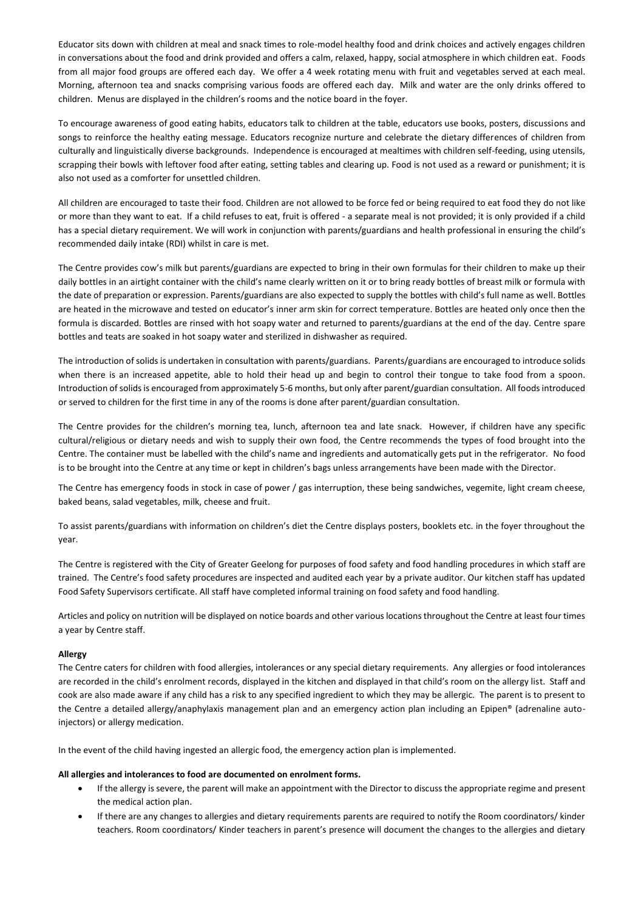Educator sits down with children at meal and snack times to role-model healthy food and drink choices and actively engages children in conversations about the food and drink provided and offers a calm, relaxed, happy, social atmosphere in which children eat. Foods from all major food groups are offered each day. We offer a 4 week rotating menu with fruit and vegetables served at each meal. Morning, afternoon tea and snacks comprising various foods are offered each day. Milk and water are the only drinks offered to children. Menus are displayed in the children's rooms and the notice board in the foyer.

To encourage awareness of good eating habits, educators talk to children at the table, educators use books, posters, discussions and songs to reinforce the healthy eating message. Educators recognize nurture and celebrate the dietary differences of children from culturally and linguistically diverse backgrounds. Independence is encouraged at mealtimes with children self-feeding, using utensils, scrapping their bowls with leftover food after eating, setting tables and clearing up. Food is not used as a reward or punishment; it is also not used as a comforter for unsettled children.

All children are encouraged to taste their food. Children are not allowed to be force fed or being required to eat food they do not like or more than they want to eat. If a child refuses to eat, fruit is offered - a separate meal is not provided; it is only provided if a child has a special dietary requirement. We will work in conjunction with parents/guardians and health professional in ensuring the child's recommended daily intake (RDI) whilst in care is met.

The Centre provides cow's milk but parents/guardians are expected to bring in their own formulas for their children to make up their daily bottles in an airtight container with the child's name clearly written on it or to bring ready bottles of breast milk or formula with the date of preparation or expression. Parents/guardians are also expected to supply the bottles with child's full name as well. Bottles are heated in the microwave and tested on educator's inner arm skin for correct temperature. Bottles are heated only once then the formula is discarded. Bottles are rinsed with hot soapy water and returned to parents/guardians at the end of the day. Centre spare bottles and teats are soaked in hot soapy water and sterilized in dishwasher as required.

The introduction of solids is undertaken in consultation with parents/guardians. Parents/guardians are encouraged to introduce solids when there is an increased appetite, able to hold their head up and begin to control their tongue to take food from a spoon. Introduction of solids is encouraged from approximately 5-6 months, but only after parent/guardian consultation. All foods introduced or served to children for the first time in any of the rooms is done after parent/guardian consultation.

The Centre provides for the children's morning tea, lunch, afternoon tea and late snack. However, if children have any specific cultural/religious or dietary needs and wish to supply their own food, the Centre recommends the types of food brought into the Centre. The container must be labelled with the child's name and ingredients and automatically gets put in the refrigerator. No food is to be brought into the Centre at any time or kept in children's bags unless arrangements have been made with the Director.

The Centre has emergency foods in stock in case of power / gas interruption, these being sandwiches, vegemite, light cream cheese, baked beans, salad vegetables, milk, cheese and fruit.

To assist parents/guardians with information on children's diet the Centre displays posters, booklets etc. in the foyer throughout the year.

The Centre is registered with the City of Greater Geelong for purposes of food safety and food handling procedures in which staff are trained. The Centre's food safety procedures are inspected and audited each year by a private auditor. Our kitchen staff has updated Food Safety Supervisors certificate. All staff have completed informal training on food safety and food handling.

Articles and policy on nutrition will be displayed on notice boards and other various locations throughout the Centre at least four times a year by Centre staff.

**Allergy**

The Centre caters for children with food allergies, intolerances or any special dietary requirements. Any allergies or food intolerances are recorded in the child's enrolment records, displayed in the kitchen and displayed in that child's room on the allergy list. Staff and cook are also made aware if any child has a risk to any specified ingredient to which they may be allergic. The parent is to present to the Centre a detailed allergy/anaphylaxis management plan and an emergency action plan including an Epipen® (adrenaline auto-injectors) or allergy medication.

In the event of the child having ingested an allergic food, the emergency action plan is implemented.

**All allergies and intolerances to food are documented on enrolment forms.**

- If the allergy is severe, the parent will make an appointment with the Director to discuss the appropriate regime and present the medical action plan.
- If there are any changes to allergies and dietary requirements parents are required to notify the Room coordinators/ kinder teachers. Room coordinators/ Kinder teachers in parent's presence will document the changes to the allergies and dietary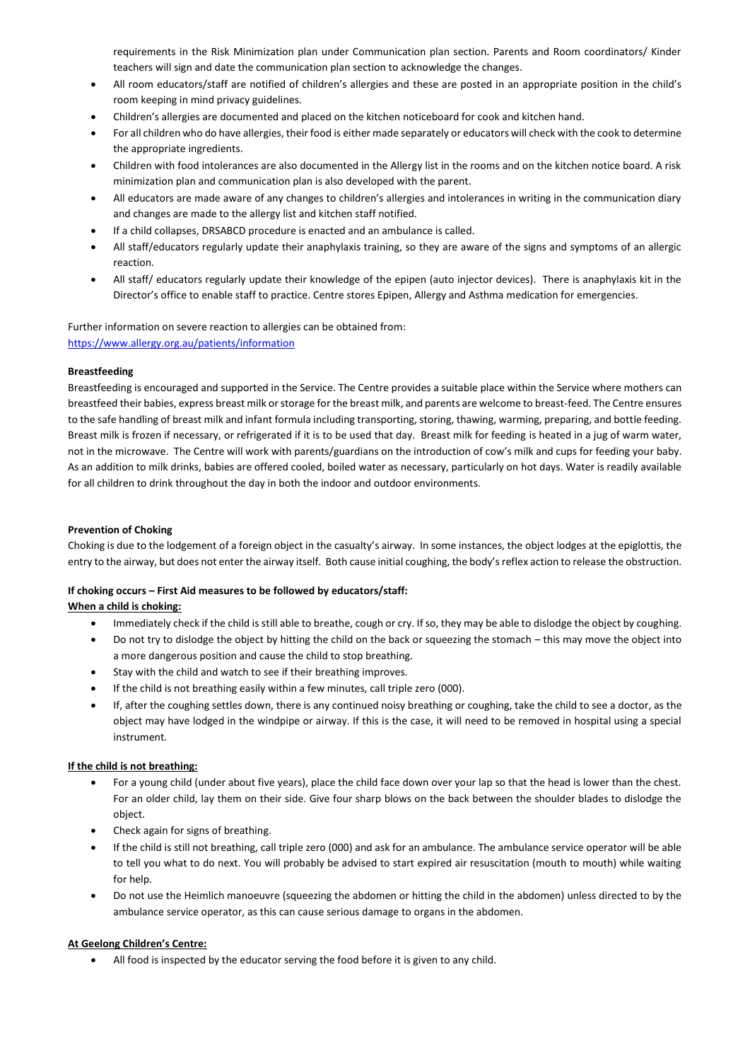requirements in the Risk Minimization plan under Communication plan section. Parents and Room coordinators/ Kinder teachers will sign and date the communication plan section to acknowledge the changes.

- All room educators/staff are notified of children's allergies and these are posted in an appropriate position in the child's room keeping in mind privacy guidelines.
- Children's allergies are documented and placed on the kitchen noticeboard for cook and kitchen hand.
- For all children who do have allergies, their food is either made separately or educators will check with the cook to determine the appropriate ingredients.
- Children with food intolerances are also documented in the Allergy list in the rooms and on the kitchen notice board. A risk minimization plan and communication plan is also developed with the parent.
- All educators are made aware of any changes to children's allergies and intolerances in writing in the communication diary and changes are made to the allergy list and kitchen staff notified.
- If a child collapses, DRSABCD procedure is enacted and an ambulance is called.
- All staff/educators regularly update their anaphylaxis training, so they are aware of the signs and symptoms of an allergic reaction.
- All staff/ educators regularly update their knowledge of the epipen (auto injector devices). There is anaphylaxis kit in the Director's office to enable staff to practice. Centre stores Epipen, Allergy and Asthma medication for emergencies.

Further information on severe reaction to allergies can be obtained from:
https://www.allergy.org.au/patients/information

**Breastfeeding**

Breastfeeding is encouraged and supported in the Service. The Centre provides a suitable place within the Service where mothers can breastfeed their babies, express breast milk or storage for the breast milk, and parents are welcome to breast-feed. The Centre ensures to the safe handling of breast milk and infant formula including transporting, storing, thawing, warming, preparing, and bottle feeding. Breast milk is frozen if necessary, or refrigerated if it is to be used that day. Breast milk for feeding is heated in a jug of warm water, not in the microwave. The Centre will work with parents/guardians on the introduction of cow's milk and cups for feeding your baby. As an addition to milk drinks, babies are offered cooled, boiled water as necessary, particularly on hot days. Water is readily available for all children to drink throughout the day in both the indoor and outdoor environments.

**Prevention of Choking**

Choking is due to the lodgement of a foreign object in the casualty's airway. In some instances, the object lodges at the epiglottis, the entry to the airway, but does not enter the airway itself. Both cause initial coughing, the body's reflex action to release the obstruction.

**If choking occurs – First Aid measures to be followed by educators/staff:**

**When a child is choking:**

- Immediately check if the child is still able to breathe, cough or cry. If so, they may be able to dislodge the object by coughing.
- Do not try to dislodge the object by hitting the child on the back or squeezing the stomach – this may move the object into a more dangerous position and cause the child to stop breathing.
- Stay with the child and watch to see if their breathing improves.
- If the child is not breathing easily within a few minutes, call triple zero (000).
- If, after the coughing settles down, there is any continued noisy breathing or coughing, take the child to see a doctor, as the object may have lodged in the windpipe or airway. If this is the case, it will need to be removed in hospital using a special instrument.

**If the child is not breathing:**

- For a young child (under about five years), place the child face down over your lap so that the head is lower than the chest. For an older child, lay them on their side. Give four sharp blows on the back between the shoulder blades to dislodge the object.
- Check again for signs of breathing.
- If the child is still not breathing, call triple zero (000) and ask for an ambulance. The ambulance service operator will be able to tell you what to do next. You will probably be advised to start expired air resuscitation (mouth to mouth) while waiting for help.
- Do not use the Heimlich manoeuvre (squeezing the abdomen or hitting the child in the abdomen) unless directed to by the ambulance service operator, as this can cause serious damage to organs in the abdomen.

**At Geelong Children's Centre:**

- All food is inspected by the educator serving the food before it is given to any child.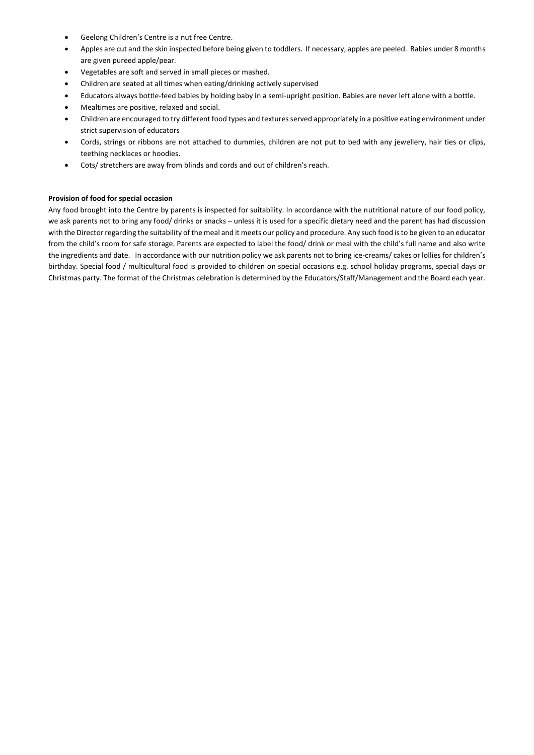- Geelong Children's Centre is a nut free Centre.
- Apples are cut and the skin inspected before being given to toddlers. If necessary, apples are peeled. Babies under 8 months are given pureed apple/pear.
- Vegetables are soft and served in small pieces or mashed.
- Children are seated at all times when eating/drinking actively supervised
- Educators always bottle-feed babies by holding baby in a semi-upright position. Babies are never left alone with a bottle.
- Mealtimes are positive, relaxed and social.
- Children are encouraged to try different food types and textures served appropriately in a positive eating environment under strict supervision of educators
- Cords, strings or ribbons are not attached to dummies, children are not put to bed with any jewellery, hair ties or clips, teething necklaces or hoodies.
- Cots/ stretchers are away from blinds and cords and out of children's reach.

**Provision of food for special occasion**

Any food brought into the Centre by parents is inspected for suitability. In accordance with the nutritional nature of our food policy, we ask parents not to bring any food/ drinks or snacks – unless it is used for a specific dietary need and the parent has had discussion with the Director regarding the suitability of the meal and it meets our policy and procedure. Any such food is to be given to an educator from the child's room for safe storage. Parents are expected to label the food/ drink or meal with the child's full name and also write the ingredients and date. In accordance with our nutrition policy we ask parents not to bring ice-creams/ cakes or lollies for children's birthday. Special food / multicultural food is provided to children on special occasions e.g. school holiday programs, special days or Christmas party. The format of the Christmas celebration is determined by the Educators/Staff/Management and the Board each year.